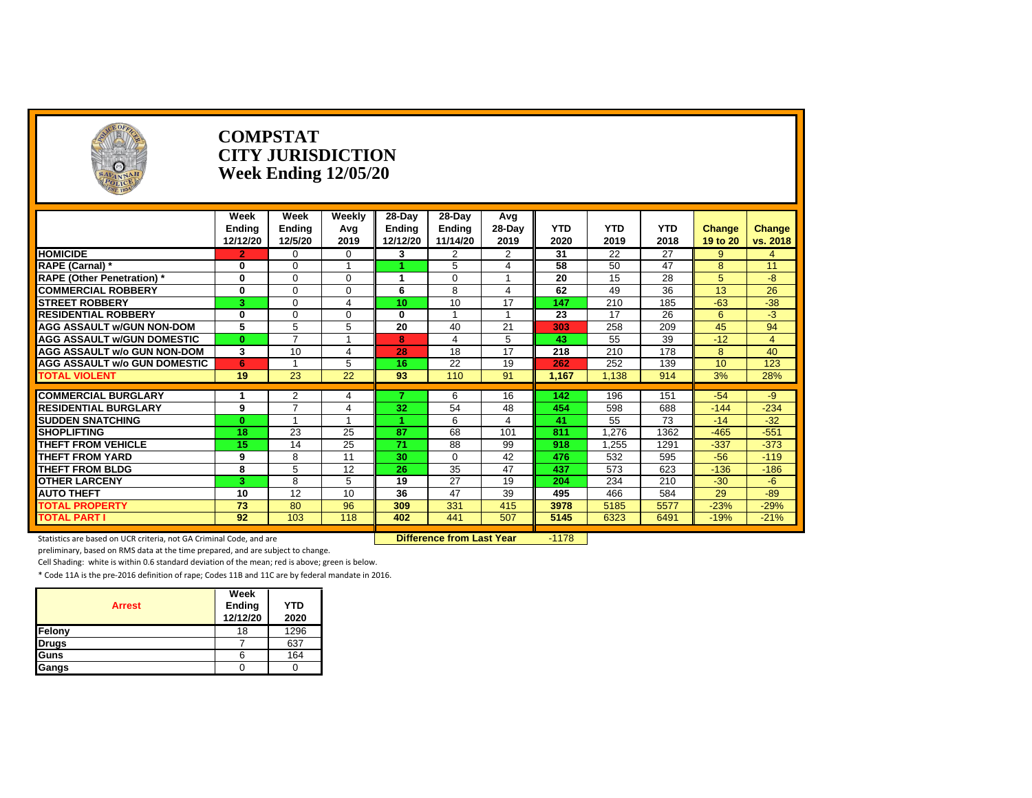# COMPSTAT
## CITY JURISDICTION
## Week Ending 12/05/20

| | Week Ending 12/12/20 | Week Ending 12/5/20 | Weekly Avg 2019 | 28-Day Ending 12/12/20 | 28-Day Ending 11/14/20 | Avg 28-Day 2019 | YTD 2020 | YTD 2019 | YTD 2018 | Change 19 to 20 | Change vs. 2018 |
|---|---|---|---|---|---|---|---|---|---|---|---|
| HOMICIDE | 2 | 0 | 0 | 3 | 2 | 2 | 31 | 22 | 27 | 9 | 4 |
| RAPE (Carnal) * | 0 | 0 | 1 | 1 | 5 | 4 | 58 | 50 | 47 | 8 | 11 |
| RAPE (Other Penetration) * | 0 | 0 | 0 | 1 | 0 | 1 | 20 | 15 | 28 | 5 | -8 |
| COMMERCIAL ROBBERY | 0 | 0 | 0 | 6 | 8 | 4 | 62 | 49 | 36 | 13 | 26 |
| STREET ROBBERY | 3 | 0 | 4 | 10 | 10 | 17 | 147 | 210 | 185 | -63 | -38 |
| RESIDENTIAL ROBBERY | 0 | 0 | 0 | 0 | 1 | 1 | 23 | 17 | 26 | 6 | -3 |
| AGG ASSAULT w/GUN NON-DOM | 5 | 5 | 5 | 20 | 40 | 21 | 303 | 258 | 209 | 45 | 94 |
| AGG ASSAULT w/GUN DOMESTIC | 0 | 7 | 1 | 8 | 4 | 5 | 43 | 55 | 39 | -12 | 4 |
| AGG ASSAULT w/o GUN NON-DOM | 3 | 10 | 4 | 28 | 18 | 17 | 218 | 210 | 178 | 8 | 40 |
| AGG ASSAULT w/o GUN DOMESTIC | 6 | 1 | 5 | 16 | 22 | 19 | 262 | 252 | 139 | 10 | 123 |
| TOTAL VIOLENT | 19 | 23 | 22 | 93 | 110 | 91 | 1,167 | 1,138 | 914 | 3% | 28% |
| COMMERCIAL BURGLARY | 1 | 2 | 4 | 7 | 6 | 16 | 142 | 196 | 151 | -54 | -9 |
| RESIDENTIAL BURGLARY | 9 | 7 | 4 | 32 | 54 | 48 | 454 | 598 | 688 | -144 | -234 |
| SUDDEN SNATCHING | 0 | 1 | 1 | 1 | 6 | 4 | 41 | 55 | 73 | -14 | -32 |
| SHOPLIFTING | 18 | 23 | 25 | 87 | 68 | 101 | 811 | 1,276 | 1362 | -465 | -551 |
| THEFT FROM VEHICLE | 15 | 14 | 25 | 71 | 88 | 99 | 918 | 1,255 | 1291 | -337 | -373 |
| THEFT FROM YARD | 9 | 8 | 11 | 30 | 0 | 42 | 476 | 532 | 595 | -56 | -119 |
| THEFT FROM BLDG | 8 | 5 | 12 | 26 | 35 | 47 | 437 | 573 | 623 | -136 | -186 |
| OTHER LARCENY | 3 | 8 | 5 | 19 | 27 | 19 | 204 | 234 | 210 | -30 | -6 |
| AUTO THEFT | 10 | 12 | 10 | 36 | 47 | 39 | 495 | 466 | 584 | 29 | -89 |
| TOTAL PROPERTY | 73 | 80 | 96 | 309 | 331 | 415 | 3978 | 5185 | 5577 | -23% | -29% |
| TOTAL PART I | 92 | 103 | 118 | 402 | 441 | 507 | 5145 | 6323 | 6491 | -19% | -21% |

**Difference from Last Year** -1178

Statistics are based on UCR criteria, not GA Criminal Code, and are preliminary, based on RMS data at the time prepared, and are subject to change.

Cell Shading: white is within 0.6 standard deviation of the mean; red is above; green is below.

* Code 11A is the pre-2016 definition of rape; Codes 11B and 11C are by federal mandate in 2016.

| Arrest | Week Ending 12/12/20 | YTD 2020 |
|---|---|---|
| Felony | 18 | 1296 |
| Drugs | 7 | 637 |
| Guns | 6 | 164 |
| Gangs | 0 | 0 |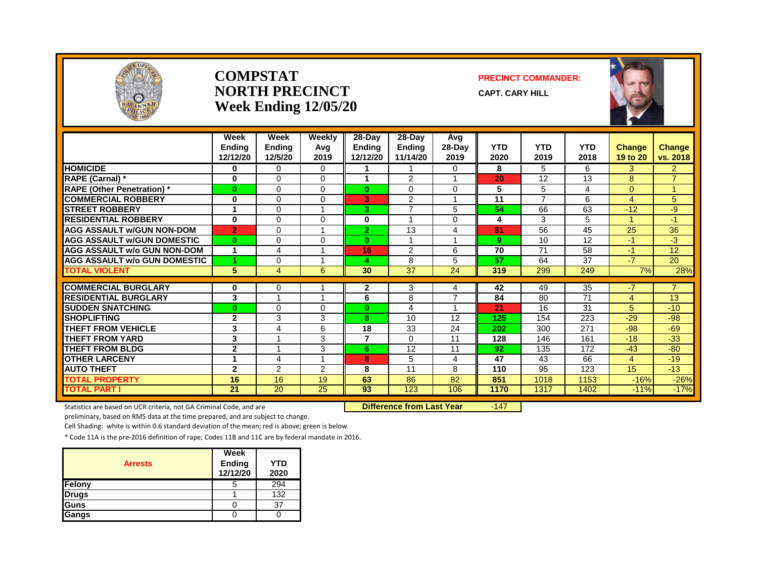# COMPSTAT
# NORTH PRECINCT
# Week Ending 12/05/20

**PRECINCT COMMANDER:**

**CAPT. CARY HILL**

| | Week Ending 12/12/20 | Week Ending 12/5/20 | Weekly Avg 2019 | 28-Day Ending 12/12/20 | 28-Day Ending 11/14/20 | Avg 28-Day 2019 | YTD 2020 | YTD 2019 | YTD 2018 | Change 19 to 20 | Change vs. 2018 |
|---|---|---|---|---|---|---|---|---|---|---|---|
| HOMICIDE | 0 | 0 | 0 | 1 | 1 | 0 | 8 | 5 | 6 | 3 | 2 |
| RAPE (Carnal) * | 0 | 0 | 0 | 1 | 2 | 1 | 20 | 12 | 13 | 8 | 7 |
| RAPE (Other Penetration) * | 0 | 0 | 0 | 0 | 0 | 0 | 5 | 5 | 4 | 0 | 1 |
| COMMERCIAL ROBBERY | 0 | 0 | 0 | 3 | 2 | 1 | 11 | 7 | 6 | 4 | 5 |
| STREET ROBBERY | 1 | 0 | 1 | 3 | 7 | 5 | 54 | 66 | 63 | -12 | -9 |
| RESIDENTIAL ROBBERY | 0 | 0 | 0 | 0 | 1 | 0 | 4 | 3 | 5 | 1 | -1 |
| AGG ASSAULT w/GUN NON-DOM | 2 | 0 | 1 | 2 | 13 | 4 | 81 | 56 | 45 | 25 | 36 |
| AGG ASSAULT w/GUN DOMESTIC | 0 | 0 | 0 | 0 | 1 | 1 | 9 | 10 | 12 | -1 | -3 |
| AGG ASSAULT w/o GUN NON-DOM | 1 | 4 | 1 | 16 | 2 | 6 | 70 | 71 | 58 | -1 | 12 |
| AGG ASSAULT w/o GUN DOMESTIC | 1 | 0 | 1 | 4 | 8 | 5 | 57 | 64 | 37 | -7 | 20 |
| TOTAL VIOLENT | 5 | 4 | 6 | 30 | 37 | 24 | 319 | 299 | 249 | 7% | 28% |
| COMMERCIAL BURGLARY | 0 | 0 | 1 | 2 | 3 | 4 | 42 | 49 | 35 | -7 | 7 |
| RESIDENTIAL BURGLARY | 3 | 1 | 1 | 6 | 8 | 7 | 84 | 80 | 71 | 4 | 13 |
| SUDDEN SNATCHING | 0 | 0 | 0 | 0 | 4 | 1 | 21 | 16 | 31 | 5 | -10 |
| SHOPLIFTING | 2 | 3 | 3 | 8 | 10 | 12 | 125 | 154 | 223 | -29 | -98 |
| THEFT FROM VEHICLE | 3 | 4 | 6 | 18 | 33 | 24 | 202 | 300 | 271 | -98 | -69 |
| THEFT FROM YARD | 3 | 1 | 3 | 7 | 0 | 11 | 128 | 146 | 161 | -18 | -33 |
| THEFT FROM BLDG | 2 | 1 | 3 | 6 | 12 | 11 | 92 | 135 | 172 | -43 | -80 |
| OTHER LARCENY | 1 | 4 | 1 | 8 | 5 | 4 | 47 | 43 | 66 | 4 | -19 |
| AUTO THEFT | 2 | 2 | 2 | 8 | 11 | 8 | 110 | 95 | 123 | 15 | -13 |
| TOTAL PROPERTY | 16 | 16 | 19 | 63 | 86 | 82 | 851 | 1018 | 1153 | -16% | -26% |
| TOTAL PART I | 21 | 20 | 25 | 93 | 123 | 106 | 1170 | 1317 | 1402 | -11% | -17% |

**Difference from Last Year** -147

Statistics are based on UCR criteria, not GA Criminal Code, and are preliminary, based on RMS data at the time prepared, and are subject to change.

Cell Shading: white is within 0.6 standard deviation of the mean; red is above; green is below.

* Code 11A is the pre-2016 definition of rape; Codes 11B and 11C are by federal mandate in 2016.

| Arrests | Week Ending 12/12/20 | YTD 2020 |
|---|---|---|
| Felony | 5 | 294 |
| Drugs | 1 | 132 |
| Guns | 0 | 37 |
| Gangs | 0 | 0 |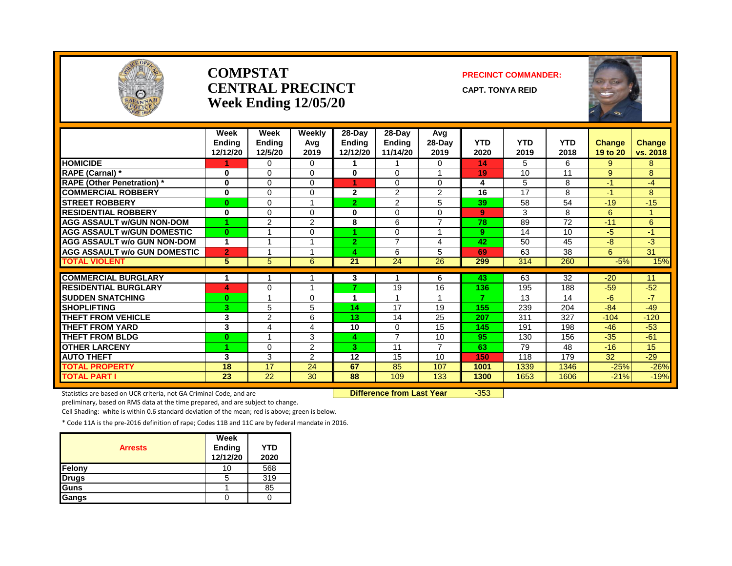# COMPSTAT
# CENTRAL PRECINCT
# Week Ending 12/05/20

**PRECINCT COMMANDER:**

**CAPT. TONYA REID**

| | Week Ending 12/12/20 | Week Ending 12/5/20 | Weekly Avg 2019 | 28-Day Ending 12/12/20 | 28-Day Ending 11/14/20 | Avg 28-Day 2019 | YTD 2020 | YTD 2019 | YTD 2018 | Change 19 to 20 | Change vs. 2018 |
|---|---|---|---|---|---|---|---|---|---|---|---|
| HOMICIDE | 1 | 0 | 0 | 1 | 1 | 0 | 14 | 5 | 6 | 9 | 8 |
| RAPE (Carnal) * | 0 | 0 | 0 | 0 | 0 | 1 | 19 | 10 | 11 | 9 | 8 |
| RAPE (Other Penetration) * | 0 | 0 | 0 | 1 | 0 | 0 | 4 | 5 | 8 | -1 | -4 |
| COMMERCIAL ROBBERY | 0 | 0 | 0 | 2 | 2 | 2 | 16 | 17 | 8 | -1 | 8 |
| STREET ROBBERY | 0 | 0 | 1 | 2 | 2 | 5 | 39 | 58 | 54 | -19 | -15 |
| RESIDENTIAL ROBBERY | 0 | 0 | 0 | 0 | 0 | 0 | 9 | 3 | 8 | 6 | 1 |
| AGG ASSAULT w/GUN NON-DOM | 1 | 2 | 2 | 8 | 6 | 7 | 78 | 89 | 72 | -11 | 6 |
| AGG ASSAULT w/GUN DOMESTIC | 0 | 1 | 0 | 1 | 0 | 1 | 9 | 14 | 10 | -5 | -1 |
| AGG ASSAULT w/o GUN NON-DOM | 1 | 1 | 1 | 2 | 7 | 4 | 42 | 50 | 45 | -8 | -3 |
| AGG ASSAULT w/o GUN DOMESTIC | 2 | 1 | 1 | 4 | 6 | 5 | 69 | 63 | 38 | 6 | 31 |
| TOTAL VIOLENT | 5 | 5 | 6 | 21 | 24 | 26 | 299 | 314 | 260 | -5% | 15% |
| COMMERCIAL BURGLARY | 1 | 1 | 1 | 3 | 1 | 6 | 43 | 63 | 32 | -20 | 11 |
| RESIDENTIAL BURGLARY | 4 | 0 | 1 | 7 | 19 | 16 | 136 | 195 | 188 | -59 | -52 |
| SUDDEN SNATCHING | 0 | 1 | 0 | 1 | 1 | 1 | 7 | 13 | 14 | -6 | -7 |
| SHOPLIFTING | 3 | 5 | 5 | 14 | 17 | 19 | 155 | 239 | 204 | -84 | -49 |
| THEFT FROM VEHICLE | 3 | 2 | 6 | 13 | 14 | 25 | 207 | 311 | 327 | -104 | -120 |
| THEFT FROM YARD | 3 | 4 | 4 | 10 | 0 | 15 | 145 | 191 | 198 | -46 | -53 |
| THEFT FROM BLDG | 0 | 1 | 3 | 4 | 7 | 10 | 95 | 130 | 156 | -35 | -61 |
| OTHER LARCENY | 1 | 0 | 2 | 3 | 11 | 7 | 63 | 79 | 48 | -16 | 15 |
| AUTO THEFT | 3 | 3 | 2 | 12 | 15 | 10 | 150 | 118 | 179 | 32 | -29 |
| TOTAL PROPERTY | 18 | 17 | 24 | 67 | 85 | 107 | 1001 | 1339 | 1346 | -25% | -26% |
| TOTAL PART I | 23 | 22 | 30 | 88 | 109 | 133 | 1300 | 1653 | 1606 | -21% | -19% |

**Difference from Last Year** -353

Statistics are based on UCR criteria, not GA Criminal Code, and are preliminary, based on RMS data at the time prepared, and are subject to change.

Cell Shading: white is within 0.6 standard deviation of the mean; red is above; green is below.

* Code 11A is the pre-2016 definition of rape; Codes 11B and 11C are by federal mandate in 2016.

| Arrests | Week Ending 12/12/20 | YTD 2020 |
|---|---|---|
| Felony | 10 | 568 |
| Drugs | 5 | 319 |
| Guns | 1 | 85 |
| Gangs | 0 | 0 |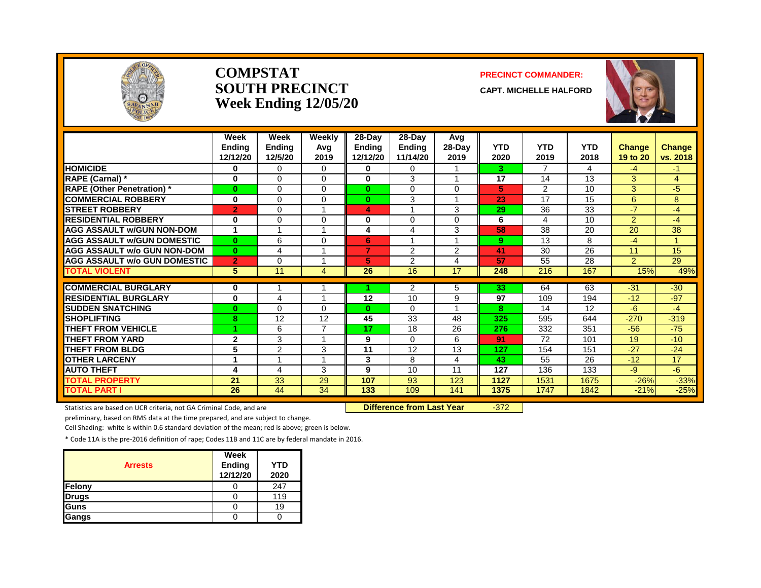# COMPSTAT
# SOUTH PRECINCT
# Week Ending 12/05/20

**PRECINCT COMMANDER:**

**CAPT. MICHELLE HALFORD**

| | Week Ending 12/12/20 | Week Ending 12/5/20 | Weekly Avg 2019 | 28-Day Ending 12/12/20 | 28-Day Ending 11/14/20 | Avg 28-Day 2019 | YTD 2020 | YTD 2019 | YTD 2018 | Change 19 to 20 | Change vs. 2018 |
|---|---|---|---|---|---|---|---|---|---|---|---|
| **HOMICIDE** | 0 | 0 | 0 | 0 | 0 | 1 | 3 | 7 | 4 | -4 | -1 |
| **RAPE (Carnal) *** | 0 | 0 | 0 | 0 | 3 | 1 | 17 | 14 | 13 | 3 | 4 |
| **RAPE (Other Penetration) *** | 0 | 0 | 0 | 0 | 0 | 0 | 5 | 2 | 10 | 3 | -5 |
| **COMMERCIAL ROBBERY** | 0 | 0 | 0 | 0 | 3 | 1 | 23 | 17 | 15 | 6 | 8 |
| **STREET ROBBERY** | 2 | 0 | 1 | 4 | 1 | 3 | 29 | 36 | 33 | -7 | -4 |
| **RESIDENTIAL ROBBERY** | 0 | 0 | 0 | 0 | 0 | 0 | 6 | 4 | 10 | 2 | -4 |
| **AGG ASSAULT w/GUN NON-DOM** | 1 | 1 | 1 | 4 | 4 | 3 | 58 | 38 | 20 | 20 | 38 |
| **AGG ASSAULT w/GUN DOMESTIC** | 0 | 6 | 0 | 6 | 1 | 1 | 9 | 13 | 8 | -4 | 1 |
| **AGG ASSAULT w/o GUN NON-DOM** | 0 | 4 | 1 | 7 | 2 | 2 | 41 | 30 | 26 | 11 | 15 |
| **AGG ASSAULT w/o GUN DOMESTIC** | 2 | 0 | 1 | 5 | 2 | 4 | 57 | 55 | 28 | 2 | 29 |
| **TOTAL VIOLENT** | 5 | 11 | 4 | 26 | 16 | 17 | 248 | 216 | 167 | 15% | 49% |
| **COMMERCIAL BURGLARY** | 0 | 1 | 1 | 1 | 2 | 5 | 33 | 64 | 63 | -31 | -30 |
| **RESIDENTIAL BURGLARY** | 0 | 4 | 1 | 12 | 10 | 9 | 97 | 109 | 194 | -12 | -97 |
| **SUDDEN SNATCHING** | 0 | 0 | 0 | 0 | 0 | 1 | 8 | 14 | 12 | -6 | -4 |
| **SHOPLIFTING** | 8 | 12 | 12 | 45 | 33 | 48 | 325 | 595 | 644 | -270 | -319 |
| **THEFT FROM VEHICLE** | 1 | 6 | 7 | 17 | 18 | 26 | 276 | 332 | 351 | -56 | -75 |
| **THEFT FROM YARD** | 2 | 3 | 1 | 9 | 0 | 6 | 91 | 72 | 101 | 19 | -10 |
| **THEFT FROM BLDG** | 5 | 2 | 3 | 11 | 12 | 13 | 127 | 154 | 151 | -27 | -24 |
| **OTHER LARCENY** | 1 | 1 | 1 | 3 | 8 | 4 | 43 | 55 | 26 | -12 | 17 |
| **AUTO THEFT** | 4 | 4 | 3 | 9 | 10 | 11 | 127 | 136 | 133 | -9 | -6 |
| **TOTAL PROPERTY** | 21 | 33 | 29 | 107 | 93 | 123 | 1127 | 1531 | 1675 | -26% | -33% |
| **TOTAL PART I** | 26 | 44 | 34 | 133 | 109 | 141 | 1375 | 1747 | 1842 | -21% | -25% |

**Difference from Last Year** -372

Statistics are based on UCR criteria, not GA Criminal Code, and are preliminary, based on RMS data at the time prepared, and are subject to change.

Cell Shading: white is within 0.6 standard deviation of the mean; red is above; green is below.

* Code 11A is the pre-2016 definition of rape; Codes 11B and 11C are by federal mandate in 2016.

| Arrests | Week Ending 12/12/20 | YTD 2020 |
|---|---|---|
| Felony | 0 | 247 |
| Drugs | 0 | 119 |
| Guns | 0 | 19 |
| Gangs | 0 | 0 |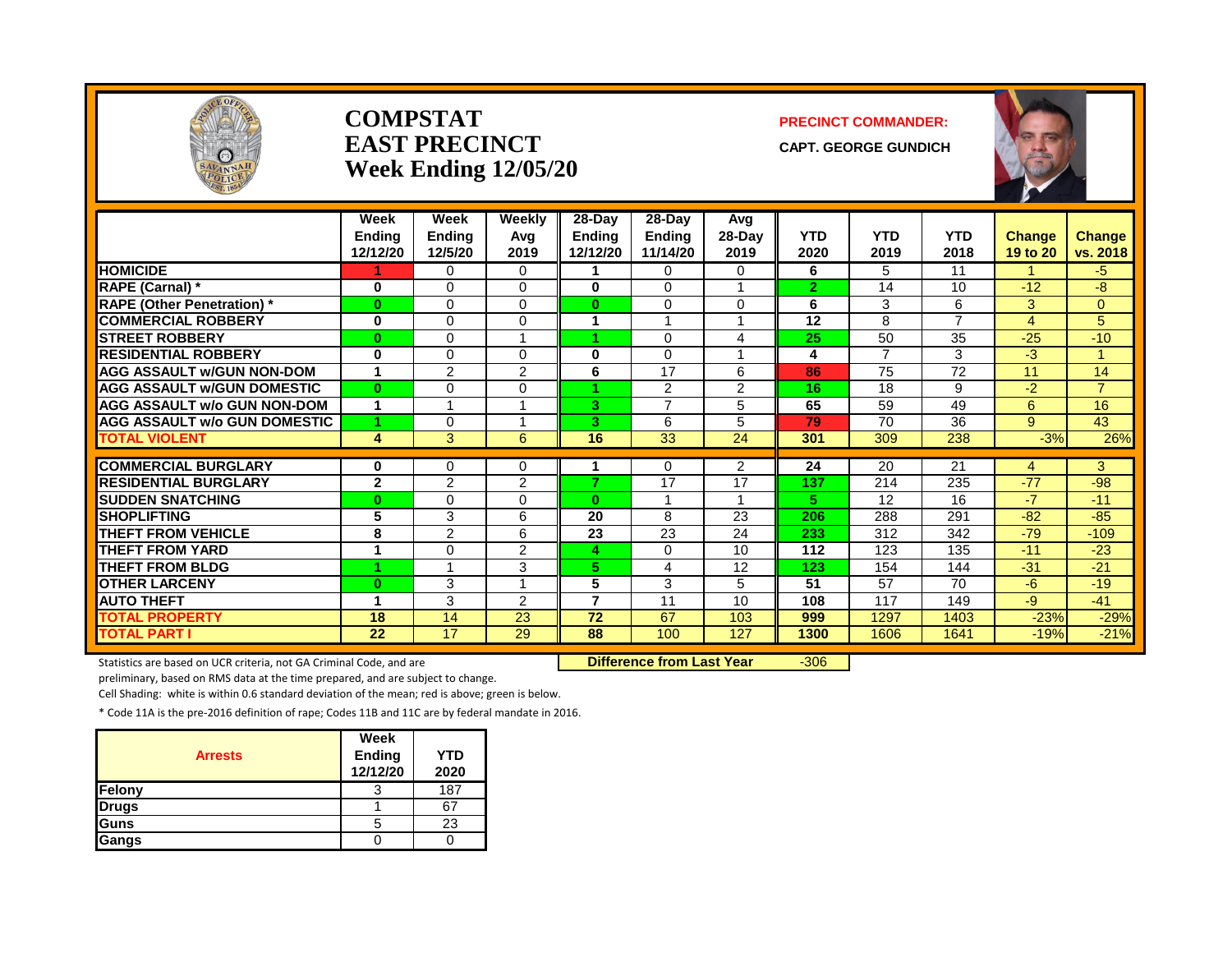# COMPSTAT
# EAST PRECINCT
# Week Ending 12/05/20

**PRECINCT COMMANDER:**

**CAPT. GEORGE GUNDICH**

| | Week Ending 12/12/20 | Week Ending 12/5/20 | Weekly Avg 2019 | 28-Day Ending 12/12/20 | 28-Day Ending 11/14/20 | Avg 28-Day 2019 | YTD 2020 | YTD 2019 | YTD 2018 | Change 19 to 20 | Change vs. 2018 |
|---|---|---|---|---|---|---|---|---|---|---|---|
| HOMICIDE | 1 | 0 | 0 | 1 | 0 | 0 | 6 | 5 | 11 | 1 | -5 |
| RAPE (Carnal) * | 0 | 0 | 0 | 0 | 0 | 1 | 2 | 14 | 10 | -12 | -8 |
| RAPE (Other Penetration) * | 0 | 0 | 0 | 0 | 0 | 0 | 6 | 3 | 6 | 3 | 0 |
| COMMERCIAL ROBBERY | 0 | 0 | 0 | 1 | 1 | 1 | 12 | 8 | 7 | 4 | 5 |
| STREET ROBBERY | 0 | 0 | 1 | 1 | 0 | 4 | 25 | 50 | 35 | -25 | -10 |
| RESIDENTIAL ROBBERY | 0 | 0 | 0 | 0 | 0 | 1 | 4 | 7 | 3 | -3 | 1 |
| AGG ASSAULT w/GUN NON-DOM | 1 | 2 | 2 | 6 | 17 | 6 | 86 | 75 | 72 | 11 | 14 |
| AGG ASSAULT w/GUN DOMESTIC | 0 | 0 | 0 | 1 | 2 | 2 | 16 | 18 | 9 | -2 | 7 |
| AGG ASSAULT w/o GUN NON-DOM | 1 | 1 | 1 | 3 | 7 | 5 | 65 | 59 | 49 | 6 | 16 |
| AGG ASSAULT w/o GUN DOMESTIC | 1 | 0 | 1 | 3 | 6 | 5 | 79 | 70 | 36 | 9 | 43 |
| TOTAL VIOLENT | 4 | 3 | 6 | 16 | 33 | 24 | 301 | 309 | 238 | -3% | 26% |
| COMMERCIAL BURGLARY | 0 | 0 | 0 | 1 | 0 | 2 | 24 | 20 | 21 | 4 | 3 |
| RESIDENTIAL BURGLARY | 2 | 2 | 2 | 7 | 17 | 17 | 137 | 214 | 235 | -77 | -98 |
| SUDDEN SNATCHING | 0 | 0 | 0 | 0 | 1 | 1 | 5 | 12 | 16 | -7 | -11 |
| SHOPLIFTING | 5 | 3 | 6 | 20 | 8 | 23 | 206 | 288 | 291 | -82 | -85 |
| THEFT FROM VEHICLE | 8 | 2 | 6 | 23 | 23 | 24 | 233 | 312 | 342 | -79 | -109 |
| THEFT FROM YARD | 1 | 0 | 2 | 4 | 0 | 10 | 112 | 123 | 135 | -11 | -23 |
| THEFT FROM BLDG | 1 | 1 | 3 | 5 | 4 | 12 | 123 | 154 | 144 | -31 | -21 |
| OTHER LARCENY | 0 | 3 | 1 | 5 | 3 | 5 | 51 | 57 | 70 | -6 | -19 |
| AUTO THEFT | 1 | 3 | 2 | 7 | 11 | 10 | 108 | 117 | 149 | -9 | -41 |
| TOTAL PROPERTY | 18 | 14 | 23 | 72 | 67 | 103 | 999 | 1297 | 1403 | -23% | -29% |
| TOTAL PART I | 22 | 17 | 29 | 88 | 100 | 127 | 1300 | 1606 | 1641 | -19% | -21% |

**Difference from Last Year** -306

Statistics are based on UCR criteria, not GA Criminal Code, and are preliminary, based on RMS data at the time prepared, and are subject to change.

Cell Shading: white is within 0.6 standard deviation of the mean; red is above; green is below.

* Code 11A is the pre-2016 definition of rape; Codes 11B and 11C are by federal mandate in 2016.

| Arrests | Week Ending 12/12/20 | YTD 2020 |
|---|---|---|
| Felony | 3 | 187 |
| Drugs | 1 | 67 |
| Guns | 5 | 23 |
| Gangs | 0 | 0 |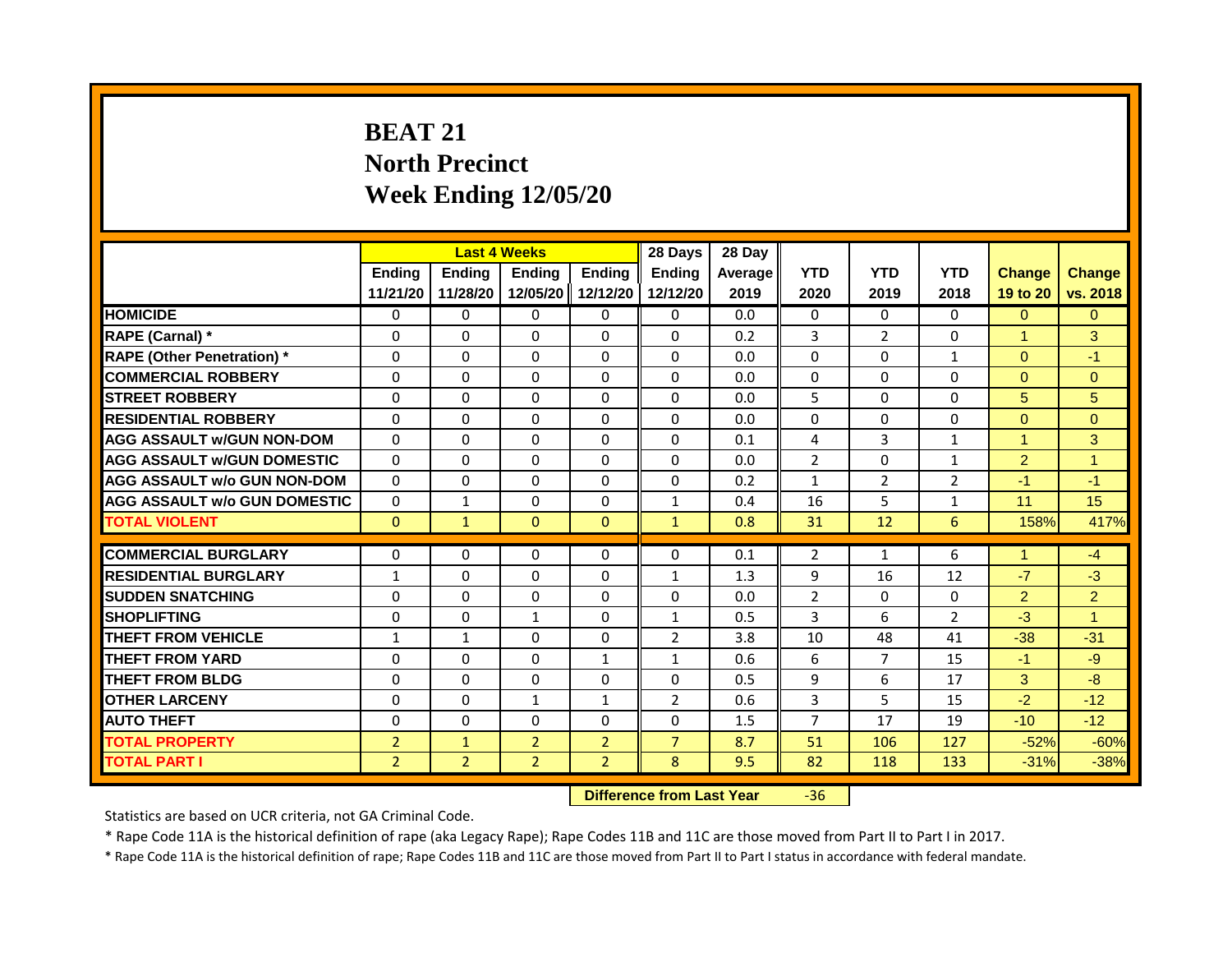# BEAT 21
# North Precinct
# Week Ending 12/05/20

| | Last 4 Weeks | | | | 28 Days | 28 Day | | | | | |
|---|---|---|---|---|---|---|---|---|---|---|---|
| | Ending 11/21/20 | Ending 11/28/20 | Ending 12/05/20 | Ending 12/12/20 | Ending 12/12/20 | Average 2019 | YTD 2020 | YTD 2019 | YTD 2018 | Change 19 to 20 | Change vs. 2018 |
| HOMICIDE | 0 | 0 | 0 | 0 | 0 | 0.0 | 0 | 0 | 0 | 0 | 0 |
| RAPE (Carnal) * | 0 | 0 | 0 | 0 | 0 | 0.2 | 3 | 2 | 0 | 1 | 3 |
| RAPE (Other Penetration) * | 0 | 0 | 0 | 0 | 0 | 0.0 | 0 | 0 | 1 | 0 | -1 |
| COMMERCIAL ROBBERY | 0 | 0 | 0 | 0 | 0 | 0.0 | 0 | 0 | 0 | 0 | 0 |
| STREET ROBBERY | 0 | 0 | 0 | 0 | 0 | 0.0 | 5 | 0 | 0 | 5 | 5 |
| RESIDENTIAL ROBBERY | 0 | 0 | 0 | 0 | 0 | 0.0 | 0 | 0 | 0 | 0 | 0 |
| AGG ASSAULT w/GUN NON-DOM | 0 | 0 | 0 | 0 | 0 | 0.1 | 4 | 3 | 1 | 1 | 3 |
| AGG ASSAULT w/GUN DOMESTIC | 0 | 0 | 0 | 0 | 0 | 0.0 | 2 | 0 | 1 | 2 | 1 |
| AGG ASSAULT w/o GUN NON-DOM | 0 | 0 | 0 | 0 | 0 | 0.2 | 1 | 2 | 2 | -1 | -1 |
| AGG ASSAULT w/o GUN DOMESTIC | 0 | 1 | 0 | 0 | 1 | 0.4 | 16 | 5 | 1 | 11 | 15 |
| TOTAL VIOLENT | 0 | 1 | 0 | 0 | 1 | 0.8 | 31 | 12 | 6 | 158% | 417% |
| COMMERCIAL BURGLARY | 0 | 0 | 0 | 0 | 0 | 0.1 | 2 | 1 | 6 | 1 | -4 |
| RESIDENTIAL BURGLARY | 1 | 0 | 0 | 0 | 1 | 1.3 | 9 | 16 | 12 | -7 | -3 |
| SUDDEN SNATCHING | 0 | 0 | 0 | 0 | 0 | 0.0 | 2 | 0 | 0 | 2 | 2 |
| SHOPLIFTING | 0 | 0 | 1 | 0 | 1 | 0.5 | 3 | 6 | 2 | -3 | 1 |
| THEFT FROM VEHICLE | 1 | 1 | 0 | 0 | 2 | 3.8 | 10 | 48 | 41 | -38 | -31 |
| THEFT FROM YARD | 0 | 0 | 0 | 1 | 1 | 0.6 | 6 | 7 | 15 | -1 | -9 |
| THEFT FROM BLDG | 0 | 0 | 0 | 0 | 0 | 0.5 | 9 | 6 | 17 | 3 | -8 |
| OTHER LARCENY | 0 | 0 | 1 | 1 | 2 | 0.6 | 3 | 5 | 15 | -2 | -12 |
| AUTO THEFT | 0 | 0 | 0 | 0 | 0 | 1.5 | 7 | 17 | 19 | -10 | -12 |
| TOTAL PROPERTY | 2 | 1 | 2 | 2 | 7 | 8.7 | 51 | 106 | 127 | -52% | -60% |
| TOTAL PART I | 2 | 2 | 2 | 2 | 8 | 9.5 | 82 | 118 | 133 | -31% | -38% |

**Difference from Last Year** -36

Statistics are based on UCR criteria, not GA Criminal Code.

* Rape Code 11A is the historical definition of rape (aka Legacy Rape); Rape Codes 11B and 11C are those moved from Part II to Part I in 2017.

* Rape Code 11A is the historical definition of rape; Rape Codes 11B and 11C are those moved from Part II to Part I status in accordance with federal mandate.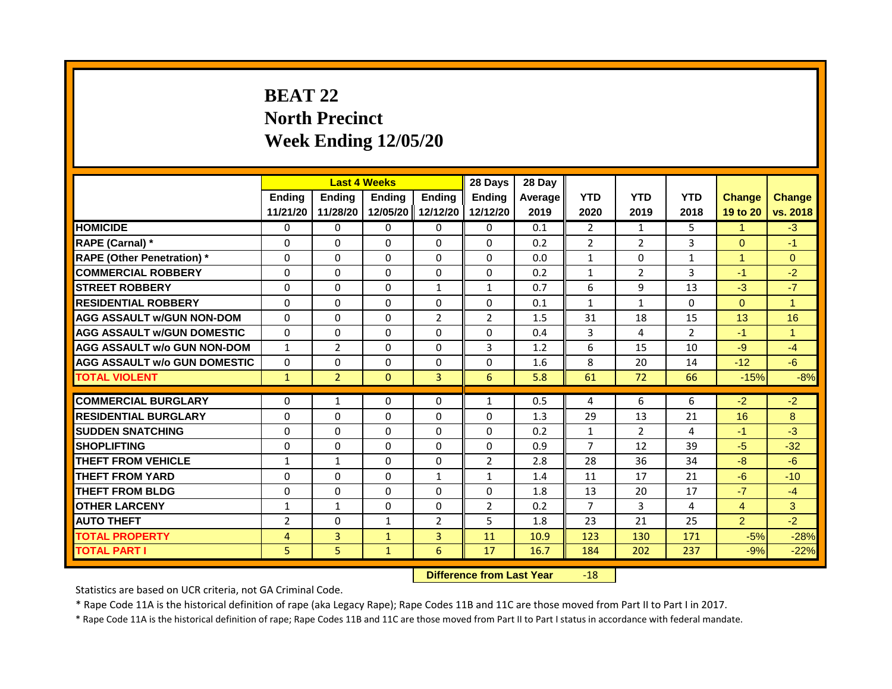# BEAT 22
## North Precinct
## Week Ending 12/05/20

| | Last 4 Weeks | | | | 28 Days | 28 Day | | | | | |
|---|---|---|---|---|---|---|---|---|---|---|---|
| | Ending 11/21/20 | Ending 11/28/20 | Ending 12/05/20 | Ending 12/12/20 | Ending 12/12/20 | Average 2019 | YTD 2020 | YTD 2019 | YTD 2018 | Change 19 to 20 | Change vs. 2018 |
| HOMICIDE | 0 | 0 | 0 | 0 | 0 | 0.1 | 2 | 1 | 5 | 1 | -3 |
| RAPE (Carnal) * | 0 | 0 | 0 | 0 | 0 | 0.2 | 2 | 2 | 3 | 0 | -1 |
| RAPE (Other Penetration) * | 0 | 0 | 0 | 0 | 0 | 0.0 | 1 | 0 | 1 | 1 | 0 |
| COMMERCIAL ROBBERY | 0 | 0 | 0 | 0 | 0 | 0.2 | 1 | 2 | 3 | -1 | -2 |
| STREET ROBBERY | 0 | 0 | 0 | 1 | 1 | 0.7 | 6 | 9 | 13 | -3 | -7 |
| RESIDENTIAL ROBBERY | 0 | 0 | 0 | 0 | 0 | 0.1 | 1 | 1 | 0 | 0 | 1 |
| AGG ASSAULT w/GUN NON-DOM | 0 | 0 | 0 | 2 | 2 | 1.5 | 31 | 18 | 15 | 13 | 16 |
| AGG ASSAULT w/GUN DOMESTIC | 0 | 0 | 0 | 0 | 0 | 0.4 | 3 | 4 | 2 | -1 | 1 |
| AGG ASSAULT w/o GUN NON-DOM | 1 | 2 | 0 | 0 | 3 | 1.2 | 6 | 15 | 10 | -9 | -4 |
| AGG ASSAULT w/o GUN DOMESTIC | 0 | 0 | 0 | 0 | 0 | 1.6 | 8 | 20 | 14 | -12 | -6 |
| TOTAL VIOLENT | 1 | 2 | 0 | 3 | 6 | 5.8 | 61 | 72 | 66 | -15% | -8% |
| COMMERCIAL BURGLARY | 0 | 1 | 0 | 0 | 1 | 0.5 | 4 | 6 | 6 | -2 | -2 |
| RESIDENTIAL BURGLARY | 0 | 0 | 0 | 0 | 0 | 1.3 | 29 | 13 | 21 | 16 | 8 |
| SUDDEN SNATCHING | 0 | 0 | 0 | 0 | 0 | 0.2 | 1 | 2 | 4 | -1 | -3 |
| SHOPLIFTING | 0 | 0 | 0 | 0 | 0 | 0.9 | 7 | 12 | 39 | -5 | -32 |
| THEFT FROM VEHICLE | 1 | 1 | 0 | 0 | 2 | 2.8 | 28 | 36 | 34 | -8 | -6 |
| THEFT FROM YARD | 0 | 0 | 0 | 1 | 1 | 1.4 | 11 | 17 | 21 | -6 | -10 |
| THEFT FROM BLDG | 0 | 0 | 0 | 0 | 0 | 1.8 | 13 | 20 | 17 | -7 | -4 |
| OTHER LARCENY | 1 | 1 | 0 | 0 | 2 | 0.2 | 7 | 3 | 4 | 4 | 3 |
| AUTO THEFT | 2 | 0 | 1 | 2 | 5 | 1.8 | 23 | 21 | 25 | 2 | -2 |
| TOTAL PROPERTY | 4 | 3 | 1 | 3 | 11 | 10.9 | 123 | 130 | 171 | -5% | -28% |
| TOTAL PART I | 5 | 5 | 1 | 6 | 17 | 16.7 | 184 | 202 | 237 | -9% | -22% |

**Difference from Last Year** -18

Statistics are based on UCR criteria, not GA Criminal Code.

* Rape Code 11A is the historical definition of rape (aka Legacy Rape); Rape Codes 11B and 11C are those moved from Part II to Part I in 2017.

* Rape Code 11A is the historical definition of rape; Rape Codes 11B and 11C are those moved from Part II to Part I status in accordance with federal mandate.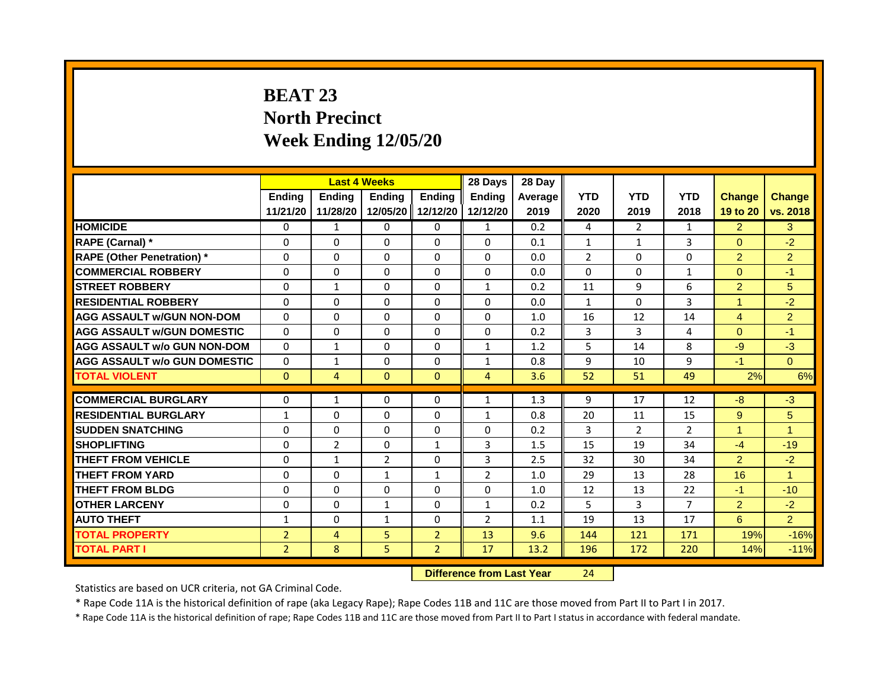# BEAT 23
# North Precinct
# Week Ending 12/05/20

| | Last 4 Weeks | | | | 28 Days | 28 Day | | | | | |
|---|---|---|---|---|---|---|---|---|---|---|---|
| | Ending 11/21/20 | Ending 11/28/20 | Ending 12/05/20 | Ending 12/12/20 | Ending 12/12/20 | Average 2019 | YTD 2020 | YTD 2019 | YTD 2018 | Change 19 to 20 | Change vs. 2018 |
| HOMICIDE | 0 | 1 | 0 | 0 | 1 | 0.2 | 4 | 2 | 1 | 2 | 3 |
| RAPE (Carnal) * | 0 | 0 | 0 | 0 | 0 | 0.1 | 1 | 1 | 3 | 0 | -2 |
| RAPE (Other Penetration) * | 0 | 0 | 0 | 0 | 0 | 0.0 | 2 | 0 | 0 | 2 | 2 |
| COMMERCIAL ROBBERY | 0 | 0 | 0 | 0 | 0 | 0.0 | 0 | 0 | 1 | 0 | -1 |
| STREET ROBBERY | 0 | 1 | 0 | 0 | 1 | 0.2 | 11 | 9 | 6 | 2 | 5 |
| RESIDENTIAL ROBBERY | 0 | 0 | 0 | 0 | 0 | 0.0 | 1 | 0 | 3 | 1 | -2 |
| AGG ASSAULT w/GUN NON-DOM | 0 | 0 | 0 | 0 | 0 | 1.0 | 16 | 12 | 14 | 4 | 2 |
| AGG ASSAULT w/GUN DOMESTIC | 0 | 0 | 0 | 0 | 0 | 0.2 | 3 | 3 | 4 | 0 | -1 |
| AGG ASSAULT w/o GUN NON-DOM | 0 | 1 | 0 | 0 | 1 | 1.2 | 5 | 14 | 8 | -9 | -3 |
| AGG ASSAULT w/o GUN DOMESTIC | 0 | 1 | 0 | 0 | 1 | 0.8 | 9 | 10 | 9 | -1 | 0 |
| TOTAL VIOLENT | 0 | 4 | 0 | 0 | 4 | 3.6 | 52 | 51 | 49 | 2% | 6% |
| COMMERCIAL BURGLARY | 0 | 1 | 0 | 0 | 1 | 1.3 | 9 | 17 | 12 | -8 | -3 |
| RESIDENTIAL BURGLARY | 1 | 0 | 0 | 0 | 1 | 0.8 | 20 | 11 | 15 | 9 | 5 |
| SUDDEN SNATCHING | 0 | 0 | 0 | 0 | 0 | 0.2 | 3 | 2 | 2 | 1 | 1 |
| SHOPLIFTING | 0 | 2 | 0 | 1 | 3 | 1.5 | 15 | 19 | 34 | -4 | -19 |
| THEFT FROM VEHICLE | 0 | 1 | 2 | 0 | 3 | 2.5 | 32 | 30 | 34 | 2 | -2 |
| THEFT FROM YARD | 0 | 0 | 1 | 1 | 2 | 1.0 | 29 | 13 | 28 | 16 | 1 |
| THEFT FROM BLDG | 0 | 0 | 0 | 0 | 0 | 1.0 | 12 | 13 | 22 | -1 | -10 |
| OTHER LARCENY | 0 | 0 | 1 | 0 | 1 | 0.2 | 5 | 3 | 7 | 2 | -2 |
| AUTO THEFT | 1 | 0 | 1 | 0 | 2 | 1.1 | 19 | 13 | 17 | 6 | 2 |
| TOTAL PROPERTY | 2 | 4 | 5 | 2 | 13 | 9.6 | 144 | 121 | 171 | 19% | -16% |
| TOTAL PART I | 2 | 8 | 5 | 2 | 17 | 13.2 | 196 | 172 | 220 | 14% | -11% |

**Difference from Last Year** 24

Statistics are based on UCR criteria, not GA Criminal Code.

* Rape Code 11A is the historical definition of rape (aka Legacy Rape); Rape Codes 11B and 11C are those moved from Part II to Part I in 2017.

* Rape Code 11A is the historical definition of rape; Rape Codes 11B and 11C are those moved from Part II to Part I status in accordance with federal mandate.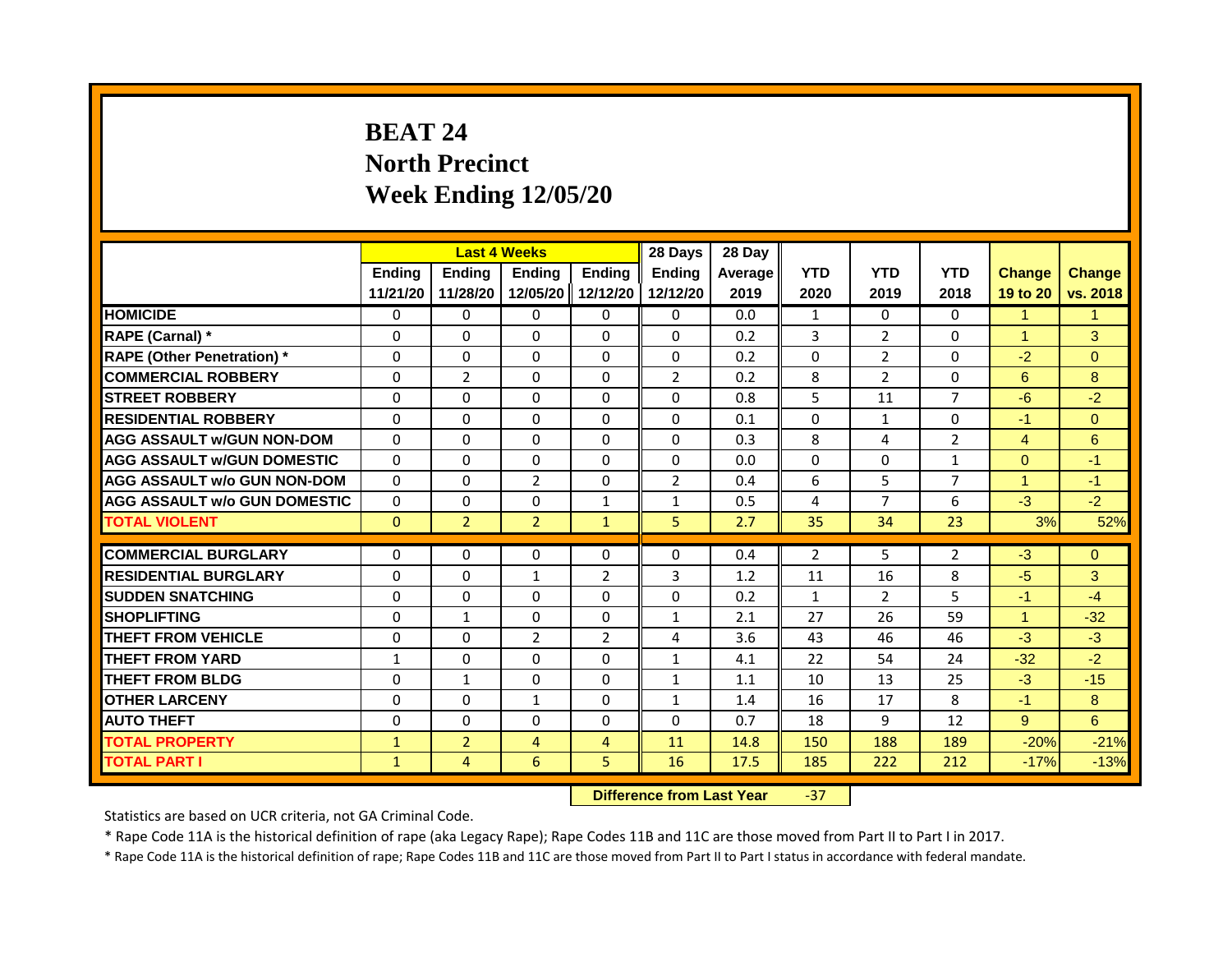# BEAT 24
# North Precinct
# Week Ending 12/05/20

| | Last 4 Weeks | | | | 28 Days | 28 Day | | | | | |
|---|---|---|---|---|---|---|---|---|---|---|---|
| | Ending 11/21/20 | Ending 11/28/20 | Ending 12/05/20 | Ending 12/12/20 | Ending 12/12/20 | Average 2019 | YTD 2020 | YTD 2019 | YTD 2018 | Change 19 to 20 | Change vs. 2018 |
| **HOMICIDE** | 0 | 0 | 0 | 0 | 0 | 0.0 | 1 | 0 | 0 | 1 | 1 |
| **RAPE (Carnal) *** | 0 | 0 | 0 | 0 | 0 | 0.2 | 3 | 2 | 0 | 1 | 3 |
| **RAPE (Other Penetration) *** | 0 | 0 | 0 | 0 | 0 | 0.2 | 0 | 2 | 0 | -2 | 0 |
| **COMMERCIAL ROBBERY** | 0 | 2 | 0 | 0 | 2 | 0.2 | 8 | 2 | 0 | 6 | 8 |
| **STREET ROBBERY** | 0 | 0 | 0 | 0 | 0 | 0.8 | 5 | 11 | 7 | -6 | -2 |
| **RESIDENTIAL ROBBERY** | 0 | 0 | 0 | 0 | 0 | 0.1 | 0 | 1 | 0 | -1 | 0 |
| **AGG ASSAULT w/GUN NON-DOM** | 0 | 0 | 0 | 0 | 0 | 0.3 | 8 | 4 | 2 | 4 | 6 |
| **AGG ASSAULT w/GUN DOMESTIC** | 0 | 0 | 0 | 0 | 0 | 0.0 | 0 | 0 | 1 | 0 | -1 |
| **AGG ASSAULT w/o GUN NON-DOM** | 0 | 0 | 2 | 0 | 2 | 0.4 | 6 | 5 | 7 | 1 | -1 |
| **AGG ASSAULT w/o GUN DOMESTIC** | 0 | 0 | 0 | 1 | 1 | 0.5 | 4 | 7 | 6 | -3 | -2 |
| **TOTAL VIOLENT** | 0 | 2 | 2 | 1 | 5 | 2.7 | 35 | 34 | 23 | 3% | 52% |
| **COMMERCIAL BURGLARY** | 0 | 0 | 0 | 0 | 0 | 0.4 | 2 | 5 | 2 | -3 | 0 |
| **RESIDENTIAL BURGLARY** | 0 | 0 | 1 | 2 | 3 | 1.2 | 11 | 16 | 8 | -5 | 3 |
| **SUDDEN SNATCHING** | 0 | 0 | 0 | 0 | 0 | 0.2 | 1 | 2 | 5 | -1 | -4 |
| **SHOPLIFTING** | 0 | 1 | 0 | 0 | 1 | 2.1 | 27 | 26 | 59 | 1 | -32 |
| **THEFT FROM VEHICLE** | 0 | 0 | 2 | 2 | 4 | 3.6 | 43 | 46 | 46 | -3 | -3 |
| **THEFT FROM YARD** | 1 | 0 | 0 | 0 | 1 | 4.1 | 22 | 54 | 24 | -32 | -2 |
| **THEFT FROM BLDG** | 0 | 1 | 0 | 0 | 1 | 1.1 | 10 | 13 | 25 | -3 | -15 |
| **OTHER LARCENY** | 0 | 0 | 1 | 0 | 1 | 1.4 | 16 | 17 | 8 | -1 | 8 |
| **AUTO THEFT** | 0 | 0 | 0 | 0 | 0 | 0.7 | 18 | 9 | 12 | 9 | 6 |
| **TOTAL PROPERTY** | 1 | 2 | 4 | 4 | 11 | 14.8 | 150 | 188 | 189 | -20% | -21% |
| **TOTAL PART I** | 1 | 4 | 6 | 5 | 16 | 17.5 | 185 | 222 | 212 | -17% | -13% |

**Difference from Last Year** -37

Statistics are based on UCR criteria, not GA Criminal Code.

* Rape Code 11A is the historical definition of rape (aka Legacy Rape); Rape Codes 11B and 11C are those moved from Part II to Part I in 2017.

* Rape Code 11A is the historical definition of rape; Rape Codes 11B and 11C are those moved from Part II to Part I status in accordance with federal mandate.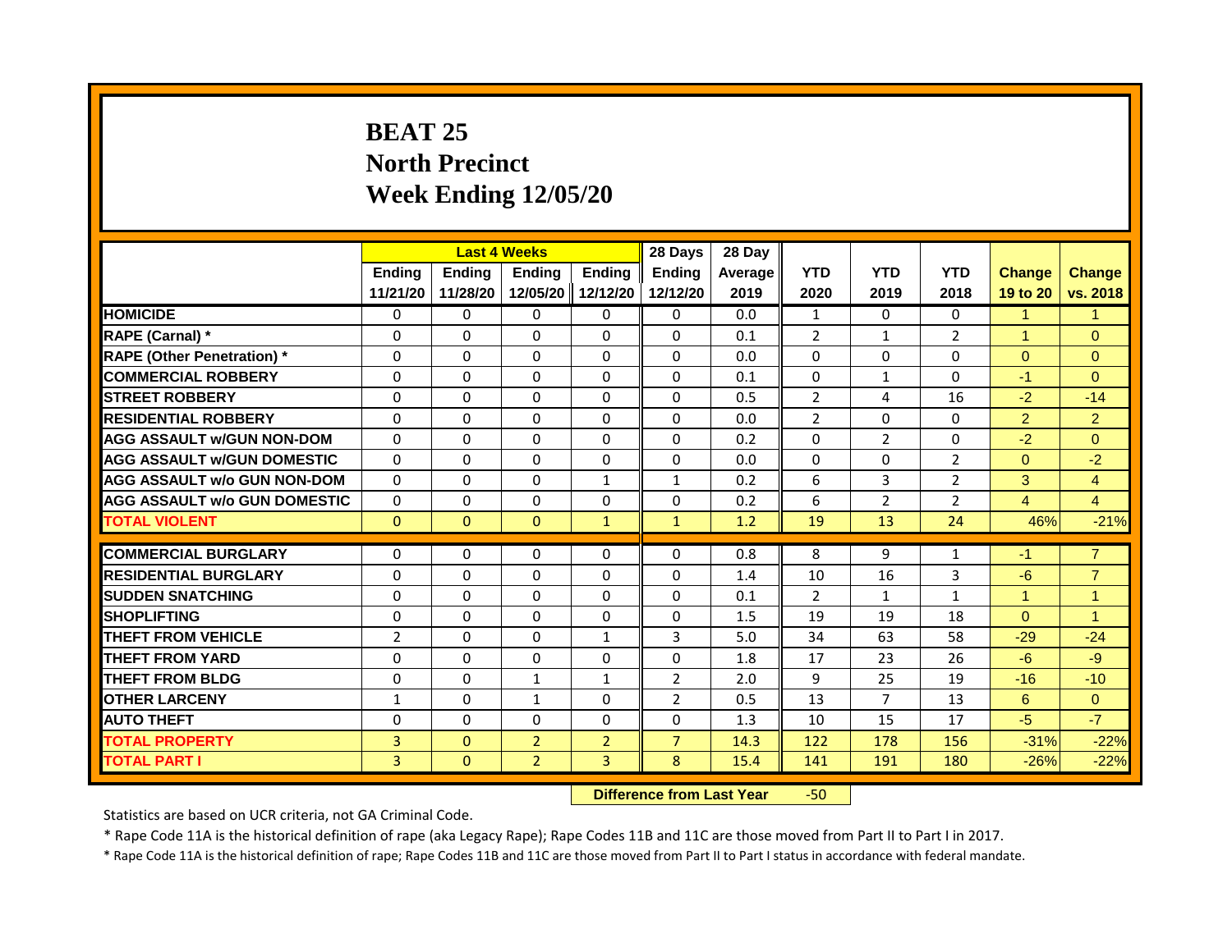# BEAT 25
# North Precinct
# Week Ending 12/05/20

| | Last 4 Weeks | | | | 28 Days | 28 Day | | | | | |
|---|---|---|---|---|---|---|---|---|---|---|---|
| | Ending 11/21/20 | Ending 11/28/20 | Ending 12/05/20 | Ending 12/12/20 | Ending 12/12/20 | Average 2019 | YTD 2020 | YTD 2019 | YTD 2018 | Change 19 to 20 | Change vs. 2018 |
| HOMICIDE | 0 | 0 | 0 | 0 | 0 | 0.0 | 1 | 0 | 0 | 1 | 1 |
| RAPE (Carnal) * | 0 | 0 | 0 | 0 | 0 | 0.1 | 2 | 1 | 2 | 1 | 0 |
| RAPE (Other Penetration) * | 0 | 0 | 0 | 0 | 0 | 0.0 | 0 | 0 | 0 | 0 | 0 |
| COMMERCIAL ROBBERY | 0 | 0 | 0 | 0 | 0 | 0.1 | 0 | 1 | 0 | -1 | 0 |
| STREET ROBBERY | 0 | 0 | 0 | 0 | 0 | 0.5 | 2 | 4 | 16 | -2 | -14 |
| RESIDENTIAL ROBBERY | 0 | 0 | 0 | 0 | 0 | 0.0 | 2 | 0 | 0 | 2 | 2 |
| AGG ASSAULT w/GUN NON-DOM | 0 | 0 | 0 | 0 | 0 | 0.2 | 0 | 2 | 0 | -2 | 0 |
| AGG ASSAULT w/GUN DOMESTIC | 0 | 0 | 0 | 0 | 0 | 0.0 | 0 | 0 | 2 | 0 | -2 |
| AGG ASSAULT w/o GUN NON-DOM | 0 | 0 | 0 | 1 | 1 | 0.2 | 6 | 3 | 2 | 3 | 4 |
| AGG ASSAULT w/o GUN DOMESTIC | 0 | 0 | 0 | 0 | 0 | 0.2 | 6 | 2 | 2 | 4 | 4 |
| TOTAL VIOLENT | 0 | 0 | 0 | 1 | 1 | 1.2 | 19 | 13 | 24 | 46% | -21% |
| COMMERCIAL BURGLARY | 0 | 0 | 0 | 0 | 0 | 0.8 | 8 | 9 | 1 | -1 | 7 |
| RESIDENTIAL BURGLARY | 0 | 0 | 0 | 0 | 0 | 1.4 | 10 | 16 | 3 | -6 | 7 |
| SUDDEN SNATCHING | 0 | 0 | 0 | 0 | 0 | 0.1 | 2 | 1 | 1 | 1 | 1 |
| SHOPLIFTING | 0 | 0 | 0 | 0 | 0 | 1.5 | 19 | 19 | 18 | 0 | 1 |
| THEFT FROM VEHICLE | 2 | 0 | 0 | 1 | 3 | 5.0 | 34 | 63 | 58 | -29 | -24 |
| THEFT FROM YARD | 0 | 0 | 0 | 0 | 0 | 1.8 | 17 | 23 | 26 | -6 | -9 |
| THEFT FROM BLDG | 0 | 0 | 1 | 1 | 2 | 2.0 | 9 | 25 | 19 | -16 | -10 |
| OTHER LARCENY | 1 | 0 | 1 | 0 | 2 | 0.5 | 13 | 7 | 13 | 6 | 0 |
| AUTO THEFT | 0 | 0 | 0 | 0 | 0 | 1.3 | 10 | 15 | 17 | -5 | -7 |
| TOTAL PROPERTY | 3 | 0 | 2 | 2 | 7 | 14.3 | 122 | 178 | 156 | -31% | -22% |
| TOTAL PART I | 3 | 0 | 2 | 3 | 8 | 15.4 | 141 | 191 | 180 | -26% | -22% |

**Difference from Last Year** -50

Statistics are based on UCR criteria, not GA Criminal Code.

* Rape Code 11A is the historical definition of rape (aka Legacy Rape); Rape Codes 11B and 11C are those moved from Part II to Part I in 2017.

* Rape Code 11A is the historical definition of rape; Rape Codes 11B and 11C are those moved from Part II to Part I status in accordance with federal mandate.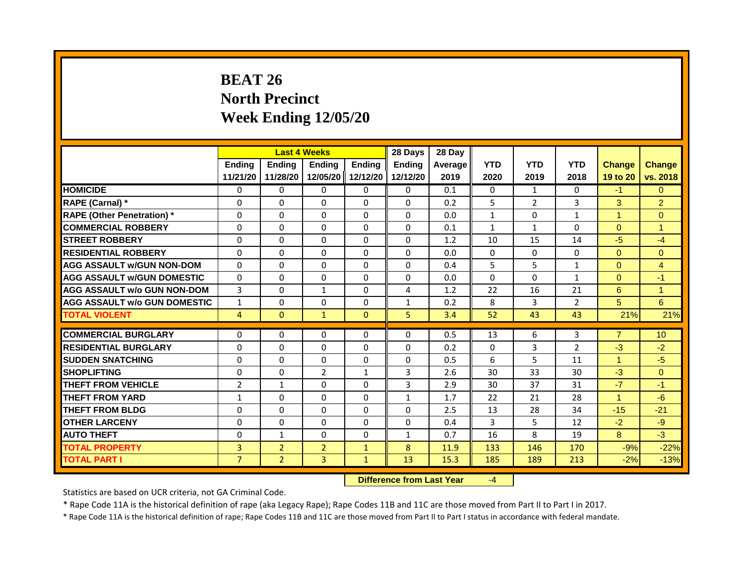# BEAT 26
# North Precinct
# Week Ending 12/05/20

| | Last 4 Weeks | | | | 28 Days | 28 Day | | | | | |
|---|---|---|---|---|---|---|---|---|---|---|---|
| | Ending 11/21/20 | Ending 11/28/20 | Ending 12/05/20 | Ending 12/12/20 | Ending 12/12/20 | Average 2019 | YTD 2020 | YTD 2019 | YTD 2018 | Change 19 to 20 | Change vs. 2018 |
| HOMICIDE | 0 | 0 | 0 | 0 | 0 | 0.1 | 0 | 1 | 0 | -1 | 0 |
| RAPE (Carnal) * | 0 | 0 | 0 | 0 | 0 | 0.2 | 5 | 2 | 3 | 3 | 2 |
| RAPE (Other Penetration) * | 0 | 0 | 0 | 0 | 0 | 0.0 | 1 | 0 | 1 | 1 | 0 |
| COMMERCIAL ROBBERY | 0 | 0 | 0 | 0 | 0 | 0.1 | 1 | 1 | 0 | 0 | 1 |
| STREET ROBBERY | 0 | 0 | 0 | 0 | 0 | 1.2 | 10 | 15 | 14 | -5 | -4 |
| RESIDENTIAL ROBBERY | 0 | 0 | 0 | 0 | 0 | 0.0 | 0 | 0 | 0 | 0 | 0 |
| AGG ASSAULT w/GUN NON-DOM | 0 | 0 | 0 | 0 | 0 | 0.4 | 5 | 5 | 1 | 0 | 4 |
| AGG ASSAULT w/GUN DOMESTIC | 0 | 0 | 0 | 0 | 0 | 0.0 | 0 | 0 | 1 | 0 | -1 |
| AGG ASSAULT w/o GUN NON-DOM | 3 | 0 | 1 | 0 | 4 | 1.2 | 22 | 16 | 21 | 6 | 1 |
| AGG ASSAULT w/o GUN DOMESTIC | 1 | 0 | 0 | 0 | 1 | 0.2 | 8 | 3 | 2 | 5 | 6 |
| TOTAL VIOLENT | 4 | 0 | 1 | 0 | 5 | 3.4 | 52 | 43 | 43 | 21% | 21% |
| COMMERCIAL BURGLARY | 0 | 0 | 0 | 0 | 0 | 0.5 | 13 | 6 | 3 | 7 | 10 |
| RESIDENTIAL BURGLARY | 0 | 0 | 0 | 0 | 0 | 0.2 | 0 | 3 | 2 | -3 | -2 |
| SUDDEN SNATCHING | 0 | 0 | 0 | 0 | 0 | 0.5 | 6 | 5 | 11 | 1 | -5 |
| SHOPLIFTING | 0 | 0 | 2 | 1 | 3 | 2.6 | 30 | 33 | 30 | -3 | 0 |
| THEFT FROM VEHICLE | 2 | 1 | 0 | 0 | 3 | 2.9 | 30 | 37 | 31 | -7 | -1 |
| THEFT FROM YARD | 1 | 0 | 0 | 0 | 1 | 1.7 | 22 | 21 | 28 | 1 | -6 |
| THEFT FROM BLDG | 0 | 0 | 0 | 0 | 0 | 2.5 | 13 | 28 | 34 | -15 | -21 |
| OTHER LARCENY | 0 | 0 | 0 | 0 | 0 | 0.4 | 3 | 5 | 12 | -2 | -9 |
| AUTO THEFT | 0 | 1 | 0 | 0 | 1 | 0.7 | 16 | 8 | 19 | 8 | -3 |
| TOTAL PROPERTY | 3 | 2 | 2 | 1 | 8 | 11.9 | 133 | 146 | 170 | -9% | -22% |
| TOTAL PART I | 7 | 2 | 3 | 1 | 13 | 15.3 | 185 | 189 | 213 | -2% | -13% |

**Difference from Last Year** -4

Statistics are based on UCR criteria, not GA Criminal Code.

* Rape Code 11A is the historical definition of rape (aka Legacy Rape); Rape Codes 11B and 11C are those moved from Part II to Part I in 2017.

* Rape Code 11A is the historical definition of rape; Rape Codes 11B and 11C are those moved from Part II to Part I status in accordance with federal mandate.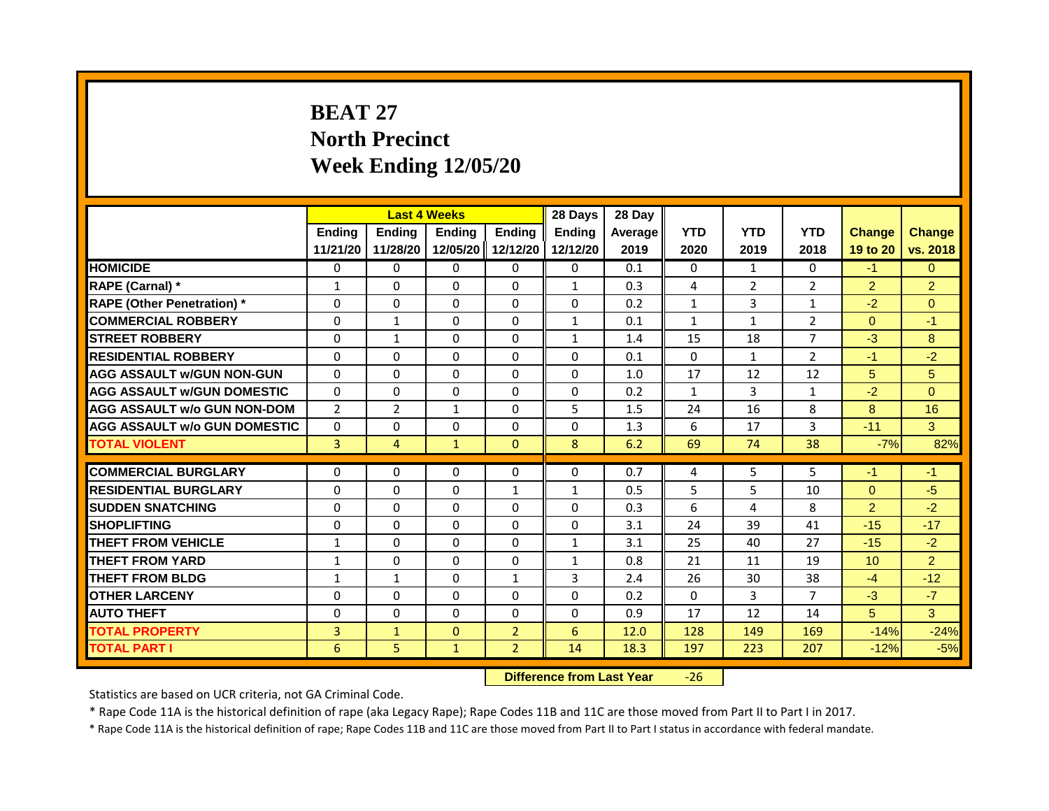# BEAT 27
## North Precinct
## Week Ending 12/05/20

| | Last 4 Weeks | | | | 28 Days | 28 Day | | | | | |
|---|---|---|---|---|---|---|---|---|---|---|---|
| | Ending 11/21/20 | Ending 11/28/20 | Ending 12/05/20 | Ending 12/12/20 | Ending 12/12/20 | Average 2019 | YTD 2020 | YTD 2019 | YTD 2018 | Change 19 to 20 | Change vs. 2018 |
| HOMICIDE | 0 | 0 | 0 | 0 | 0 | 0.1 | 0 | 1 | 0 | -1 | 0 |
| RAPE (Carnal) * | 1 | 0 | 0 | 0 | 1 | 0.3 | 4 | 2 | 2 | 2 | 2 |
| RAPE (Other Penetration) * | 0 | 0 | 0 | 0 | 0 | 0.2 | 1 | 3 | 1 | -2 | 0 |
| COMMERCIAL ROBBERY | 0 | 1 | 0 | 0 | 1 | 0.1 | 1 | 1 | 2 | 0 | -1 |
| STREET ROBBERY | 0 | 1 | 0 | 0 | 1 | 1.4 | 15 | 18 | 7 | -3 | 8 |
| RESIDENTIAL ROBBERY | 0 | 0 | 0 | 0 | 0 | 0.1 | 0 | 1 | 2 | -1 | -2 |
| AGG ASSAULT w/GUN NON-GUN | 0 | 0 | 0 | 0 | 0 | 1.0 | 17 | 12 | 12 | 5 | 5 |
| AGG ASSAULT w/GUN DOMESTIC | 0 | 0 | 0 | 0 | 0 | 0.2 | 1 | 3 | 1 | -2 | 0 |
| AGG ASSAULT w/o GUN NON-DOM | 2 | 2 | 1 | 0 | 5 | 1.5 | 24 | 16 | 8 | 8 | 16 |
| AGG ASSAULT w/o GUN DOMESTIC | 0 | 0 | 0 | 0 | 0 | 1.3 | 6 | 17 | 3 | -11 | 3 |
| TOTAL VIOLENT | 3 | 4 | 1 | 0 | 8 | 6.2 | 69 | 74 | 38 | -7% | 82% |
| COMMERCIAL BURGLARY | 0 | 0 | 0 | 0 | 0 | 0.7 | 4 | 5 | 5 | -1 | -1 |
| RESIDENTIAL BURGLARY | 0 | 0 | 0 | 1 | 1 | 0.5 | 5 | 5 | 10 | 0 | -5 |
| SUDDEN SNATCHING | 0 | 0 | 0 | 0 | 0 | 0.3 | 6 | 4 | 8 | 2 | -2 |
| SHOPLIFTING | 0 | 0 | 0 | 0 | 0 | 3.1 | 24 | 39 | 41 | -15 | -17 |
| THEFT FROM VEHICLE | 1 | 0 | 0 | 0 | 1 | 3.1 | 25 | 40 | 27 | -15 | -2 |
| THEFT FROM YARD | 1 | 0 | 0 | 0 | 1 | 0.8 | 21 | 11 | 19 | 10 | 2 |
| THEFT FROM BLDG | 1 | 1 | 0 | 1 | 3 | 2.4 | 26 | 30 | 38 | -4 | -12 |
| OTHER LARCENY | 0 | 0 | 0 | 0 | 0 | 0.2 | 0 | 3 | 7 | -3 | -7 |
| AUTO THEFT | 0 | 0 | 0 | 0 | 0 | 0.9 | 17 | 12 | 14 | 5 | 3 |
| TOTAL PROPERTY | 3 | 1 | 0 | 2 | 6 | 12.0 | 128 | 149 | 169 | -14% | -24% |
| TOTAL PART I | 6 | 5 | 1 | 2 | 14 | 18.3 | 197 | 223 | 207 | -12% | -5% |

**Difference from Last Year** -26

Statistics are based on UCR criteria, not GA Criminal Code.

* Rape Code 11A is the historical definition of rape (aka Legacy Rape); Rape Codes 11B and 11C are those moved from Part II to Part I in 2017.

* Rape Code 11A is the historical definition of rape; Rape Codes 11B and 11C are those moved from Part II to Part I status in accordance with federal mandate.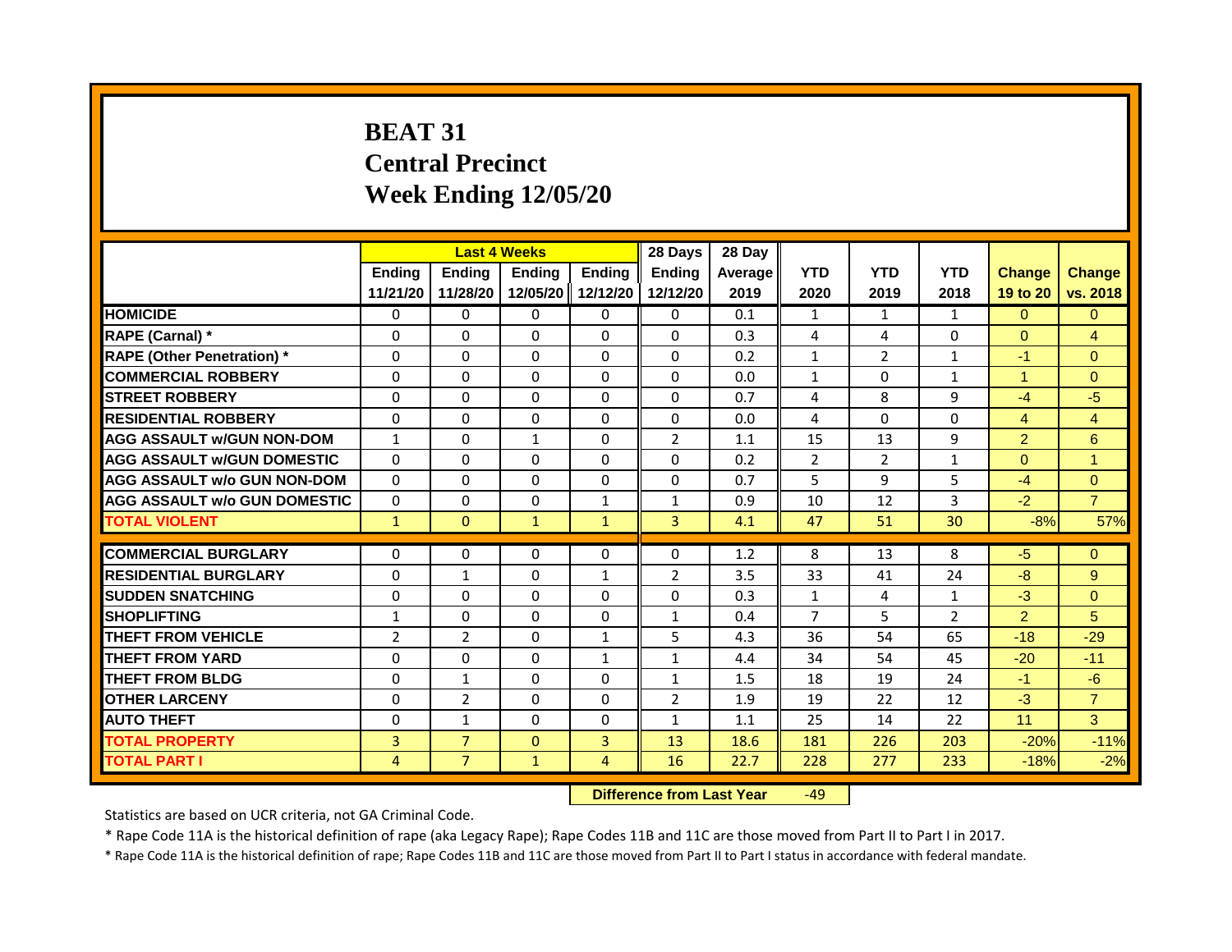# BEAT 31
## Central Precinct
## Week Ending 12/05/20

| | Last 4 Weeks | | | | 28 Days | 28 Day | | | | | |
|---|---|---|---|---|---|---|---|---|---|---|---|
| | Ending 11/21/20 | Ending 11/28/20 | Ending 12/05/20 | Ending 12/12/20 | Ending 12/12/20 | Average 2019 | YTD 2020 | YTD 2019 | YTD 2018 | Change 19 to 20 | Change vs. 2018 |
| HOMICIDE | 0 | 0 | 0 | 0 | 0 | 0.1 | 1 | 1 | 1 | 0 | 0 |
| RAPE (Carnal) * | 0 | 0 | 0 | 0 | 0 | 0.3 | 4 | 4 | 0 | 0 | 4 |
| RAPE (Other Penetration) * | 0 | 0 | 0 | 0 | 0 | 0.2 | 1 | 2 | 1 | -1 | 0 |
| COMMERCIAL ROBBERY | 0 | 0 | 0 | 0 | 0 | 0.0 | 1 | 0 | 1 | 1 | 0 |
| STREET ROBBERY | 0 | 0 | 0 | 0 | 0 | 0.7 | 4 | 8 | 9 | -4 | -5 |
| RESIDENTIAL ROBBERY | 0 | 0 | 0 | 0 | 0 | 0.0 | 4 | 0 | 0 | 4 | 4 |
| AGG ASSAULT w/GUN NON-DOM | 1 | 0 | 1 | 0 | 2 | 1.1 | 15 | 13 | 9 | 2 | 6 |
| AGG ASSAULT w/GUN DOMESTIC | 0 | 0 | 0 | 0 | 0 | 0.2 | 2 | 2 | 1 | 0 | 1 |
| AGG ASSAULT w/o GUN NON-DOM | 0 | 0 | 0 | 0 | 0 | 0.7 | 5 | 9 | 5 | -4 | 0 |
| AGG ASSAULT w/o GUN DOMESTIC | 0 | 0 | 0 | 1 | 1 | 0.9 | 10 | 12 | 3 | -2 | 7 |
| TOTAL VIOLENT | 1 | 0 | 1 | 1 | 3 | 4.1 | 47 | 51 | 30 | -8% | 57% |
| COMMERCIAL BURGLARY | 0 | 0 | 0 | 0 | 0 | 1.2 | 8 | 13 | 8 | -5 | 0 |
| RESIDENTIAL BURGLARY | 0 | 1 | 0 | 1 | 2 | 3.5 | 33 | 41 | 24 | -8 | 9 |
| SUDDEN SNATCHING | 0 | 0 | 0 | 0 | 0 | 0.3 | 1 | 4 | 1 | -3 | 0 |
| SHOPLIFTING | 1 | 0 | 0 | 0 | 1 | 0.4 | 7 | 5 | 2 | 2 | 5 |
| THEFT FROM VEHICLE | 2 | 2 | 0 | 1 | 5 | 4.3 | 36 | 54 | 65 | -18 | -29 |
| THEFT FROM YARD | 0 | 0 | 0 | 1 | 1 | 4.4 | 34 | 54 | 45 | -20 | -11 |
| THEFT FROM BLDG | 0 | 1 | 0 | 0 | 1 | 1.5 | 18 | 19 | 24 | -1 | -6 |
| OTHER LARCENY | 0 | 2 | 0 | 0 | 2 | 1.9 | 19 | 22 | 12 | -3 | 7 |
| AUTO THEFT | 0 | 1 | 0 | 0 | 1 | 1.1 | 25 | 14 | 22 | 11 | 3 |
| TOTAL PROPERTY | 3 | 7 | 0 | 3 | 13 | 18.6 | 181 | 226 | 203 | -20% | -11% |
| TOTAL PART I | 4 | 7 | 1 | 4 | 16 | 22.7 | 228 | 277 | 233 | -18% | -2% |

**Difference from Last Year** -49

Statistics are based on UCR criteria, not GA Criminal Code.

* Rape Code 11A is the historical definition of rape (aka Legacy Rape); Rape Codes 11B and 11C are those moved from Part II to Part I in 2017.

* Rape Code 11A is the historical definition of rape; Rape Codes 11B and 11C are those moved from Part II to Part I status in accordance with federal mandate.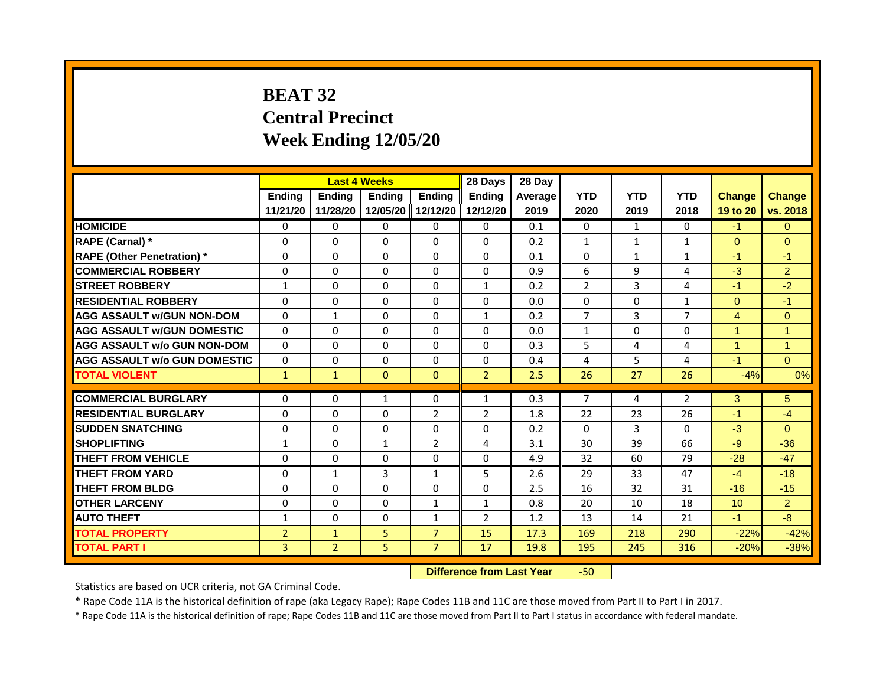# BEAT 32
## Central Precinct
## Week Ending 12/05/20

| | Last 4 Weeks | | | | 28 Days | 28 Day | | | | | |
|---|---|---|---|---|---|---|---|---|---|---|---|
| | Ending 11/21/20 | Ending 11/28/20 | Ending 12/05/20 | Ending 12/12/20 | Ending 12/12/20 | Average 2019 | YTD 2020 | YTD 2019 | YTD 2018 | Change 19 to 20 | Change vs. 2018 |
| HOMICIDE | 0 | 0 | 0 | 0 | 0 | 0.1 | 0 | 1 | 0 | -1 | 0 |
| RAPE (Carnal) * | 0 | 0 | 0 | 0 | 0 | 0.2 | 1 | 1 | 1 | 0 | 0 |
| RAPE (Other Penetration) * | 0 | 0 | 0 | 0 | 0 | 0.1 | 0 | 1 | 1 | -1 | -1 |
| COMMERCIAL ROBBERY | 0 | 0 | 0 | 0 | 0 | 0.9 | 6 | 9 | 4 | -3 | 2 |
| STREET ROBBERY | 1 | 0 | 0 | 0 | 1 | 0.2 | 2 | 3 | 4 | -1 | -2 |
| RESIDENTIAL ROBBERY | 0 | 0 | 0 | 0 | 0 | 0.0 | 0 | 0 | 1 | 0 | -1 |
| AGG ASSAULT w/GUN NON-DOM | 0 | 1 | 0 | 0 | 1 | 0.2 | 7 | 3 | 7 | 4 | 0 |
| AGG ASSAULT w/GUN DOMESTIC | 0 | 0 | 0 | 0 | 0 | 0.0 | 1 | 0 | 0 | 1 | 1 |
| AGG ASSAULT w/o GUN NON-DOM | 0 | 0 | 0 | 0 | 0 | 0.3 | 5 | 4 | 4 | 1 | 1 |
| AGG ASSAULT w/o GUN DOMESTIC | 0 | 0 | 0 | 0 | 0 | 0.4 | 4 | 5 | 4 | -1 | 0 |
| TOTAL VIOLENT | 1 | 1 | 0 | 0 | 2 | 2.5 | 26 | 27 | 26 | -4% | 0% |
| COMMERCIAL BURGLARY | 0 | 0 | 1 | 0 | 1 | 0.3 | 7 | 4 | 2 | 3 | 5 |
| RESIDENTIAL BURGLARY | 0 | 0 | 0 | 2 | 2 | 1.8 | 22 | 23 | 26 | -1 | -4 |
| SUDDEN SNATCHING | 0 | 0 | 0 | 0 | 0 | 0.2 | 0 | 3 | 0 | -3 | 0 |
| SHOPLIFTING | 1 | 0 | 1 | 2 | 4 | 3.1 | 30 | 39 | 66 | -9 | -36 |
| THEFT FROM VEHICLE | 0 | 0 | 0 | 0 | 0 | 4.9 | 32 | 60 | 79 | -28 | -47 |
| THEFT FROM YARD | 0 | 1 | 3 | 1 | 5 | 2.6 | 29 | 33 | 47 | -4 | -18 |
| THEFT FROM BLDG | 0 | 0 | 0 | 0 | 0 | 2.5 | 16 | 32 | 31 | -16 | -15 |
| OTHER LARCENY | 0 | 0 | 0 | 1 | 1 | 0.8 | 20 | 10 | 18 | 10 | 2 |
| AUTO THEFT | 1 | 0 | 0 | 1 | 2 | 1.2 | 13 | 14 | 21 | -1 | -8 |
| TOTAL PROPERTY | 2 | 1 | 5 | 7 | 15 | 17.3 | 169 | 218 | 290 | -22% | -42% |
| TOTAL PART I | 3 | 2 | 5 | 7 | 17 | 19.8 | 195 | 245 | 316 | -20% | -38% |

**Difference from Last Year** -50

Statistics are based on UCR criteria, not GA Criminal Code.

* Rape Code 11A is the historical definition of rape (aka Legacy Rape); Rape Codes 11B and 11C are those moved from Part II to Part I in 2017.

* Rape Code 11A is the historical definition of rape; Rape Codes 11B and 11C are those moved from Part II to Part I status in accordance with federal mandate.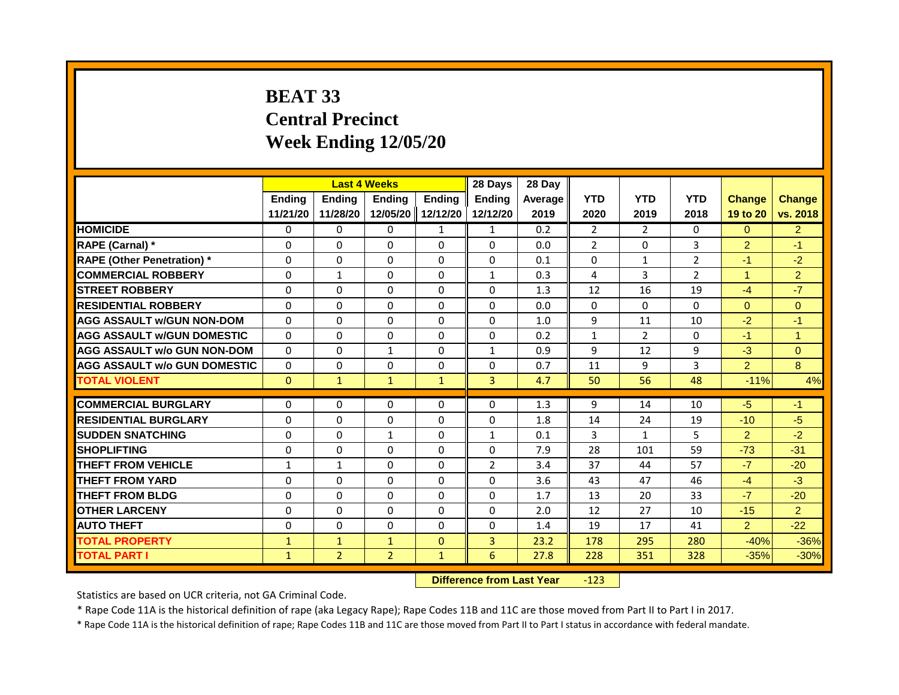# BEAT 33
# Central Precinct
# Week Ending 12/05/20

| | Last 4 Weeks | | | | 28 Days | 28 Day | | | | | |
|---|---|---|---|---|---|---|---|---|---|---|---|
| | Ending 11/21/20 | Ending 11/28/20 | Ending 12/05/20 | Ending 12/12/20 | Ending 12/12/20 | Average 2019 | YTD 2020 | YTD 2019 | YTD 2018 | Change 19 to 20 | Change vs. 2018 |
| HOMICIDE | 0 | 0 | 0 | 1 | 1 | 0.2 | 2 | 2 | 0 | 0 | 2 |
| RAPE (Carnal) * | 0 | 0 | 0 | 0 | 0 | 0.0 | 2 | 0 | 3 | 2 | -1 |
| RAPE (Other Penetration) * | 0 | 0 | 0 | 0 | 0 | 0.1 | 0 | 1 | 2 | -1 | -2 |
| COMMERCIAL ROBBERY | 0 | 1 | 0 | 0 | 1 | 0.3 | 4 | 3 | 2 | 1 | 2 |
| STREET ROBBERY | 0 | 0 | 0 | 0 | 0 | 1.3 | 12 | 16 | 19 | -4 | -7 |
| RESIDENTIAL ROBBERY | 0 | 0 | 0 | 0 | 0 | 0.0 | 0 | 0 | 0 | 0 | 0 |
| AGG ASSAULT w/GUN NON-DOM | 0 | 0 | 0 | 0 | 0 | 1.0 | 9 | 11 | 10 | -2 | -1 |
| AGG ASSAULT w/GUN DOMESTIC | 0 | 0 | 0 | 0 | 0 | 0.2 | 1 | 2 | 0 | -1 | 1 |
| AGG ASSAULT w/o GUN NON-DOM | 0 | 0 | 1 | 0 | 1 | 0.9 | 9 | 12 | 9 | -3 | 0 |
| AGG ASSAULT w/o GUN DOMESTIC | 0 | 0 | 0 | 0 | 0 | 0.7 | 11 | 9 | 3 | 2 | 8 |
| TOTAL VIOLENT | 0 | 1 | 1 | 1 | 3 | 4.7 | 50 | 56 | 48 | -11% | 4% |
| COMMERCIAL BURGLARY | 0 | 0 | 0 | 0 | 0 | 1.3 | 9 | 14 | 10 | -5 | -1 |
| RESIDENTIAL BURGLARY | 0 | 0 | 0 | 0 | 0 | 1.8 | 14 | 24 | 19 | -10 | -5 |
| SUDDEN SNATCHING | 0 | 0 | 1 | 0 | 1 | 0.1 | 3 | 1 | 5 | 2 | -2 |
| SHOPLIFTING | 0 | 0 | 0 | 0 | 0 | 7.9 | 28 | 101 | 59 | -73 | -31 |
| THEFT FROM VEHICLE | 1 | 1 | 0 | 0 | 2 | 3.4 | 37 | 44 | 57 | -7 | -20 |
| THEFT FROM YARD | 0 | 0 | 0 | 0 | 0 | 3.6 | 43 | 47 | 46 | -4 | -3 |
| THEFT FROM BLDG | 0 | 0 | 0 | 0 | 0 | 1.7 | 13 | 20 | 33 | -7 | -20 |
| OTHER LARCENY | 0 | 0 | 0 | 0 | 0 | 2.0 | 12 | 27 | 10 | -15 | 2 |
| AUTO THEFT | 0 | 0 | 0 | 0 | 0 | 1.4 | 19 | 17 | 41 | 2 | -22 |
| TOTAL PROPERTY | 1 | 1 | 1 | 0 | 3 | 23.2 | 178 | 295 | 280 | -40% | -36% |
| TOTAL PART I | 1 | 2 | 2 | 1 | 6 | 27.8 | 228 | 351 | 328 | -35% | -30% |

**Difference from Last Year** -123

Statistics are based on UCR criteria, not GA Criminal Code.

* Rape Code 11A is the historical definition of rape (aka Legacy Rape); Rape Codes 11B and 11C are those moved from Part II to Part I in 2017.

* Rape Code 11A is the historical definition of rape; Rape Codes 11B and 11C are those moved from Part II to Part I status in accordance with federal mandate.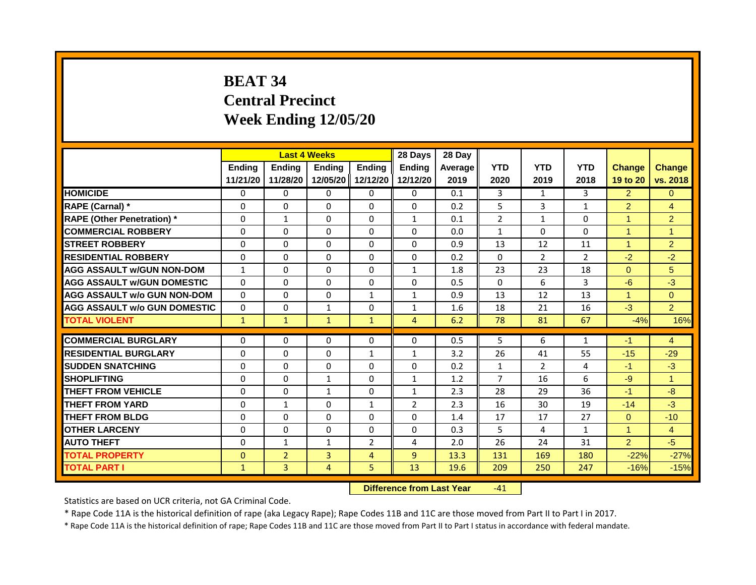# BEAT 34
## Central Precinct
## Week Ending 12/05/20

| | Last 4 Weeks | | | | 28 Days | 28 Day | | | | | |
|---|---|---|---|---|---|---|---|---|---|---|---|
| | Ending 11/21/20 | Ending 11/28/20 | Ending 12/05/20 | Ending 12/12/20 | Ending 12/12/20 | Average 2019 | YTD 2020 | YTD 2019 | YTD 2018 | Change 19 to 20 | Change vs. 2018 |
| HOMICIDE | 0 | 0 | 0 | 0 | 0 | 0.1 | 3 | 1 | 3 | 2 | 0 |
| RAPE (Carnal) * | 0 | 0 | 0 | 0 | 0 | 0.2 | 5 | 3 | 1 | 2 | 4 |
| RAPE (Other Penetration) * | 0 | 1 | 0 | 0 | 1 | 0.1 | 2 | 1 | 0 | 1 | 2 |
| COMMERCIAL ROBBERY | 0 | 0 | 0 | 0 | 0 | 0.0 | 1 | 0 | 0 | 1 | 1 |
| STREET ROBBERY | 0 | 0 | 0 | 0 | 0 | 0.9 | 13 | 12 | 11 | 1 | 2 |
| RESIDENTIAL ROBBERY | 0 | 0 | 0 | 0 | 0 | 0.2 | 0 | 2 | 2 | -2 | -2 |
| AGG ASSAULT w/GUN NON-DOM | 1 | 0 | 0 | 0 | 1 | 1.8 | 23 | 23 | 18 | 0 | 5 |
| AGG ASSAULT w/GUN DOMESTIC | 0 | 0 | 0 | 0 | 0 | 0.5 | 0 | 6 | 3 | -6 | -3 |
| AGG ASSAULT w/o GUN NON-DOM | 0 | 0 | 0 | 1 | 1 | 0.9 | 13 | 12 | 13 | 1 | 0 |
| AGG ASSAULT w/o GUN DOMESTIC | 0 | 0 | 1 | 0 | 1 | 1.6 | 18 | 21 | 16 | -3 | 2 |
| TOTAL VIOLENT | 1 | 1 | 1 | 1 | 4 | 6.2 | 78 | 81 | 67 | -4% | 16% |
| COMMERCIAL BURGLARY | 0 | 0 | 0 | 0 | 0 | 0.5 | 5 | 6 | 1 | -1 | 4 |
| RESIDENTIAL BURGLARY | 0 | 0 | 0 | 1 | 1 | 3.2 | 26 | 41 | 55 | -15 | -29 |
| SUDDEN SNATCHING | 0 | 0 | 0 | 0 | 0 | 0.2 | 1 | 2 | 4 | -1 | -3 |
| SHOPLIFTING | 0 | 0 | 1 | 0 | 1 | 1.2 | 7 | 16 | 6 | -9 | 1 |
| THEFT FROM VEHICLE | 0 | 0 | 1 | 0 | 1 | 2.3 | 28 | 29 | 36 | -1 | -8 |
| THEFT FROM YARD | 0 | 1 | 0 | 1 | 2 | 2.3 | 16 | 30 | 19 | -14 | -3 |
| THEFT FROM BLDG | 0 | 0 | 0 | 0 | 0 | 1.4 | 17 | 17 | 27 | 0 | -10 |
| OTHER LARCENY | 0 | 0 | 0 | 0 | 0 | 0.3 | 5 | 4 | 1 | 1 | 4 |
| AUTO THEFT | 0 | 1 | 1 | 2 | 4 | 2.0 | 26 | 24 | 31 | 2 | -5 |
| TOTAL PROPERTY | 0 | 2 | 3 | 4 | 9 | 13.3 | 131 | 169 | 180 | -22% | -27% |
| TOTAL PART I | 1 | 3 | 4 | 5 | 13 | 19.6 | 209 | 250 | 247 | -16% | -15% |

**Difference from Last Year** -41

Statistics are based on UCR criteria, not GA Criminal Code.

* Rape Code 11A is the historical definition of rape (aka Legacy Rape); Rape Codes 11B and 11C are those moved from Part II to Part I in 2017.

* Rape Code 11A is the historical definition of rape; Rape Codes 11B and 11C are those moved from Part II to Part I status in accordance with federal mandate.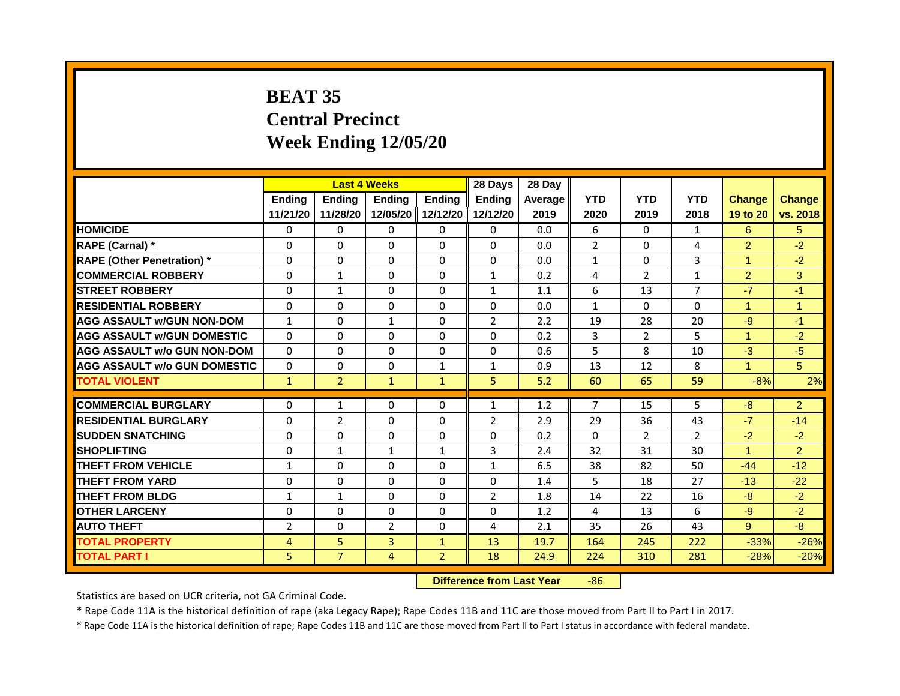# BEAT 35
# Central Precinct
# Week Ending 12/05/20

| | Last 4 Weeks | | | | 28 Days | 28 Day | | | | | |
|---|---|---|---|---|---|---|---|---|---|---|---|
| | Ending 11/21/20 | Ending 11/28/20 | Ending 12/05/20 | Ending 12/12/20 | Ending 12/12/20 | Average 2019 | YTD 2020 | YTD 2019 | YTD 2018 | Change 19 to 20 | Change vs. 2018 |
| HOMICIDE | 0 | 0 | 0 | 0 | 0 | 0.0 | 6 | 0 | 1 | 6 | 5 |
| RAPE (Carnal) * | 0 | 0 | 0 | 0 | 0 | 0.0 | 2 | 0 | 4 | 2 | -2 |
| RAPE (Other Penetration) * | 0 | 0 | 0 | 0 | 0 | 0.0 | 1 | 0 | 3 | 1 | -2 |
| COMMERCIAL ROBBERY | 0 | 1 | 0 | 0 | 1 | 0.2 | 4 | 2 | 1 | 2 | 3 |
| STREET ROBBERY | 0 | 1 | 0 | 0 | 1 | 1.1 | 6 | 13 | 7 | -7 | -1 |
| RESIDENTIAL ROBBERY | 0 | 0 | 0 | 0 | 0 | 0.0 | 1 | 0 | 0 | 1 | 1 |
| AGG ASSAULT w/GUN NON-DOM | 1 | 0 | 1 | 0 | 2 | 2.2 | 19 | 28 | 20 | -9 | -1 |
| AGG ASSAULT w/GUN DOMESTIC | 0 | 0 | 0 | 0 | 0 | 0.2 | 3 | 2 | 5 | 1 | -2 |
| AGG ASSAULT w/o GUN NON-DOM | 0 | 0 | 0 | 0 | 0 | 0.6 | 5 | 8 | 10 | -3 | -5 |
| AGG ASSAULT w/o GUN DOMESTIC | 0 | 0 | 0 | 1 | 1 | 0.9 | 13 | 12 | 8 | 1 | 5 |
| TOTAL VIOLENT | 1 | 2 | 1 | 1 | 5 | 5.2 | 60 | 65 | 59 | -8% | 2% |
| COMMERCIAL BURGLARY | 0 | 1 | 0 | 0 | 1 | 1.2 | 7 | 15 | 5 | -8 | 2 |
| RESIDENTIAL BURGLARY | 0 | 2 | 0 | 0 | 2 | 2.9 | 29 | 36 | 43 | -7 | -14 |
| SUDDEN SNATCHING | 0 | 0 | 0 | 0 | 0 | 0.2 | 0 | 2 | 2 | -2 | -2 |
| SHOPLIFTING | 0 | 1 | 1 | 1 | 3 | 2.4 | 32 | 31 | 30 | 1 | 2 |
| THEFT FROM VEHICLE | 1 | 0 | 0 | 0 | 1 | 6.5 | 38 | 82 | 50 | -44 | -12 |
| THEFT FROM YARD | 0 | 0 | 0 | 0 | 0 | 1.4 | 5 | 18 | 27 | -13 | -22 |
| THEFT FROM BLDG | 1 | 1 | 0 | 0 | 2 | 1.8 | 14 | 22 | 16 | -8 | -2 |
| OTHER LARCENY | 0 | 0 | 0 | 0 | 0 | 1.2 | 4 | 13 | 6 | -9 | -2 |
| AUTO THEFT | 2 | 0 | 2 | 0 | 4 | 2.1 | 35 | 26 | 43 | 9 | -8 |
| TOTAL PROPERTY | 4 | 5 | 3 | 1 | 13 | 19.7 | 164 | 245 | 222 | -33% | -26% |
| TOTAL PART I | 5 | 7 | 4 | 2 | 18 | 24.9 | 224 | 310 | 281 | -28% | -20% |

**Difference from Last Year** -86

Statistics are based on UCR criteria, not GA Criminal Code.

* Rape Code 11A is the historical definition of rape (aka Legacy Rape); Rape Codes 11B and 11C are those moved from Part II to Part I in 2017.

* Rape Code 11A is the historical definition of rape; Rape Codes 11B and 11C are those moved from Part II to Part I status in accordance with federal mandate.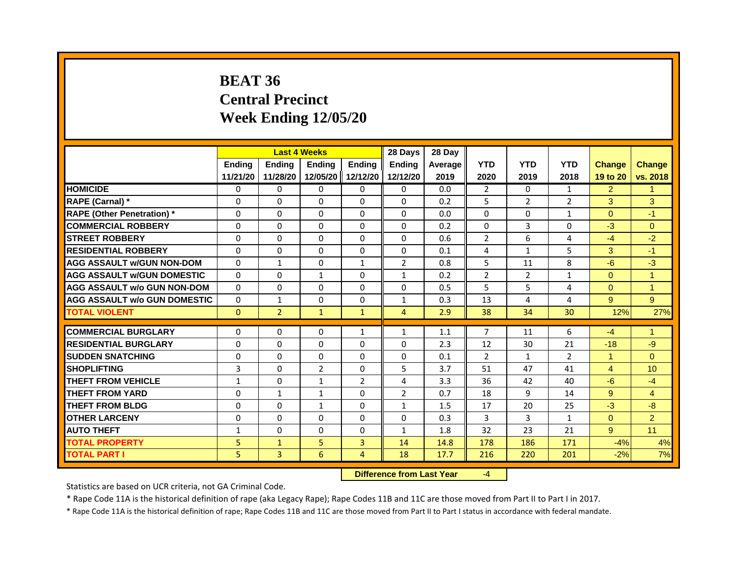# BEAT 36
# Central Precinct
# Week Ending 12/05/20

| | Last 4 Weeks | | | | 28 Days | 28 Day | | | | | |
|---|---|---|---|---|---|---|---|---|---|---|---|
| | Ending 11/21/20 | Ending 11/28/20 | Ending 12/05/20 | Ending 12/12/20 | Ending 12/12/20 | Average 2019 | YTD 2020 | YTD 2019 | YTD 2018 | Change 19 to 20 | Change vs. 2018 |
| **HOMICIDE** | 0 | 0 | 0 | 0 | 0 | 0.0 | 2 | 0 | 1 | 2 | 1 |
| **RAPE (Carnal) *** | 0 | 0 | 0 | 0 | 0 | 0.2 | 5 | 2 | 2 | 3 | 3 |
| **RAPE (Other Penetration) *** | 0 | 0 | 0 | 0 | 0 | 0.0 | 0 | 0 | 1 | 0 | -1 |
| **COMMERCIAL ROBBERY** | 0 | 0 | 0 | 0 | 0 | 0.2 | 0 | 3 | 0 | -3 | 0 |
| **STREET ROBBERY** | 0 | 0 | 0 | 0 | 0 | 0.6 | 2 | 6 | 4 | -4 | -2 |
| **RESIDENTIAL ROBBERY** | 0 | 0 | 0 | 0 | 0 | 0.1 | 4 | 1 | 5 | 3 | -1 |
| **AGG ASSAULT w/GUN NON-DOM** | 0 | 1 | 0 | 1 | 2 | 0.8 | 5 | 11 | 8 | -6 | -3 |
| **AGG ASSAULT w/GUN DOMESTIC** | 0 | 0 | 1 | 0 | 1 | 0.2 | 2 | 2 | 1 | 0 | 1 |
| **AGG ASSAULT w/o GUN NON-DOM** | 0 | 0 | 0 | 0 | 0 | 0.5 | 5 | 5 | 4 | 0 | 1 |
| **AGG ASSAULT w/o GUN DOMESTIC** | 0 | 1 | 0 | 0 | 1 | 0.3 | 13 | 4 | 4 | 9 | 9 |
| **TOTAL VIOLENT** | 0 | 2 | 1 | 1 | 4 | 2.9 | 38 | 34 | 30 | 12% | 27% |
| **COMMERCIAL BURGLARY** | 0 | 0 | 0 | 1 | 1 | 1.1 | 7 | 11 | 6 | -4 | 1 |
| **RESIDENTIAL BURGLARY** | 0 | 0 | 0 | 0 | 0 | 2.3 | 12 | 30 | 21 | -18 | -9 |
| **SUDDEN SNATCHING** | 0 | 0 | 0 | 0 | 0 | 0.1 | 2 | 1 | 2 | 1 | 0 |
| **SHOPLIFTING** | 3 | 0 | 2 | 0 | 5 | 3.7 | 51 | 47 | 41 | 4 | 10 |
| **THEFT FROM VEHICLE** | 1 | 0 | 1 | 2 | 4 | 3.3 | 36 | 42 | 40 | -6 | -4 |
| **THEFT FROM YARD** | 0 | 1 | 1 | 0 | 2 | 0.7 | 18 | 9 | 14 | 9 | 4 |
| **THEFT FROM BLDG** | 0 | 0 | 1 | 0 | 1 | 1.5 | 17 | 20 | 25 | -3 | -8 |
| **OTHER LARCENY** | 0 | 0 | 0 | 0 | 0 | 0.3 | 3 | 3 | 1 | 0 | 2 |
| **AUTO THEFT** | 1 | 0 | 0 | 0 | 1 | 1.8 | 32 | 23 | 21 | 9 | 11 |
| **TOTAL PROPERTY** | 5 | 1 | 5 | 3 | 14 | 14.8 | 178 | 186 | 171 | -4% | 4% |
| **TOTAL PART I** | 5 | 3 | 6 | 4 | 18 | 17.7 | 216 | 220 | 201 | -2% | 7% |

**Difference from Last Year** -4

Statistics are based on UCR criteria, not GA Criminal Code.

* Rape Code 11A is the historical definition of rape (aka Legacy Rape); Rape Codes 11B and 11C are those moved from Part II to Part I in 2017.

* Rape Code 11A is the historical definition of rape; Rape Codes 11B and 11C are those moved from Part II to Part I status in accordance with federal mandate.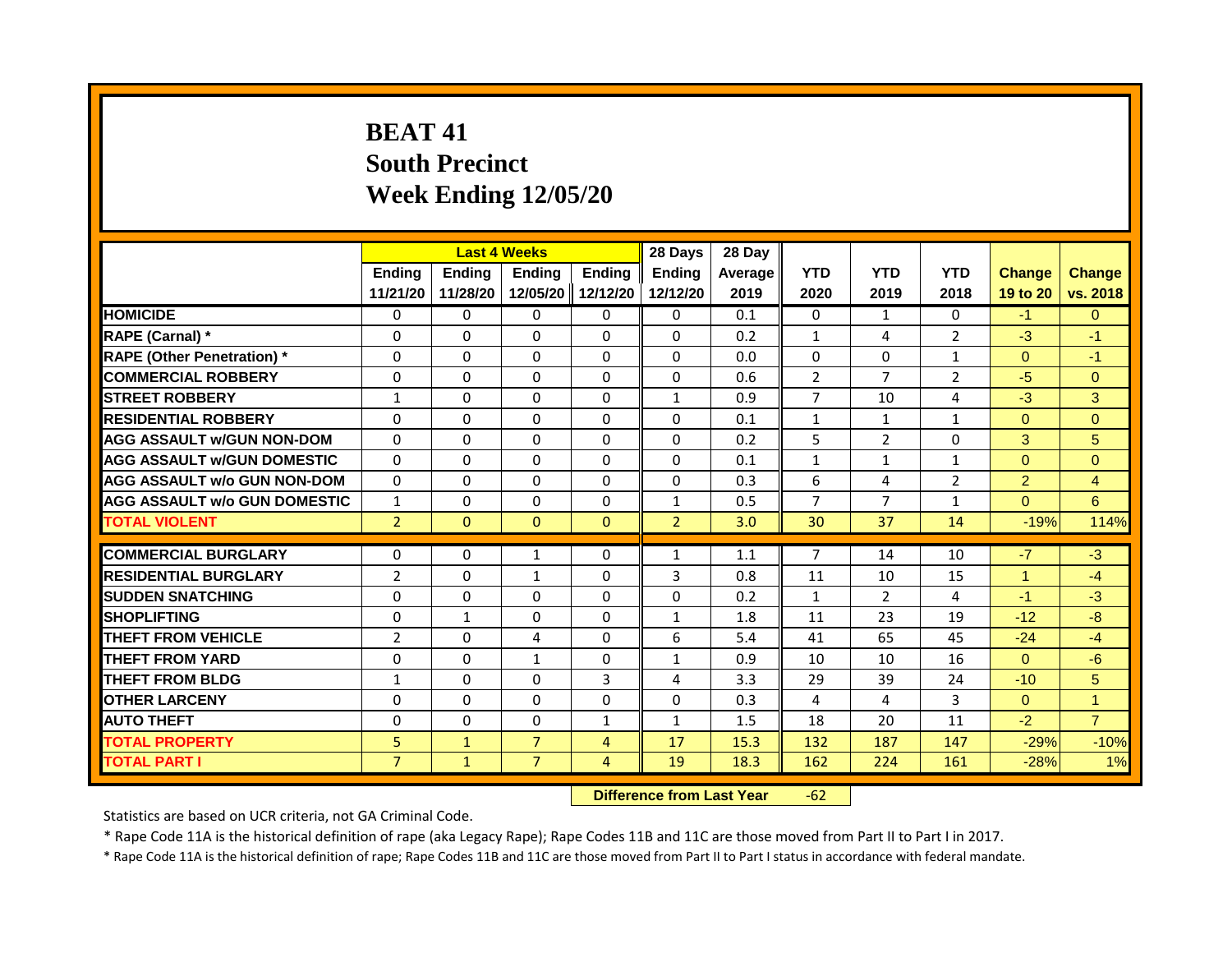# BEAT 41
## South Precinct
## Week Ending 12/05/20

| | Last 4 Weeks | | | | 28 Days | 28 Day | | | | | |
|---|---|---|---|---|---|---|---|---|---|---|---|
| | Ending 11/21/20 | Ending 11/28/20 | Ending 12/05/20 | Ending 12/12/20 | Ending 12/12/20 | Average 2019 | YTD 2020 | YTD 2019 | YTD 2018 | Change 19 to 20 | Change vs. 2018 |
| **HOMICIDE** | 0 | 0 | 0 | 0 | 0 | 0.1 | 0 | 1 | 0 | -1 | 0 |
| **RAPE (Carnal) *** | 0 | 0 | 0 | 0 | 0 | 0.2 | 1 | 4 | 2 | -3 | -1 |
| **RAPE (Other Penetration) *** | 0 | 0 | 0 | 0 | 0 | 0.0 | 0 | 0 | 1 | 0 | -1 |
| **COMMERCIAL ROBBERY** | 0 | 0 | 0 | 0 | 0 | 0.6 | 2 | 7 | 2 | -5 | 0 |
| **STREET ROBBERY** | 1 | 0 | 0 | 0 | 1 | 0.9 | 7 | 10 | 4 | -3 | 3 |
| **RESIDENTIAL ROBBERY** | 0 | 0 | 0 | 0 | 0 | 0.1 | 1 | 1 | 1 | 0 | 0 |
| **AGG ASSAULT w/GUN NON-DOM** | 0 | 0 | 0 | 0 | 0 | 0.2 | 5 | 2 | 0 | 3 | 5 |
| **AGG ASSAULT w/GUN DOMESTIC** | 0 | 0 | 0 | 0 | 0 | 0.1 | 1 | 1 | 1 | 0 | 0 |
| **AGG ASSAULT w/o GUN NON-DOM** | 0 | 0 | 0 | 0 | 0 | 0.3 | 6 | 4 | 2 | 2 | 4 |
| **AGG ASSAULT w/o GUN DOMESTIC** | 1 | 0 | 0 | 0 | 1 | 0.5 | 7 | 7 | 1 | 0 | 6 |
| **TOTAL VIOLENT** | 2 | 0 | 0 | 0 | 2 | 3.0 | 30 | 37 | 14 | -19% | 114% |
| **COMMERCIAL BURGLARY** | 0 | 0 | 1 | 0 | 1 | 1.1 | 7 | 14 | 10 | -7 | -3 |
| **RESIDENTIAL BURGLARY** | 2 | 0 | 1 | 0 | 3 | 0.8 | 11 | 10 | 15 | 1 | -4 |
| **SUDDEN SNATCHING** | 0 | 0 | 0 | 0 | 0 | 0.2 | 1 | 2 | 4 | -1 | -3 |
| **SHOPLIFTING** | 0 | 1 | 0 | 0 | 1 | 1.8 | 11 | 23 | 19 | -12 | -8 |
| **THEFT FROM VEHICLE** | 2 | 0 | 4 | 0 | 6 | 5.4 | 41 | 65 | 45 | -24 | -4 |
| **THEFT FROM YARD** | 0 | 0 | 1 | 0 | 1 | 0.9 | 10 | 10 | 16 | 0 | -6 |
| **THEFT FROM BLDG** | 1 | 0 | 0 | 3 | 4 | 3.3 | 29 | 39 | 24 | -10 | 5 |
| **OTHER LARCENY** | 0 | 0 | 0 | 0 | 0 | 0.3 | 4 | 4 | 3 | 0 | 1 |
| **AUTO THEFT** | 0 | 0 | 0 | 1 | 1 | 1.5 | 18 | 20 | 11 | -2 | 7 |
| **TOTAL PROPERTY** | 5 | 1 | 7 | 4 | 17 | 15.3 | 132 | 187 | 147 | -29% | -10% |
| **TOTAL PART I** | 7 | 1 | 7 | 4 | 19 | 18.3 | 162 | 224 | 161 | -28% | 1% |

**Difference from Last Year** -62

Statistics are based on UCR criteria, not GA Criminal Code.

* Rape Code 11A is the historical definition of rape (aka Legacy Rape); Rape Codes 11B and 11C are those moved from Part II to Part I in 2017.

* Rape Code 11A is the historical definition of rape; Rape Codes 11B and 11C are those moved from Part II to Part I status in accordance with federal mandate.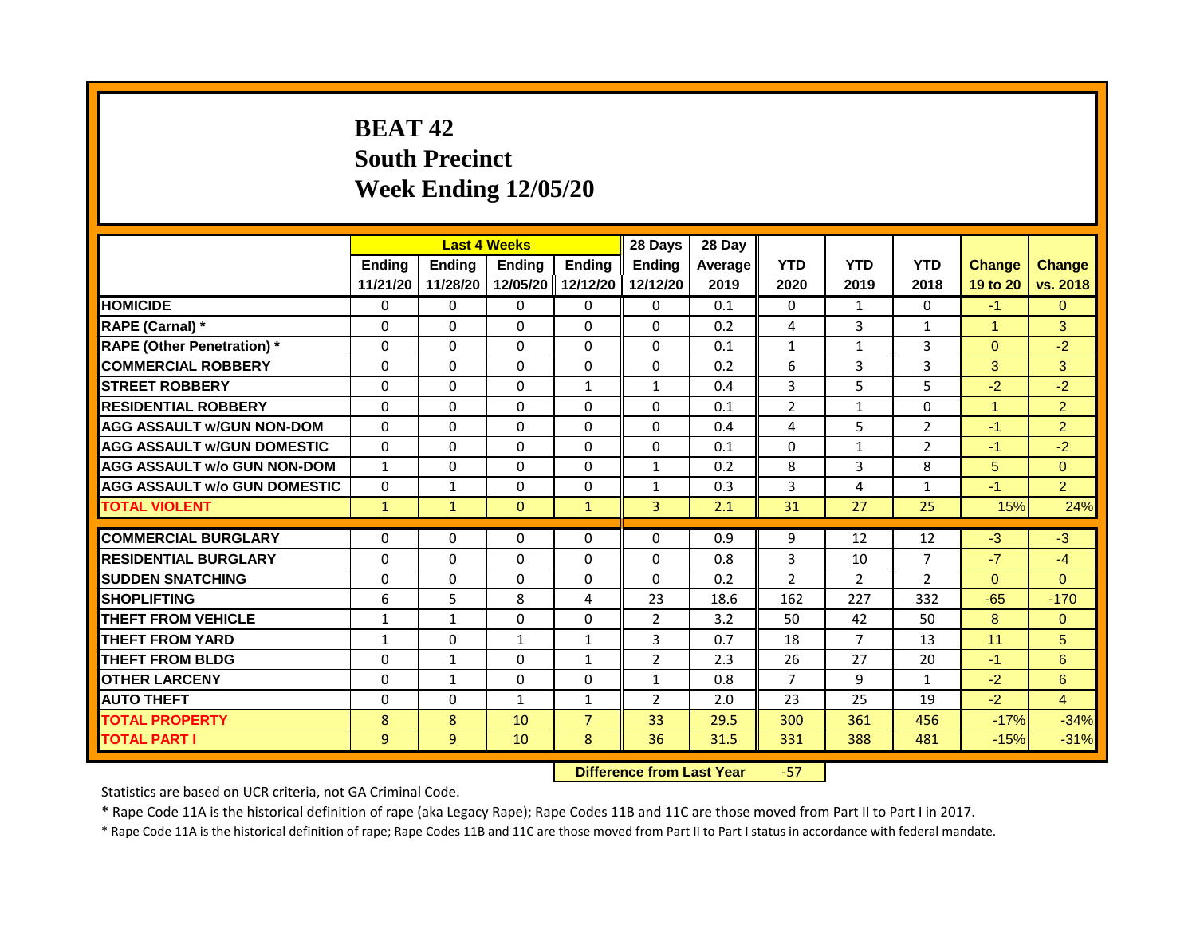# BEAT 42
## South Precinct
## Week Ending 12/05/20

| | Last 4 Weeks | | | | 28 Days | 28 Day | | | | | |
|---|---|---|---|---|---|---|---|---|---|---|---|
| | Ending 11/21/20 | Ending 11/28/20 | Ending 12/05/20 | Ending 12/12/20 | Ending 12/12/20 | Average 2019 | YTD 2020 | YTD 2019 | YTD 2018 | Change 19 to 20 | Change vs. 2018 |
| HOMICIDE | 0 | 0 | 0 | 0 | 0 | 0.1 | 0 | 1 | 0 | -1 | 0 |
| RAPE (Carnal) * | 0 | 0 | 0 | 0 | 0 | 0.2 | 4 | 3 | 1 | 1 | 3 |
| RAPE (Other Penetration) * | 0 | 0 | 0 | 0 | 0 | 0.1 | 1 | 1 | 3 | 0 | -2 |
| COMMERCIAL ROBBERY | 0 | 0 | 0 | 0 | 0 | 0.2 | 6 | 3 | 3 | 3 | 3 |
| STREET ROBBERY | 0 | 0 | 0 | 1 | 1 | 0.4 | 3 | 5 | 5 | -2 | -2 |
| RESIDENTIAL ROBBERY | 0 | 0 | 0 | 0 | 0 | 0.1 | 2 | 1 | 0 | 1 | 2 |
| AGG ASSAULT w/GUN NON-DOM | 0 | 0 | 0 | 0 | 0 | 0.4 | 4 | 5 | 2 | -1 | 2 |
| AGG ASSAULT w/GUN DOMESTIC | 0 | 0 | 0 | 0 | 0 | 0.1 | 0 | 1 | 2 | -1 | -2 |
| AGG ASSAULT w/o GUN NON-DOM | 1 | 0 | 0 | 0 | 1 | 0.2 | 8 | 3 | 8 | 5 | 0 |
| AGG ASSAULT w/o GUN DOMESTIC | 0 | 1 | 0 | 0 | 1 | 0.3 | 3 | 4 | 1 | -1 | 2 |
| TOTAL VIOLENT | 1 | 1 | 0 | 1 | 3 | 2.1 | 31 | 27 | 25 | 15% | 24% |
| COMMERCIAL BURGLARY | 0 | 0 | 0 | 0 | 0 | 0.9 | 9 | 12 | 12 | -3 | -3 |
| RESIDENTIAL BURGLARY | 0 | 0 | 0 | 0 | 0 | 0.8 | 3 | 10 | 7 | -7 | -4 |
| SUDDEN SNATCHING | 0 | 0 | 0 | 0 | 0 | 0.2 | 2 | 2 | 2 | 0 | 0 |
| SHOPLIFTING | 6 | 5 | 8 | 4 | 23 | 18.6 | 162 | 227 | 332 | -65 | -170 |
| THEFT FROM VEHICLE | 1 | 1 | 0 | 0 | 2 | 3.2 | 50 | 42 | 50 | 8 | 0 |
| THEFT FROM YARD | 1 | 0 | 1 | 1 | 3 | 0.7 | 18 | 7 | 13 | 11 | 5 |
| THEFT FROM BLDG | 0 | 1 | 0 | 1 | 2 | 2.3 | 26 | 27 | 20 | -1 | 6 |
| OTHER LARCENY | 0 | 1 | 0 | 0 | 1 | 0.8 | 7 | 9 | 1 | -2 | 6 |
| AUTO THEFT | 0 | 0 | 1 | 1 | 2 | 2.0 | 23 | 25 | 19 | -2 | 4 |
| TOTAL PROPERTY | 8 | 8 | 10 | 7 | 33 | 29.5 | 300 | 361 | 456 | -17% | -34% |
| TOTAL PART I | 9 | 9 | 10 | 8 | 36 | 31.5 | 331 | 388 | 481 | -15% | -31% |

**Difference from Last Year** -57

Statistics are based on UCR criteria, not GA Criminal Code.

* Rape Code 11A is the historical definition of rape (aka Legacy Rape); Rape Codes 11B and 11C are those moved from Part II to Part I in 2017.

* Rape Code 11A is the historical definition of rape; Rape Codes 11B and 11C are those moved from Part II to Part I status in accordance with federal mandate.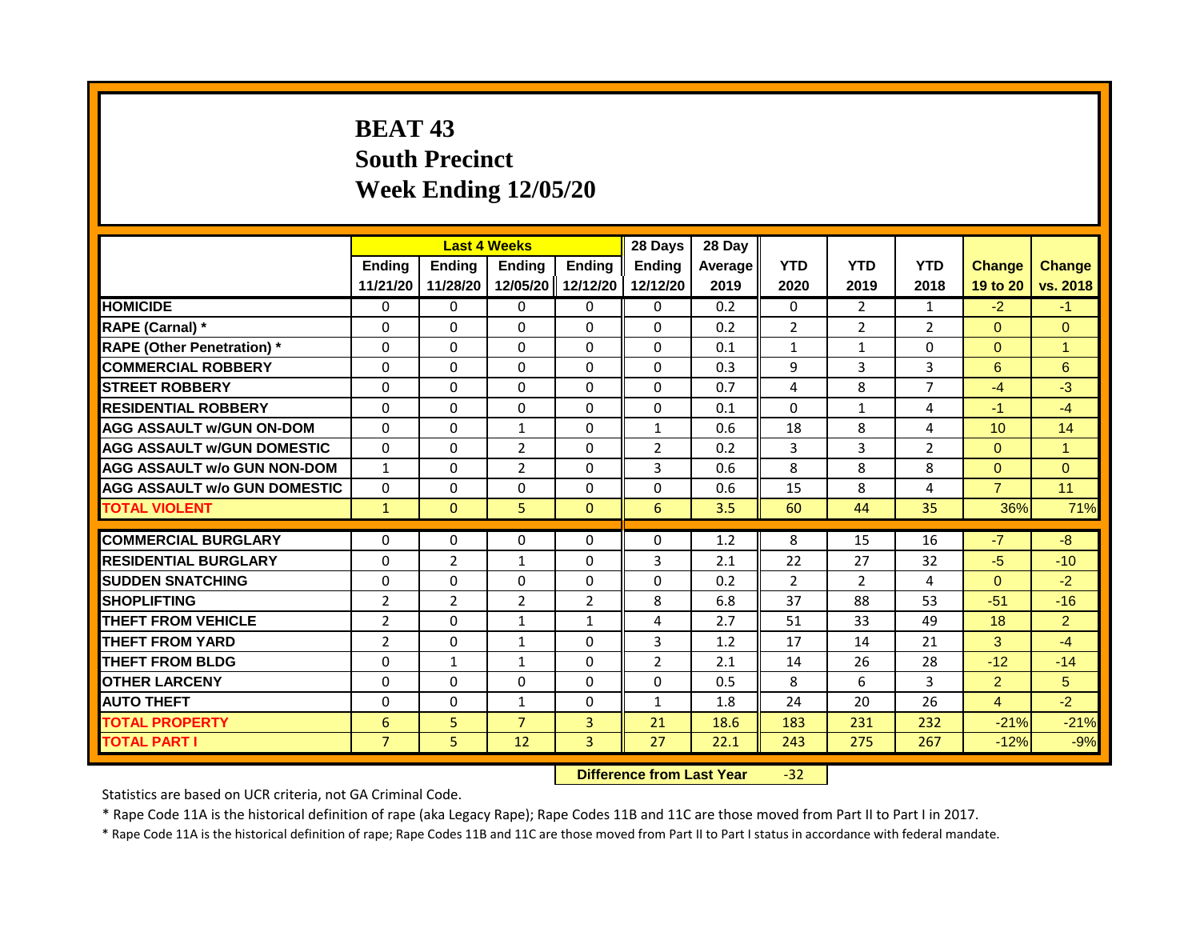# BEAT 43
## South Precinct
## Week Ending 12/05/20

| | Last 4 Weeks | | | | 28 Days | 28 Day | | | | | |
|---|---|---|---|---|---|---|---|---|---|---|---|
| | Ending 11/21/20 | Ending 11/28/20 | Ending 12/05/20 | Ending 12/12/20 | Ending 12/12/20 | Average 2019 | YTD 2020 | YTD 2019 | YTD 2018 | Change 19 to 20 | Change vs. 2018 |
| HOMICIDE | 0 | 0 | 0 | 0 | 0 | 0.2 | 0 | 2 | 1 | -2 | -1 |
| RAPE (Carnal) * | 0 | 0 | 0 | 0 | 0 | 0.2 | 2 | 2 | 2 | 0 | 0 |
| RAPE (Other Penetration) * | 0 | 0 | 0 | 0 | 0 | 0.1 | 1 | 1 | 0 | 0 | 1 |
| COMMERCIAL ROBBERY | 0 | 0 | 0 | 0 | 0 | 0.3 | 9 | 3 | 3 | 6 | 6 |
| STREET ROBBERY | 0 | 0 | 0 | 0 | 0 | 0.7 | 4 | 8 | 7 | -4 | -3 |
| RESIDENTIAL ROBBERY | 0 | 0 | 0 | 0 | 0 | 0.1 | 0 | 1 | 4 | -1 | -4 |
| AGG ASSAULT w/GUN ON-DOM | 0 | 0 | 1 | 0 | 1 | 0.6 | 18 | 8 | 4 | 10 | 14 |
| AGG ASSAULT w/GUN DOMESTIC | 0 | 0 | 2 | 0 | 2 | 0.2 | 3 | 3 | 2 | 0 | 1 |
| AGG ASSAULT w/o GUN NON-DOM | 1 | 0 | 2 | 0 | 3 | 0.6 | 8 | 8 | 8 | 0 | 0 |
| AGG ASSAULT w/o GUN DOMESTIC | 0 | 0 | 0 | 0 | 0 | 0.6 | 15 | 8 | 4 | 7 | 11 |
| TOTAL VIOLENT | 1 | 0 | 5 | 0 | 6 | 3.5 | 60 | 44 | 35 | 36% | 71% |
| COMMERCIAL BURGLARY | 0 | 0 | 0 | 0 | 0 | 1.2 | 8 | 15 | 16 | -7 | -8 |
| RESIDENTIAL BURGLARY | 0 | 2 | 1 | 0 | 3 | 2.1 | 22 | 27 | 32 | -5 | -10 |
| SUDDEN SNATCHING | 0 | 0 | 0 | 0 | 0 | 0.2 | 2 | 2 | 4 | 0 | -2 |
| SHOPLIFTING | 2 | 2 | 2 | 2 | 8 | 6.8 | 37 | 88 | 53 | -51 | -16 |
| THEFT FROM VEHICLE | 2 | 0 | 1 | 1 | 4 | 2.7 | 51 | 33 | 49 | 18 | 2 |
| THEFT FROM YARD | 2 | 0 | 1 | 0 | 3 | 1.2 | 17 | 14 | 21 | 3 | -4 |
| THEFT FROM BLDG | 0 | 1 | 1 | 0 | 2 | 2.1 | 14 | 26 | 28 | -12 | -14 |
| OTHER LARCENY | 0 | 0 | 0 | 0 | 0 | 0.5 | 8 | 6 | 3 | 2 | 5 |
| AUTO THEFT | 0 | 0 | 1 | 0 | 1 | 1.8 | 24 | 20 | 26 | 4 | -2 |
| TOTAL PROPERTY | 6 | 5 | 7 | 3 | 21 | 18.6 | 183 | 231 | 232 | -21% | -21% |
| TOTAL PART I | 7 | 5 | 12 | 3 | 27 | 22.1 | 243 | 275 | 267 | -12% | -9% |

**Difference from Last Year** -32

Statistics are based on UCR criteria, not GA Criminal Code.

* Rape Code 11A is the historical definition of rape (aka Legacy Rape); Rape Codes 11B and 11C are those moved from Part II to Part I in 2017.

* Rape Code 11A is the historical definition of rape; Rape Codes 11B and 11C are those moved from Part II to Part I status in accordance with federal mandate.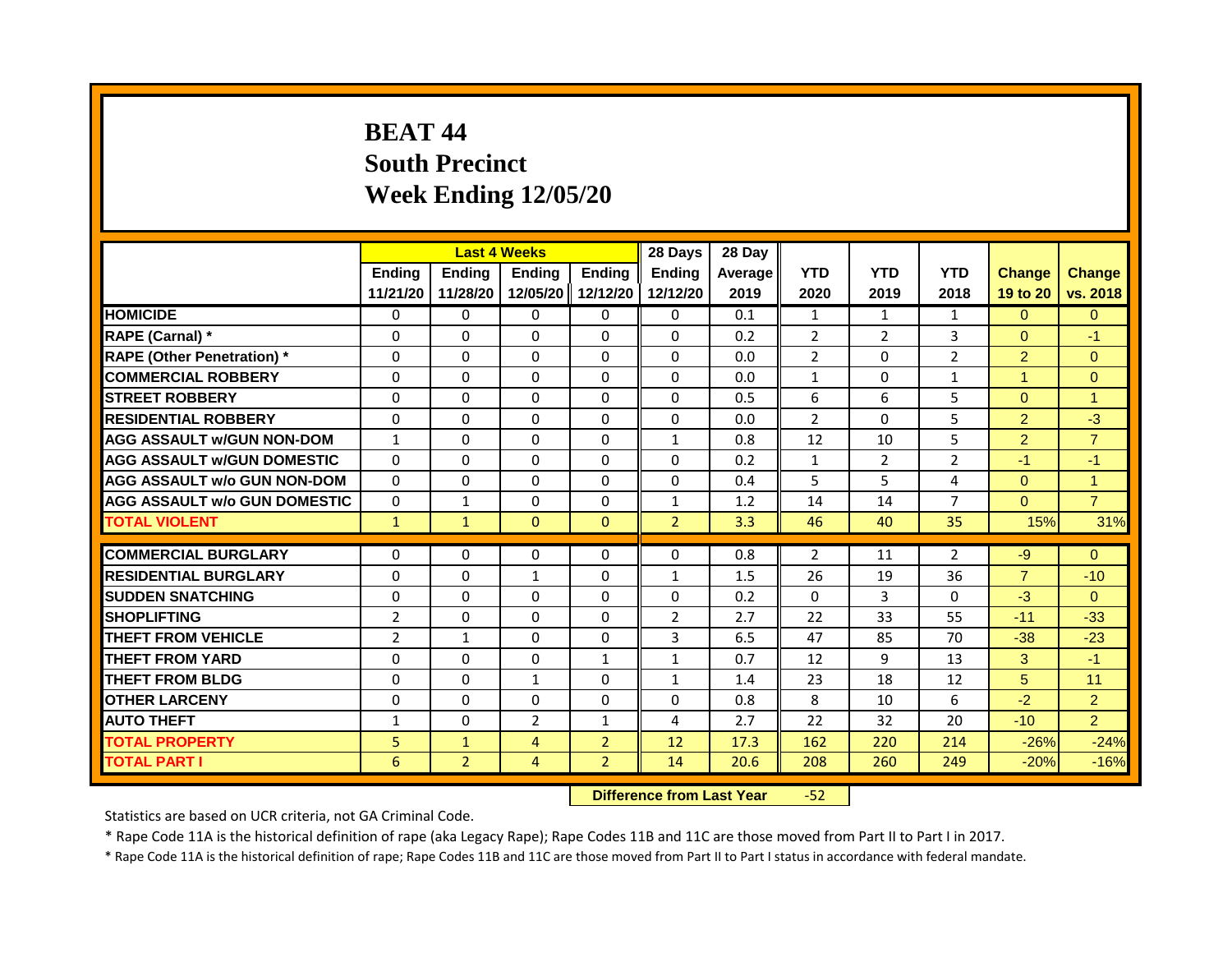# BEAT 44
# South Precinct
# Week Ending 12/05/20

| | Last 4 Weeks | | | | 28 Days | 28 Day | | | | | |
|---|---|---|---|---|---|---|---|---|---|---|---|
| | Ending 11/21/20 | Ending 11/28/20 | Ending 12/05/20 | Ending 12/12/20 | Ending 12/12/20 | Average 2019 | YTD 2020 | YTD 2019 | YTD 2018 | Change 19 to 20 | Change vs. 2018 |
| HOMICIDE | 0 | 0 | 0 | 0 | 0 | 0.1 | 1 | 1 | 1 | 0 | 0 |
| RAPE (Carnal) * | 0 | 0 | 0 | 0 | 0 | 0.2 | 2 | 2 | 3 | 0 | -1 |
| RAPE (Other Penetration) * | 0 | 0 | 0 | 0 | 0 | 0.0 | 2 | 0 | 2 | 2 | 0 |
| COMMERCIAL ROBBERY | 0 | 0 | 0 | 0 | 0 | 0.0 | 1 | 0 | 1 | 1 | 0 |
| STREET ROBBERY | 0 | 0 | 0 | 0 | 0 | 0.5 | 6 | 6 | 5 | 0 | 1 |
| RESIDENTIAL ROBBERY | 0 | 0 | 0 | 0 | 0 | 0.0 | 2 | 0 | 5 | 2 | -3 |
| AGG ASSAULT w/GUN NON-DOM | 1 | 0 | 0 | 0 | 1 | 0.8 | 12 | 10 | 5 | 2 | 7 |
| AGG ASSAULT w/GUN DOMESTIC | 0 | 0 | 0 | 0 | 0 | 0.2 | 1 | 2 | 2 | -1 | -1 |
| AGG ASSAULT w/o GUN NON-DOM | 0 | 0 | 0 | 0 | 0 | 0.4 | 5 | 5 | 4 | 0 | 1 |
| AGG ASSAULT w/o GUN DOMESTIC | 0 | 1 | 0 | 0 | 1 | 1.2 | 14 | 14 | 7 | 0 | 7 |
| TOTAL VIOLENT | 1 | 1 | 0 | 0 | 2 | 3.3 | 46 | 40 | 35 | 15% | 31% |
| COMMERCIAL BURGLARY | 0 | 0 | 0 | 0 | 0 | 0.8 | 2 | 11 | 2 | -9 | 0 |
| RESIDENTIAL BURGLARY | 0 | 0 | 1 | 0 | 1 | 1.5 | 26 | 19 | 36 | 7 | -10 |
| SUDDEN SNATCHING | 0 | 0 | 0 | 0 | 0 | 0.2 | 0 | 3 | 0 | -3 | 0 |
| SHOPLIFTING | 2 | 0 | 0 | 0 | 2 | 2.7 | 22 | 33 | 55 | -11 | -33 |
| THEFT FROM VEHICLE | 2 | 1 | 0 | 0 | 3 | 6.5 | 47 | 85 | 70 | -38 | -23 |
| THEFT FROM YARD | 0 | 0 | 0 | 1 | 1 | 0.7 | 12 | 9 | 13 | 3 | -1 |
| THEFT FROM BLDG | 0 | 0 | 1 | 0 | 1 | 1.4 | 23 | 18 | 12 | 5 | 11 |
| OTHER LARCENY | 0 | 0 | 0 | 0 | 0 | 0.8 | 8 | 10 | 6 | -2 | 2 |
| AUTO THEFT | 1 | 0 | 2 | 1 | 4 | 2.7 | 22 | 32 | 20 | -10 | 2 |
| TOTAL PROPERTY | 5 | 1 | 4 | 2 | 12 | 17.3 | 162 | 220 | 214 | -26% | -24% |
| TOTAL PART I | 6 | 2 | 4 | 2 | 14 | 20.6 | 208 | 260 | 249 | -20% | -16% |

**Difference from Last Year** -52

Statistics are based on UCR criteria, not GA Criminal Code.

* Rape Code 11A is the historical definition of rape (aka Legacy Rape); Rape Codes 11B and 11C are those moved from Part II to Part I in 2017.

* Rape Code 11A is the historical definition of rape; Rape Codes 11B and 11C are those moved from Part II to Part I status in accordance with federal mandate.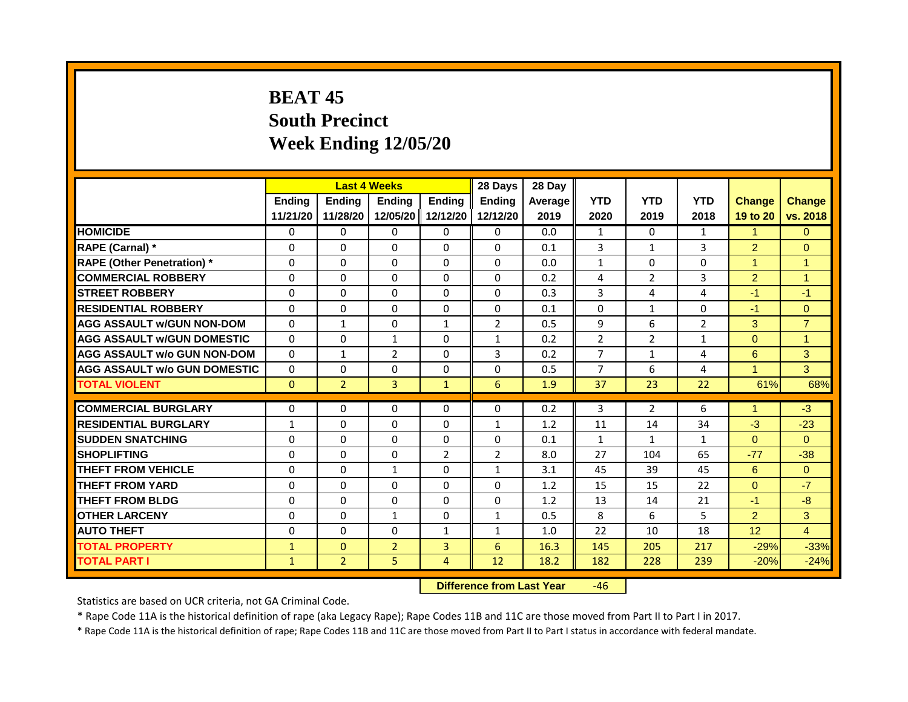# BEAT 45
## South Precinct
## Week Ending 12/05/20

| | Last 4 Weeks | | | | 28 Days | 28 Day | | | | | |
|---|---|---|---|---|---|---|---|---|---|---|---|
| | Ending 11/21/20 | Ending 11/28/20 | Ending 12/05/20 | Ending 12/12/20 | Ending 12/12/20 | Average 2019 | YTD 2020 | YTD 2019 | YTD 2018 | Change 19 to 20 | Change vs. 2018 |
| HOMICIDE | 0 | 0 | 0 | 0 | 0 | 0.0 | 1 | 0 | 1 | 1 | 0 |
| RAPE (Carnal) * | 0 | 0 | 0 | 0 | 0 | 0.1 | 3 | 1 | 3 | 2 | 0 |
| RAPE (Other Penetration) * | 0 | 0 | 0 | 0 | 0 | 0.0 | 1 | 0 | 0 | 1 | 1 |
| COMMERCIAL ROBBERY | 0 | 0 | 0 | 0 | 0 | 0.2 | 4 | 2 | 3 | 2 | 1 |
| STREET ROBBERY | 0 | 0 | 0 | 0 | 0 | 0.3 | 3 | 4 | 4 | -1 | -1 |
| RESIDENTIAL ROBBERY | 0 | 0 | 0 | 0 | 0 | 0.1 | 0 | 1 | 0 | -1 | 0 |
| AGG ASSAULT w/GUN NON-DOM | 0 | 1 | 0 | 1 | 2 | 0.5 | 9 | 6 | 2 | 3 | 7 |
| AGG ASSAULT w/GUN DOMESTIC | 0 | 0 | 1 | 0 | 1 | 0.2 | 2 | 2 | 1 | 0 | 1 |
| AGG ASSAULT w/o GUN NON-DOM | 0 | 1 | 2 | 0 | 3 | 0.2 | 7 | 1 | 4 | 6 | 3 |
| AGG ASSAULT w/o GUN DOMESTIC | 0 | 0 | 0 | 0 | 0 | 0.5 | 7 | 6 | 4 | 1 | 3 |
| TOTAL VIOLENT | 0 | 2 | 3 | 1 | 6 | 1.9 | 37 | 23 | 22 | 61% | 68% |
| COMMERCIAL BURGLARY | 0 | 0 | 0 | 0 | 0 | 0.2 | 3 | 2 | 6 | 1 | -3 |
| RESIDENTIAL BURGLARY | 1 | 0 | 0 | 0 | 1 | 1.2 | 11 | 14 | 34 | -3 | -23 |
| SUDDEN SNATCHING | 0 | 0 | 0 | 0 | 0 | 0.1 | 1 | 1 | 1 | 0 | 0 |
| SHOPLIFTING | 0 | 0 | 0 | 2 | 2 | 8.0 | 27 | 104 | 65 | -77 | -38 |
| THEFT FROM VEHICLE | 0 | 0 | 1 | 0 | 1 | 3.1 | 45 | 39 | 45 | 6 | 0 |
| THEFT FROM YARD | 0 | 0 | 0 | 0 | 0 | 1.2 | 15 | 15 | 22 | 0 | -7 |
| THEFT FROM BLDG | 0 | 0 | 0 | 0 | 0 | 1.2 | 13 | 14 | 21 | -1 | -8 |
| OTHER LARCENY | 0 | 0 | 1 | 0 | 1 | 0.5 | 8 | 6 | 5 | 2 | 3 |
| AUTO THEFT | 0 | 0 | 0 | 1 | 1 | 1.0 | 22 | 10 | 18 | 12 | 4 |
| TOTAL PROPERTY | 1 | 0 | 2 | 3 | 6 | 16.3 | 145 | 205 | 217 | -29% | -33% |
| TOTAL PART I | 1 | 2 | 5 | 4 | 12 | 18.2 | 182 | 228 | 239 | -20% | -24% |

**Difference from Last Year** -46

Statistics are based on UCR criteria, not GA Criminal Code.

* Rape Code 11A is the historical definition of rape (aka Legacy Rape); Rape Codes 11B and 11C are those moved from Part II to Part I in 2017.

* Rape Code 11A is the historical definition of rape; Rape Codes 11B and 11C are those moved from Part II to Part I status in accordance with federal mandate.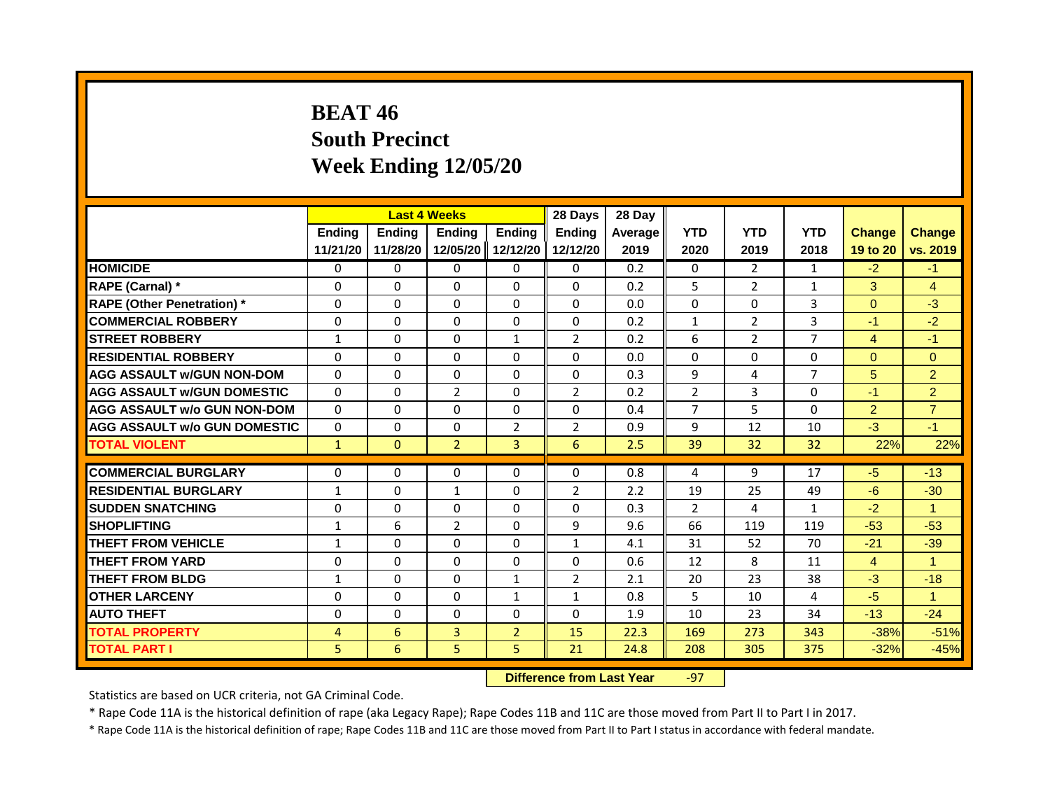# BEAT 46
## South Precinct
## Week Ending 12/05/20

| | Last 4 Weeks | | | | 28 Days | 28 Day | | | | | |
|---|---|---|---|---|---|---|---|---|---|---|---|
| | Ending 11/21/20 | Ending 11/28/20 | Ending 12/05/20 | Ending 12/12/20 | Ending 12/12/20 | Average 2019 | YTD 2020 | YTD 2019 | YTD 2018 | Change 19 to 20 | Change vs. 2019 |
| **HOMICIDE** | 0 | 0 | 0 | 0 | 0 | 0.2 | 0 | 2 | 1 | -2 | -1 |
| **RAPE (Carnal) *** | 0 | 0 | 0 | 0 | 0 | 0.2 | 5 | 2 | 1 | 3 | 4 |
| **RAPE (Other Penetration) *** | 0 | 0 | 0 | 0 | 0 | 0.0 | 0 | 0 | 3 | 0 | -3 |
| **COMMERCIAL ROBBERY** | 0 | 0 | 0 | 0 | 0 | 0.2 | 1 | 2 | 3 | -1 | -2 |
| **STREET ROBBERY** | 1 | 0 | 0 | 1 | 2 | 0.2 | 6 | 2 | 7 | 4 | -1 |
| **RESIDENTIAL ROBBERY** | 0 | 0 | 0 | 0 | 0 | 0.0 | 0 | 0 | 0 | 0 | 0 |
| **AGG ASSAULT w/GUN NON-DOM** | 0 | 0 | 0 | 0 | 0 | 0.3 | 9 | 4 | 7 | 5 | 2 |
| **AGG ASSAULT w/GUN DOMESTIC** | 0 | 0 | 2 | 0 | 2 | 0.2 | 2 | 3 | 0 | -1 | 2 |
| **AGG ASSAULT w/o GUN NON-DOM** | 0 | 0 | 0 | 0 | 0 | 0.4 | 7 | 5 | 0 | 2 | 7 |
| **AGG ASSAULT w/o GUN DOMESTIC** | 0 | 0 | 0 | 2 | 2 | 0.9 | 9 | 12 | 10 | -3 | -1 |
| **TOTAL VIOLENT** | 1 | 0 | 2 | 3 | 6 | 2.5 | 39 | 32 | 32 | 22% | 22% |
| **COMMERCIAL BURGLARY** | 0 | 0 | 0 | 0 | 0 | 0.8 | 4 | 9 | 17 | -5 | -13 |
| **RESIDENTIAL BURGLARY** | 1 | 0 | 1 | 0 | 2 | 2.2 | 19 | 25 | 49 | -6 | -30 |
| **SUDDEN SNATCHING** | 0 | 0 | 0 | 0 | 0 | 0.3 | 2 | 4 | 1 | -2 | 1 |
| **SHOPLIFTING** | 1 | 6 | 2 | 0 | 9 | 9.6 | 66 | 119 | 119 | -53 | -53 |
| **THEFT FROM VEHICLE** | 1 | 0 | 0 | 0 | 1 | 4.1 | 31 | 52 | 70 | -21 | -39 |
| **THEFT FROM YARD** | 0 | 0 | 0 | 0 | 0 | 0.6 | 12 | 8 | 11 | 4 | 1 |
| **THEFT FROM BLDG** | 1 | 0 | 0 | 1 | 2 | 2.1 | 20 | 23 | 38 | -3 | -18 |
| **OTHER LARCENY** | 0 | 0 | 0 | 1 | 1 | 0.8 | 5 | 10 | 4 | -5 | 1 |
| **AUTO THEFT** | 0 | 0 | 0 | 0 | 0 | 1.9 | 10 | 23 | 34 | -13 | -24 |
| **TOTAL PROPERTY** | 4 | 6 | 3 | 2 | 15 | 22.3 | 169 | 273 | 343 | -38% | -51% |
| **TOTAL PART I** | 5 | 6 | 5 | 5 | 21 | 24.8 | 208 | 305 | 375 | -32% | -45% |

**Difference from Last Year** -97

Statistics are based on UCR criteria, not GA Criminal Code.

* Rape Code 11A is the historical definition of rape (aka Legacy Rape); Rape Codes 11B and 11C are those moved from Part II to Part I in 2017.

* Rape Code 11A is the historical definition of rape; Rape Codes 11B and 11C are those moved from Part II to Part I status in accordance with federal mandate.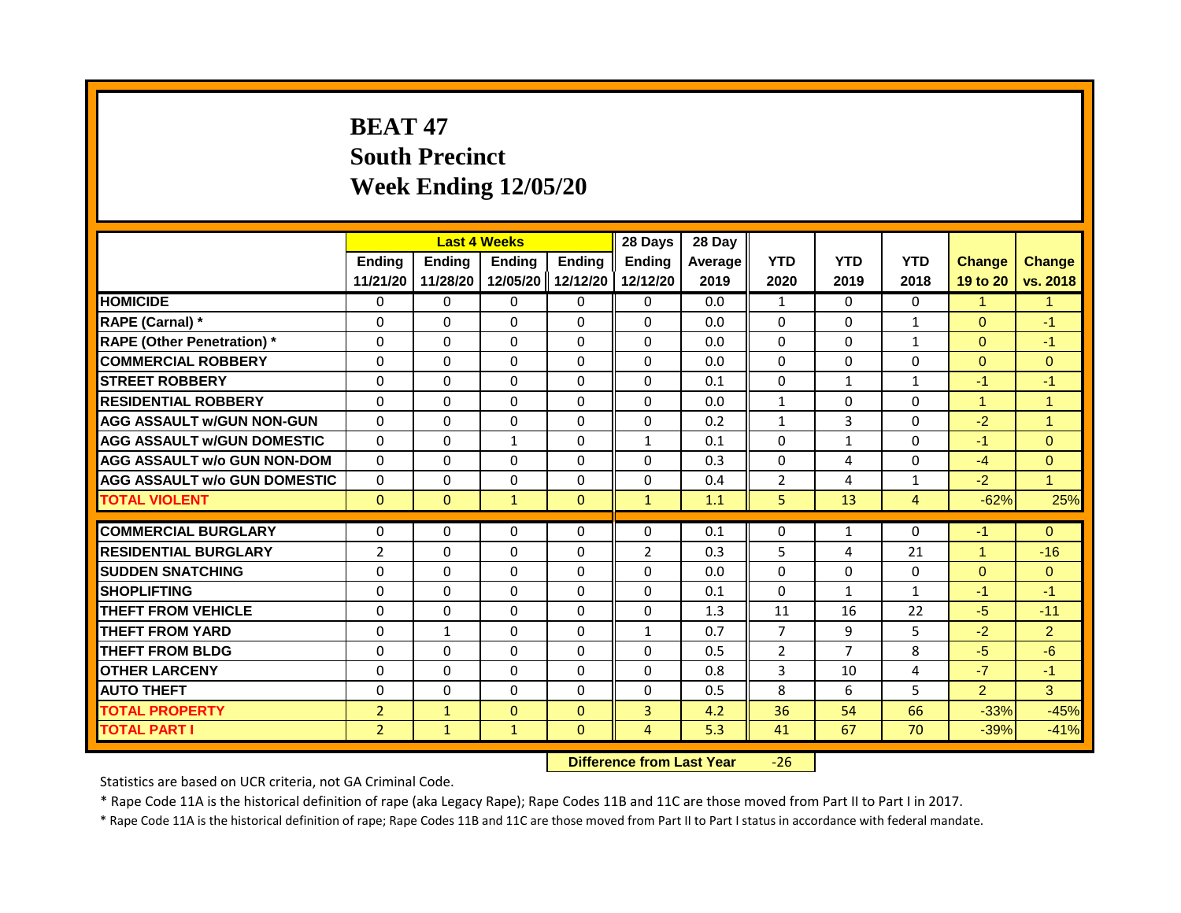# BEAT 47
## South Precinct
## Week Ending 12/05/20

| | Last 4 Weeks | | | | 28 Days | 28 Day | | | | | |
|---|---|---|---|---|---|---|---|---|---|---|---|
| | Ending 11/21/20 | Ending 11/28/20 | Ending 12/05/20 | Ending 12/12/20 | Ending 12/12/20 | Average 2019 | YTD 2020 | YTD 2019 | YTD 2018 | Change 19 to 20 | Change vs. 2018 |
| HOMICIDE | 0 | 0 | 0 | 0 | 0 | 0.0 | 1 | 0 | 0 | 1 | 1 |
| RAPE (Carnal) * | 0 | 0 | 0 | 0 | 0 | 0.0 | 0 | 0 | 1 | 0 | -1 |
| RAPE (Other Penetration) * | 0 | 0 | 0 | 0 | 0 | 0.0 | 0 | 0 | 1 | 0 | -1 |
| COMMERCIAL ROBBERY | 0 | 0 | 0 | 0 | 0 | 0.0 | 0 | 0 | 0 | 0 | 0 |
| STREET ROBBERY | 0 | 0 | 0 | 0 | 0 | 0.1 | 0 | 1 | 1 | -1 | -1 |
| RESIDENTIAL ROBBERY | 0 | 0 | 0 | 0 | 0 | 0.0 | 1 | 0 | 0 | 1 | 1 |
| AGG ASSAULT w/GUN NON-GUN | 0 | 0 | 0 | 0 | 0 | 0.2 | 1 | 3 | 0 | -2 | 1 |
| AGG ASSAULT w/GUN DOMESTIC | 0 | 0 | 1 | 0 | 1 | 0.1 | 0 | 1 | 0 | -1 | 0 |
| AGG ASSAULT w/o GUN NON-DOM | 0 | 0 | 0 | 0 | 0 | 0.3 | 0 | 4 | 0 | -4 | 0 |
| AGG ASSAULT w/o GUN DOMESTIC | 0 | 0 | 0 | 0 | 0 | 0.4 | 2 | 4 | 1 | -2 | 1 |
| TOTAL VIOLENT | 0 | 0 | 1 | 0 | 1 | 1.1 | 5 | 13 | 4 | -62% | 25% |
| COMMERCIAL BURGLARY | 0 | 0 | 0 | 0 | 0 | 0.1 | 0 | 1 | 0 | -1 | 0 |
| RESIDENTIAL BURGLARY | 2 | 0 | 0 | 0 | 2 | 0.3 | 5 | 4 | 21 | 1 | -16 |
| SUDDEN SNATCHING | 0 | 0 | 0 | 0 | 0 | 0.0 | 0 | 0 | 0 | 0 | 0 |
| SHOPLIFTING | 0 | 0 | 0 | 0 | 0 | 0.1 | 0 | 1 | 1 | -1 | -1 |
| THEFT FROM VEHICLE | 0 | 0 | 0 | 0 | 0 | 1.3 | 11 | 16 | 22 | -5 | -11 |
| THEFT FROM YARD | 0 | 1 | 0 | 0 | 1 | 0.7 | 7 | 9 | 5 | -2 | 2 |
| THEFT FROM BLDG | 0 | 0 | 0 | 0 | 0 | 0.5 | 2 | 7 | 8 | -5 | -6 |
| OTHER LARCENY | 0 | 0 | 0 | 0 | 0 | 0.8 | 3 | 10 | 4 | -7 | -1 |
| AUTO THEFT | 0 | 0 | 0 | 0 | 0 | 0.5 | 8 | 6 | 5 | 2 | 3 |
| TOTAL PROPERTY | 2 | 1 | 0 | 0 | 3 | 4.2 | 36 | 54 | 66 | -33% | -45% |
| TOTAL PART I | 2 | 1 | 1 | 0 | 4 | 5.3 | 41 | 67 | 70 | -39% | -41% |

**Difference from Last Year** -26

Statistics are based on UCR criteria, not GA Criminal Code.

* Rape Code 11A is the historical definition of rape (aka Legacy Rape); Rape Codes 11B and 11C are those moved from Part II to Part I in 2017.

* Rape Code 11A is the historical definition of rape; Rape Codes 11B and 11C are those moved from Part II to Part I status in accordance with federal mandate.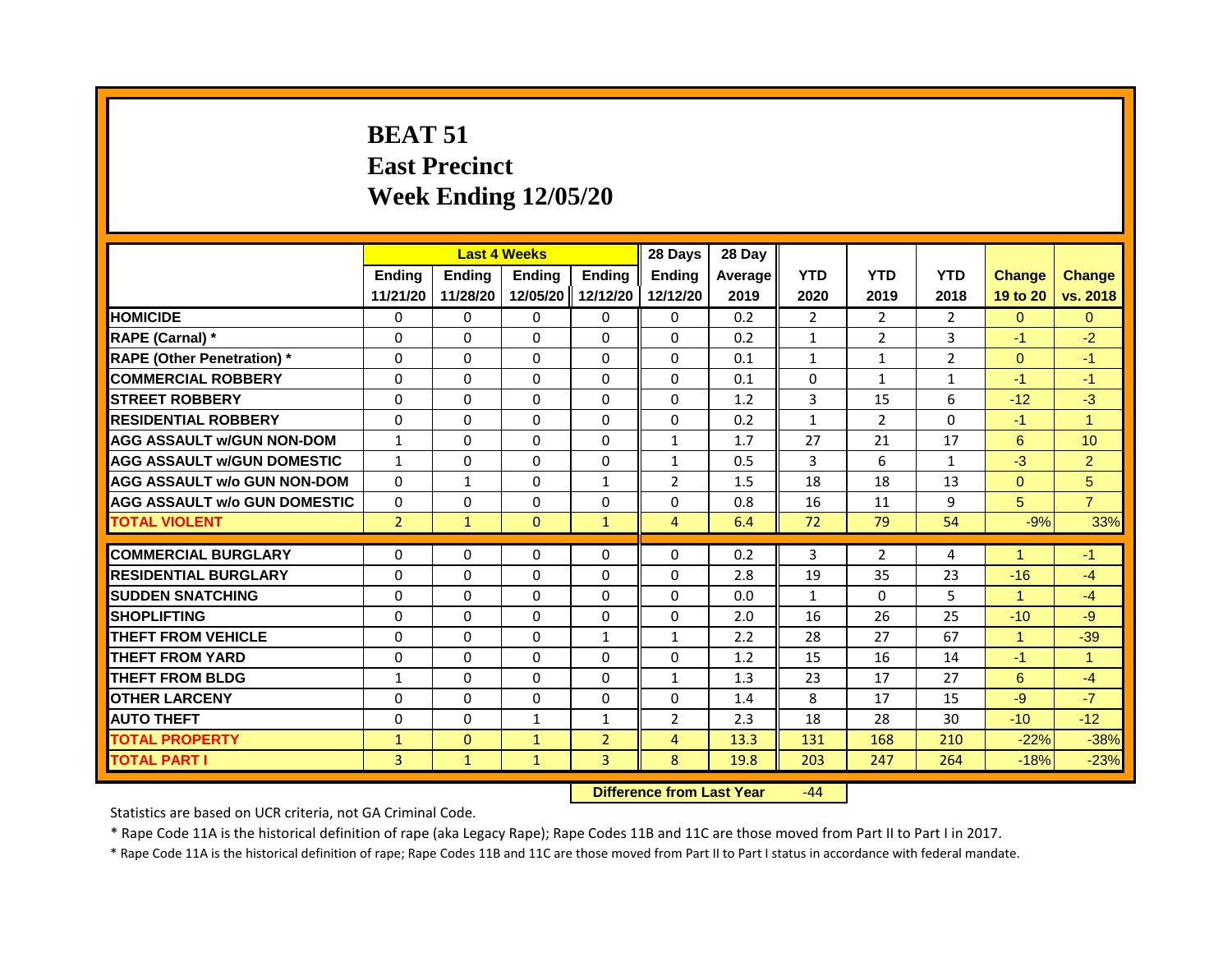# BEAT 51
## East Precinct
## Week Ending 12/05/20

| | Last 4 Weeks | | | | 28 Days | 28 Day | | | | | |
|---|---|---|---|---|---|---|---|---|---|---|---|
| | Ending 11/21/20 | Ending 11/28/20 | Ending 12/05/20 | Ending 12/12/20 | Ending 12/12/20 | Average 2019 | YTD 2020 | YTD 2019 | YTD 2018 | Change 19 to 20 | Change vs. 2018 |
| HOMICIDE | 0 | 0 | 0 | 0 | 0 | 0.2 | 2 | 2 | 2 | 0 | 0 |
| RAPE (Carnal) * | 0 | 0 | 0 | 0 | 0 | 0.2 | 1 | 2 | 3 | -1 | -2 |
| RAPE (Other Penetration) * | 0 | 0 | 0 | 0 | 0 | 0.1 | 1 | 1 | 2 | 0 | -1 |
| COMMERCIAL ROBBERY | 0 | 0 | 0 | 0 | 0 | 0.1 | 0 | 1 | 1 | -1 | -1 |
| STREET ROBBERY | 0 | 0 | 0 | 0 | 0 | 1.2 | 3 | 15 | 6 | -12 | -3 |
| RESIDENTIAL ROBBERY | 0 | 0 | 0 | 0 | 0 | 0.2 | 1 | 2 | 0 | -1 | 1 |
| AGG ASSAULT w/GUN NON-DOM | 1 | 0 | 0 | 0 | 1 | 1.7 | 27 | 21 | 17 | 6 | 10 |
| AGG ASSAULT w/GUN DOMESTIC | 1 | 0 | 0 | 0 | 1 | 0.5 | 3 | 6 | 1 | -3 | 2 |
| AGG ASSAULT w/o GUN NON-DOM | 0 | 1 | 0 | 1 | 2 | 1.5 | 18 | 18 | 13 | 0 | 5 |
| AGG ASSAULT w/o GUN DOMESTIC | 0 | 0 | 0 | 0 | 0 | 0.8 | 16 | 11 | 9 | 5 | 7 |
| TOTAL VIOLENT | 2 | 1 | 0 | 1 | 4 | 6.4 | 72 | 79 | 54 | -9% | 33% |
| COMMERCIAL BURGLARY | 0 | 0 | 0 | 0 | 0 | 0.2 | 3 | 2 | 4 | 1 | -1 |
| RESIDENTIAL BURGLARY | 0 | 0 | 0 | 0 | 0 | 2.8 | 19 | 35 | 23 | -16 | -4 |
| SUDDEN SNATCHING | 0 | 0 | 0 | 0 | 0 | 0.0 | 1 | 0 | 5 | 1 | -4 |
| SHOPLIFTING | 0 | 0 | 0 | 0 | 0 | 2.0 | 16 | 26 | 25 | -10 | -9 |
| THEFT FROM VEHICLE | 0 | 0 | 0 | 1 | 1 | 2.2 | 28 | 27 | 67 | 1 | -39 |
| THEFT FROM YARD | 0 | 0 | 0 | 0 | 0 | 1.2 | 15 | 16 | 14 | -1 | 1 |
| THEFT FROM BLDG | 1 | 0 | 0 | 0 | 1 | 1.3 | 23 | 17 | 27 | 6 | -4 |
| OTHER LARCENY | 0 | 0 | 0 | 0 | 0 | 1.4 | 8 | 17 | 15 | -9 | -7 |
| AUTO THEFT | 0 | 0 | 1 | 1 | 2 | 2.3 | 18 | 28 | 30 | -10 | -12 |
| TOTAL PROPERTY | 1 | 0 | 1 | 2 | 4 | 13.3 | 131 | 168 | 210 | -22% | -38% |
| TOTAL PART I | 3 | 1 | 1 | 3 | 8 | 19.8 | 203 | 247 | 264 | -18% | -23% |

**Difference from Last Year** -44

Statistics are based on UCR criteria, not GA Criminal Code.

* Rape Code 11A is the historical definition of rape (aka Legacy Rape); Rape Codes 11B and 11C are those moved from Part II to Part I in 2017.

* Rape Code 11A is the historical definition of rape; Rape Codes 11B and 11C are those moved from Part II to Part I status in accordance with federal mandate.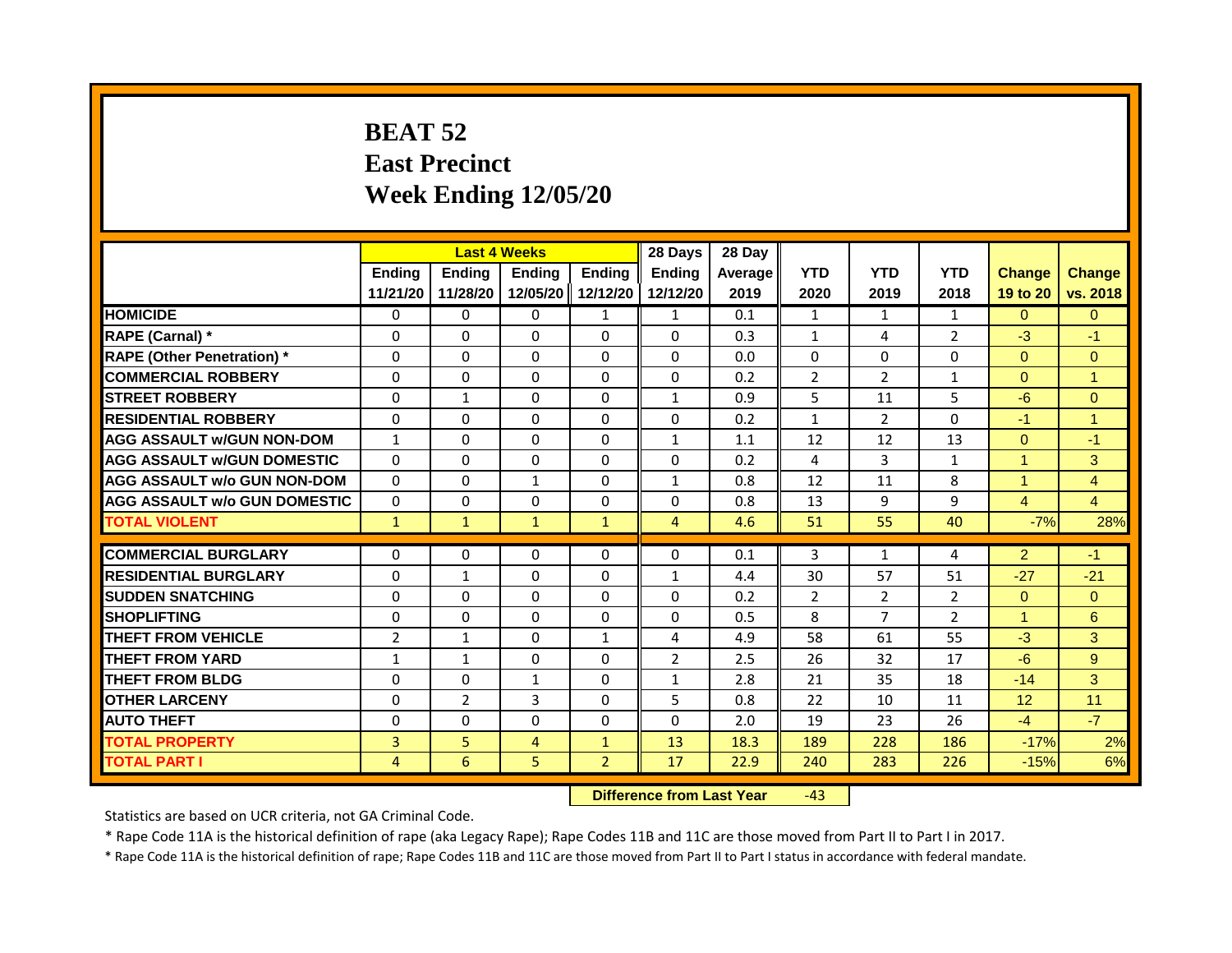# BEAT 52
## East Precinct
## Week Ending 12/05/20

| | Last 4 Weeks | | | | 28 Days | 28 Day | | | | | |
|---|---|---|---|---|---|---|---|---|---|---|---|
| | Ending 11/21/20 | Ending 11/28/20 | Ending 12/05/20 | Ending 12/12/20 | Ending 12/12/20 | Average 2019 | YTD 2020 | YTD 2019 | YTD 2018 | Change 19 to 20 | Change vs. 2018 |
| HOMICIDE | 0 | 0 | 0 | 1 | 1 | 0.1 | 1 | 1 | 1 | 0 | 0 |
| RAPE (Carnal) * | 0 | 0 | 0 | 0 | 0 | 0.3 | 1 | 4 | 2 | -3 | -1 |
| RAPE (Other Penetration) * | 0 | 0 | 0 | 0 | 0 | 0.0 | 0 | 0 | 0 | 0 | 0 |
| COMMERCIAL ROBBERY | 0 | 0 | 0 | 0 | 0 | 0.2 | 2 | 2 | 1 | 0 | 1 |
| STREET ROBBERY | 0 | 1 | 0 | 0 | 1 | 0.9 | 5 | 11 | 5 | -6 | 0 |
| RESIDENTIAL ROBBERY | 0 | 0 | 0 | 0 | 0 | 0.2 | 1 | 2 | 0 | -1 | 1 |
| AGG ASSAULT w/GUN NON-DOM | 1 | 0 | 0 | 0 | 1 | 1.1 | 12 | 12 | 13 | 0 | -1 |
| AGG ASSAULT w/GUN DOMESTIC | 0 | 0 | 0 | 0 | 0 | 0.2 | 4 | 3 | 1 | 1 | 3 |
| AGG ASSAULT w/o GUN NON-DOM | 0 | 0 | 1 | 0 | 1 | 0.8 | 12 | 11 | 8 | 1 | 4 |
| AGG ASSAULT w/o GUN DOMESTIC | 0 | 0 | 0 | 0 | 0 | 0.8 | 13 | 9 | 9 | 4 | 4 |
| TOTAL VIOLENT | 1 | 1 | 1 | 1 | 4 | 4.6 | 51 | 55 | 40 | -7% | 28% |
| COMMERCIAL BURGLARY | 0 | 0 | 0 | 0 | 0 | 0.1 | 3 | 1 | 4 | 2 | -1 |
| RESIDENTIAL BURGLARY | 0 | 1 | 0 | 0 | 1 | 4.4 | 30 | 57 | 51 | -27 | -21 |
| SUDDEN SNATCHING | 0 | 0 | 0 | 0 | 0 | 0.2 | 2 | 2 | 2 | 0 | 0 |
| SHOPLIFTING | 0 | 0 | 0 | 0 | 0 | 0.5 | 8 | 7 | 2 | 1 | 6 |
| THEFT FROM VEHICLE | 2 | 1 | 0 | 1 | 4 | 4.9 | 58 | 61 | 55 | -3 | 3 |
| THEFT FROM YARD | 1 | 1 | 0 | 0 | 2 | 2.5 | 26 | 32 | 17 | -6 | 9 |
| THEFT FROM BLDG | 0 | 0 | 1 | 0 | 1 | 2.8 | 21 | 35 | 18 | -14 | 3 |
| OTHER LARCENY | 0 | 2 | 3 | 0 | 5 | 0.8 | 22 | 10 | 11 | 12 | 11 |
| AUTO THEFT | 0 | 0 | 0 | 0 | 0 | 2.0 | 19 | 23 | 26 | -4 | -7 |
| TOTAL PROPERTY | 3 | 5 | 4 | 1 | 13 | 18.3 | 189 | 228 | 186 | -17% | 2% |
| TOTAL PART I | 4 | 6 | 5 | 2 | 17 | 22.9 | 240 | 283 | 226 | -15% | 6% |

**Difference from Last Year** -43

Statistics are based on UCR criteria, not GA Criminal Code.

* Rape Code 11A is the historical definition of rape (aka Legacy Rape); Rape Codes 11B and 11C are those moved from Part II to Part I in 2017.

* Rape Code 11A is the historical definition of rape; Rape Codes 11B and 11C are those moved from Part II to Part I status in accordance with federal mandate.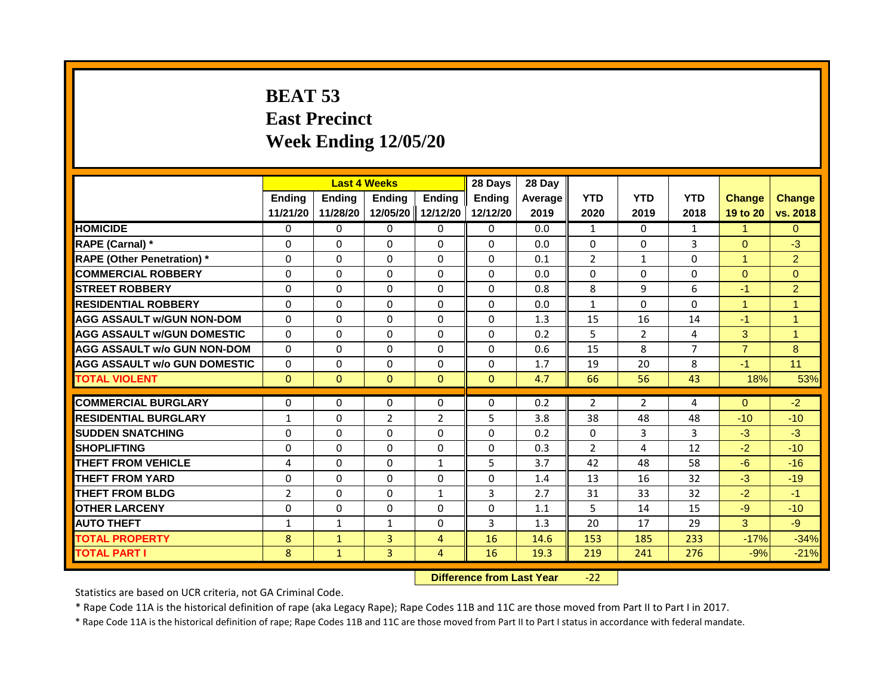# BEAT 53
## East Precinct
## Week Ending 12/05/20

| | Last 4 Weeks | | | | 28 Days | 28 Day | | | | | |
|---|---|---|---|---|---|---|---|---|---|---|---|
| | Ending 11/21/20 | Ending 11/28/20 | Ending 12/05/20 | Ending 12/12/20 | Ending 12/12/20 | Average 2019 | YTD 2020 | YTD 2019 | YTD 2018 | Change 19 to 20 | Change vs. 2018 |
| HOMICIDE | 0 | 0 | 0 | 0 | 0 | 0.0 | 1 | 0 | 1 | 1 | 0 |
| RAPE (Carnal) * | 0 | 0 | 0 | 0 | 0 | 0.0 | 0 | 0 | 3 | 0 | -3 |
| RAPE (Other Penetration) * | 0 | 0 | 0 | 0 | 0 | 0.1 | 2 | 1 | 0 | 1 | 2 |
| COMMERCIAL ROBBERY | 0 | 0 | 0 | 0 | 0 | 0.0 | 0 | 0 | 0 | 0 | 0 |
| STREET ROBBERY | 0 | 0 | 0 | 0 | 0 | 0.8 | 8 | 9 | 6 | -1 | 2 |
| RESIDENTIAL ROBBERY | 0 | 0 | 0 | 0 | 0 | 0.0 | 1 | 0 | 0 | 1 | 1 |
| AGG ASSAULT w/GUN NON-DOM | 0 | 0 | 0 | 0 | 0 | 1.3 | 15 | 16 | 14 | -1 | 1 |
| AGG ASSAULT w/GUN DOMESTIC | 0 | 0 | 0 | 0 | 0 | 0.2 | 5 | 2 | 4 | 3 | 1 |
| AGG ASSAULT w/o GUN NON-DOM | 0 | 0 | 0 | 0 | 0 | 0.6 | 15 | 8 | 7 | 7 | 8 |
| AGG ASSAULT w/o GUN DOMESTIC | 0 | 0 | 0 | 0 | 0 | 1.7 | 19 | 20 | 8 | -1 | 11 |
| TOTAL VIOLENT | 0 | 0 | 0 | 0 | 0 | 4.7 | 66 | 56 | 43 | 18% | 53% |
| COMMERCIAL BURGLARY | 0 | 0 | 0 | 0 | 0 | 0.2 | 2 | 2 | 4 | 0 | -2 |
| RESIDENTIAL BURGLARY | 1 | 0 | 2 | 2 | 5 | 3.8 | 38 | 48 | 48 | -10 | -10 |
| SUDDEN SNATCHING | 0 | 0 | 0 | 0 | 0 | 0.2 | 0 | 3 | 3 | -3 | -3 |
| SHOPLIFTING | 0 | 0 | 0 | 0 | 0 | 0.3 | 2 | 4 | 12 | -2 | -10 |
| THEFT FROM VEHICLE | 4 | 0 | 0 | 1 | 5 | 3.7 | 42 | 48 | 58 | -6 | -16 |
| THEFT FROM YARD | 0 | 0 | 0 | 0 | 0 | 1.4 | 13 | 16 | 32 | -3 | -19 |
| THEFT FROM BLDG | 2 | 0 | 0 | 1 | 3 | 2.7 | 31 | 33 | 32 | -2 | -1 |
| OTHER LARCENY | 0 | 0 | 0 | 0 | 0 | 1.1 | 5 | 14 | 15 | -9 | -10 |
| AUTO THEFT | 1 | 1 | 1 | 0 | 3 | 1.3 | 20 | 17 | 29 | 3 | -9 |
| TOTAL PROPERTY | 8 | 1 | 3 | 4 | 16 | 14.6 | 153 | 185 | 233 | -17% | -34% |
| TOTAL PART I | 8 | 1 | 3 | 4 | 16 | 19.3 | 219 | 241 | 276 | -9% | -21% |

**Difference from Last Year** -22

Statistics are based on UCR criteria, not GA Criminal Code.

* Rape Code 11A is the historical definition of rape (aka Legacy Rape); Rape Codes 11B and 11C are those moved from Part II to Part I in 2017.

* Rape Code 11A is the historical definition of rape; Rape Codes 11B and 11C are those moved from Part II to Part I status in accordance with federal mandate.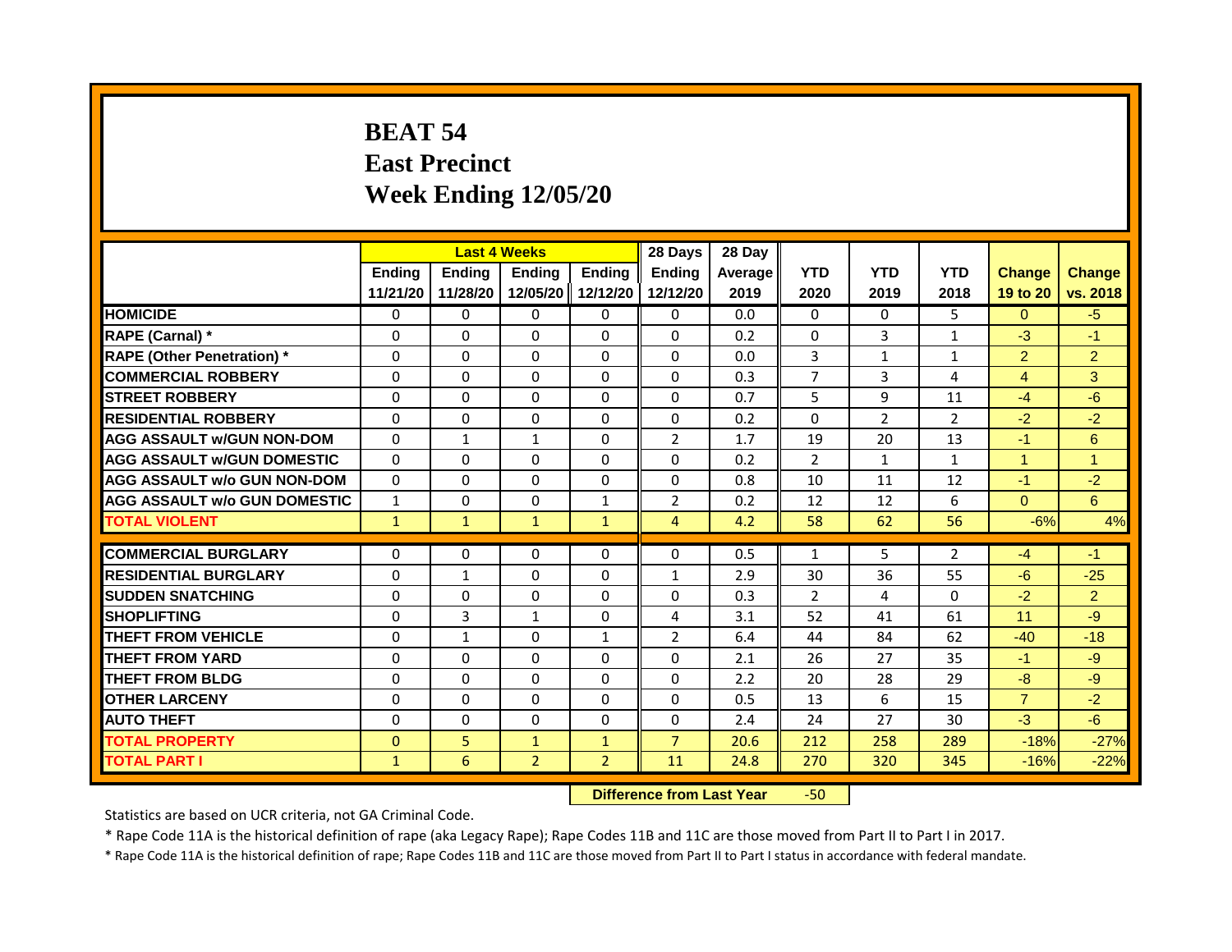# BEAT 54
## East Precinct
## Week Ending 12/05/20

| | Last 4 Weeks | | | | 28 Days | 28 Day | | | | | |
|---|---|---|---|---|---|---|---|---|---|---|---|
| | Ending 11/21/20 | Ending 11/28/20 | Ending 12/05/20 | Ending 12/12/20 | Ending 12/12/20 | Average 2019 | YTD 2020 | YTD 2019 | YTD 2018 | Change 19 to 20 | Change vs. 2018 |
| HOMICIDE | 0 | 0 | 0 | 0 | 0 | 0.0 | 0 | 0 | 5 | 0 | -5 |
| RAPE (Carnal) * | 0 | 0 | 0 | 0 | 0 | 0.2 | 0 | 3 | 1 | -3 | -1 |
| RAPE (Other Penetration) * | 0 | 0 | 0 | 0 | 0 | 0.0 | 3 | 1 | 1 | 2 | 2 |
| COMMERCIAL ROBBERY | 0 | 0 | 0 | 0 | 0 | 0.3 | 7 | 3 | 4 | 4 | 3 |
| STREET ROBBERY | 0 | 0 | 0 | 0 | 0 | 0.7 | 5 | 9 | 11 | -4 | -6 |
| RESIDENTIAL ROBBERY | 0 | 0 | 0 | 0 | 0 | 0.2 | 0 | 2 | 2 | -2 | -2 |
| AGG ASSAULT w/GUN NON-DOM | 0 | 1 | 1 | 0 | 2 | 1.7 | 19 | 20 | 13 | -1 | 6 |
| AGG ASSAULT w/GUN DOMESTIC | 0 | 0 | 0 | 0 | 0 | 0.2 | 2 | 1 | 1 | 1 | 1 |
| AGG ASSAULT w/o GUN NON-DOM | 0 | 0 | 0 | 0 | 0 | 0.8 | 10 | 11 | 12 | -1 | -2 |
| AGG ASSAULT w/o GUN DOMESTIC | 1 | 0 | 0 | 1 | 2 | 0.2 | 12 | 12 | 6 | 0 | 6 |
| TOTAL VIOLENT | 1 | 1 | 1 | 1 | 4 | 4.2 | 58 | 62 | 56 | -6% | 4% |
| COMMERCIAL BURGLARY | 0 | 0 | 0 | 0 | 0 | 0.5 | 1 | 5 | 2 | -4 | -1 |
| RESIDENTIAL BURGLARY | 0 | 1 | 0 | 0 | 1 | 2.9 | 30 | 36 | 55 | -6 | -25 |
| SUDDEN SNATCHING | 0 | 0 | 0 | 0 | 0 | 0.3 | 2 | 4 | 0 | -2 | 2 |
| SHOPLIFTING | 0 | 3 | 1 | 0 | 4 | 3.1 | 52 | 41 | 61 | 11 | -9 |
| THEFT FROM VEHICLE | 0 | 1 | 0 | 1 | 2 | 6.4 | 44 | 84 | 62 | -40 | -18 |
| THEFT FROM YARD | 0 | 0 | 0 | 0 | 0 | 2.1 | 26 | 27 | 35 | -1 | -9 |
| THEFT FROM BLDG | 0 | 0 | 0 | 0 | 0 | 2.2 | 20 | 28 | 29 | -8 | -9 |
| OTHER LARCENY | 0 | 0 | 0 | 0 | 0 | 0.5 | 13 | 6 | 15 | 7 | -2 |
| AUTO THEFT | 0 | 0 | 0 | 0 | 0 | 2.4 | 24 | 27 | 30 | -3 | -6 |
| TOTAL PROPERTY | 0 | 5 | 1 | 1 | 7 | 20.6 | 212 | 258 | 289 | -18% | -27% |
| TOTAL PART I | 1 | 6 | 2 | 2 | 11 | 24.8 | 270 | 320 | 345 | -16% | -22% |

**Difference from Last Year** -50

Statistics are based on UCR criteria, not GA Criminal Code.

* Rape Code 11A is the historical definition of rape (aka Legacy Rape); Rape Codes 11B and 11C are those moved from Part II to Part I in 2017.

* Rape Code 11A is the historical definition of rape; Rape Codes 11B and 11C are those moved from Part II to Part I status in accordance with federal mandate.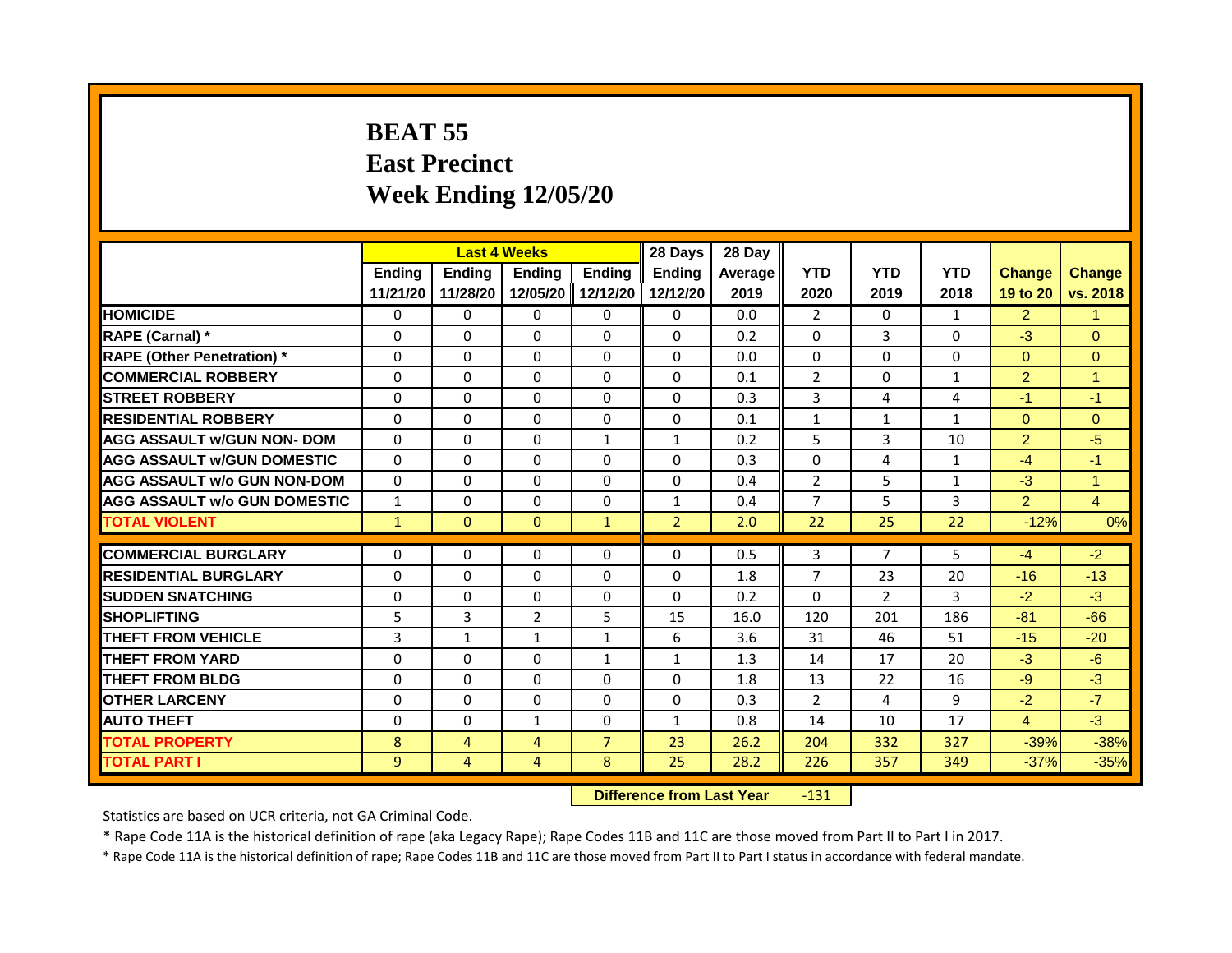# BEAT 55
## East Precinct
## Week Ending 12/05/20

| | Last 4 Weeks | | | | 28 Days | 28 Day | | | | | |
|---|---|---|---|---|---|---|---|---|---|---|---|
| | Ending 11/21/20 | Ending 11/28/20 | Ending 12/05/20 | Ending 12/12/20 | Ending 12/12/20 | Average 2019 | YTD 2020 | YTD 2019 | YTD 2018 | Change 19 to 20 | Change vs. 2018 |
| HOMICIDE | 0 | 0 | 0 | 0 | 0 | 0.0 | 2 | 0 | 1 | 2 | 1 |
| RAPE (Carnal) * | 0 | 0 | 0 | 0 | 0 | 0.2 | 0 | 3 | 0 | -3 | 0 |
| RAPE (Other Penetration) * | 0 | 0 | 0 | 0 | 0 | 0.0 | 0 | 0 | 0 | 0 | 0 |
| COMMERCIAL ROBBERY | 0 | 0 | 0 | 0 | 0 | 0.1 | 2 | 0 | 1 | 2 | 1 |
| STREET ROBBERY | 0 | 0 | 0 | 0 | 0 | 0.3 | 3 | 4 | 4 | -1 | -1 |
| RESIDENTIAL ROBBERY | 0 | 0 | 0 | 0 | 0 | 0.1 | 1 | 1 | 1 | 0 | 0 |
| AGG ASSAULT w/GUN NON- DOM | 0 | 0 | 0 | 1 | 1 | 0.2 | 5 | 3 | 10 | 2 | -5 |
| AGG ASSAULT w/GUN DOMESTIC | 0 | 0 | 0 | 0 | 0 | 0.3 | 0 | 4 | 1 | -4 | -1 |
| AGG ASSAULT w/o GUN NON-DOM | 0 | 0 | 0 | 0 | 0 | 0.4 | 2 | 5 | 1 | -3 | 1 |
| AGG ASSAULT w/o GUN DOMESTIC | 1 | 0 | 0 | 0 | 1 | 0.4 | 7 | 5 | 3 | 2 | 4 |
| TOTAL VIOLENT | 1 | 0 | 0 | 1 | 2 | 2.0 | 22 | 25 | 22 | -12% | 0% |
| COMMERCIAL BURGLARY | 0 | 0 | 0 | 0 | 0 | 0.5 | 3 | 7 | 5 | -4 | -2 |
| RESIDENTIAL BURGLARY | 0 | 0 | 0 | 0 | 0 | 1.8 | 7 | 23 | 20 | -16 | -13 |
| SUDDEN SNATCHING | 0 | 0 | 0 | 0 | 0 | 0.2 | 0 | 2 | 3 | -2 | -3 |
| SHOPLIFTING | 5 | 3 | 2 | 5 | 15 | 16.0 | 120 | 201 | 186 | -81 | -66 |
| THEFT FROM VEHICLE | 3 | 1 | 1 | 1 | 6 | 3.6 | 31 | 46 | 51 | -15 | -20 |
| THEFT FROM YARD | 0 | 0 | 0 | 1 | 1 | 1.3 | 14 | 17 | 20 | -3 | -6 |
| THEFT FROM BLDG | 0 | 0 | 0 | 0 | 0 | 1.8 | 13 | 22 | 16 | -9 | -3 |
| OTHER LARCENY | 0 | 0 | 0 | 0 | 0 | 0.3 | 2 | 4 | 9 | -2 | -7 |
| AUTO THEFT | 0 | 0 | 1 | 0 | 1 | 0.8 | 14 | 10 | 17 | 4 | -3 |
| TOTAL PROPERTY | 8 | 4 | 4 | 7 | 23 | 26.2 | 204 | 332 | 327 | -39% | -38% |
| TOTAL PART I | 9 | 4 | 4 | 8 | 25 | 28.2 | 226 | 357 | 349 | -37% | -35% |

**Difference from Last Year** -131

Statistics are based on UCR criteria, not GA Criminal Code.

* Rape Code 11A is the historical definition of rape (aka Legacy Rape); Rape Codes 11B and 11C are those moved from Part II to Part I in 2017.

* Rape Code 11A is the historical definition of rape; Rape Codes 11B and 11C are those moved from Part II to Part I status in accordance with federal mandate.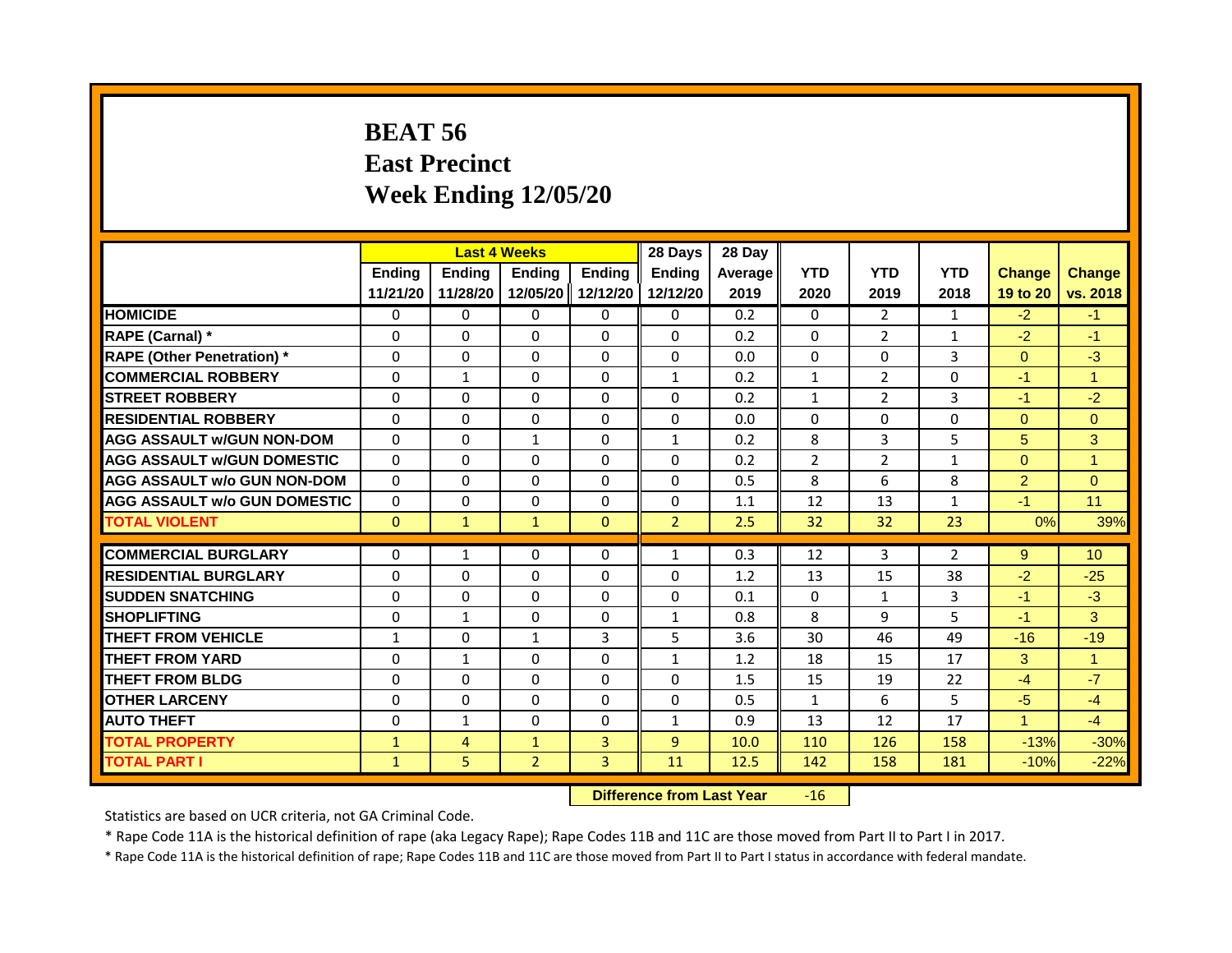# BEAT 56
# East Precinct
# Week Ending 12/05/20

| | Last 4 Weeks | | | | 28 Days | 28 Day | | | | | |
|---|---|---|---|---|---|---|---|---|---|---|---|
| | Ending 11/21/20 | Ending 11/28/20 | Ending 12/05/20 | Ending 12/12/20 | Ending 12/12/20 | Average 2019 | YTD 2020 | YTD 2019 | YTD 2018 | Change 19 to 20 | Change vs. 2018 |
| HOMICIDE | 0 | 0 | 0 | 0 | 0 | 0.2 | 0 | 2 | 1 | -2 | -1 |
| RAPE (Carnal) * | 0 | 0 | 0 | 0 | 0 | 0.2 | 0 | 2 | 1 | -2 | -1 |
| RAPE (Other Penetration) * | 0 | 0 | 0 | 0 | 0 | 0.0 | 0 | 0 | 3 | 0 | -3 |
| COMMERCIAL ROBBERY | 0 | 1 | 0 | 0 | 1 | 0.2 | 1 | 2 | 0 | -1 | 1 |
| STREET ROBBERY | 0 | 0 | 0 | 0 | 0 | 0.2 | 1 | 2 | 3 | -1 | -2 |
| RESIDENTIAL ROBBERY | 0 | 0 | 0 | 0 | 0 | 0.0 | 0 | 0 | 0 | 0 | 0 |
| AGG ASSAULT w/GUN NON-DOM | 0 | 0 | 1 | 0 | 1 | 0.2 | 8 | 3 | 5 | 5 | 3 |
| AGG ASSAULT w/GUN DOMESTIC | 0 | 0 | 0 | 0 | 0 | 0.2 | 2 | 2 | 1 | 0 | 1 |
| AGG ASSAULT w/o GUN NON-DOM | 0 | 0 | 0 | 0 | 0 | 0.5 | 8 | 6 | 8 | 2 | 0 |
| AGG ASSAULT w/o GUN DOMESTIC | 0 | 0 | 0 | 0 | 0 | 1.1 | 12 | 13 | 1 | -1 | 11 |
| TOTAL VIOLENT | 0 | 1 | 1 | 0 | 2 | 2.5 | 32 | 32 | 23 | 0% | 39% |
| COMMERCIAL BURGLARY | 0 | 1 | 0 | 0 | 1 | 0.3 | 12 | 3 | 2 | 9 | 10 |
| RESIDENTIAL BURGLARY | 0 | 0 | 0 | 0 | 0 | 1.2 | 13 | 15 | 38 | -2 | -25 |
| SUDDEN SNATCHING | 0 | 0 | 0 | 0 | 0 | 0.1 | 0 | 1 | 3 | -1 | -3 |
| SHOPLIFTING | 0 | 1 | 0 | 0 | 1 | 0.8 | 8 | 9 | 5 | -1 | 3 |
| THEFT FROM VEHICLE | 1 | 0 | 1 | 3 | 5 | 3.6 | 30 | 46 | 49 | -16 | -19 |
| THEFT FROM YARD | 0 | 1 | 0 | 0 | 1 | 1.2 | 18 | 15 | 17 | 3 | 1 |
| THEFT FROM BLDG | 0 | 0 | 0 | 0 | 0 | 1.5 | 15 | 19 | 22 | -4 | -7 |
| OTHER LARCENY | 0 | 0 | 0 | 0 | 0 | 0.5 | 1 | 6 | 5 | -5 | -4 |
| AUTO THEFT | 0 | 1 | 0 | 0 | 1 | 0.9 | 13 | 12 | 17 | 1 | -4 |
| TOTAL PROPERTY | 1 | 4 | 1 | 3 | 9 | 10.0 | 110 | 126 | 158 | -13% | -30% |
| TOTAL PART I | 1 | 5 | 2 | 3 | 11 | 12.5 | 142 | 158 | 181 | -10% | -22% |

**Difference from Last Year** -16

Statistics are based on UCR criteria, not GA Criminal Code.

* Rape Code 11A is the historical definition of rape (aka Legacy Rape); Rape Codes 11B and 11C are those moved from Part II to Part I in 2017.

* Rape Code 11A is the historical definition of rape; Rape Codes 11B and 11C are those moved from Part II to Part I status in accordance with federal mandate.